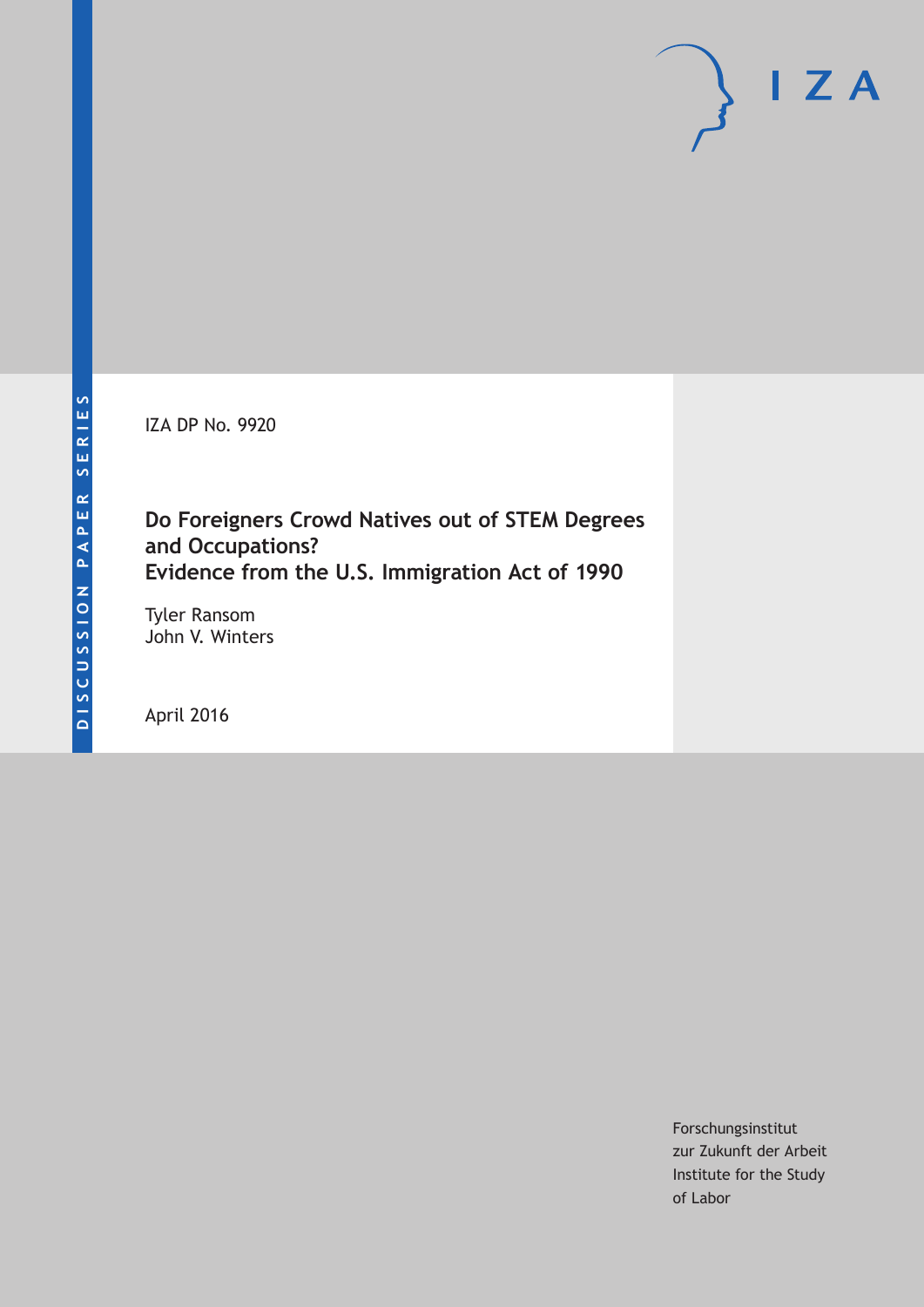DISCUSSION PAPER SERIES

IZA

IZA DP No. 9920

# Do Foreigners Crowd Natives out of STEM Degrees and Occupations? Evidence from the U.S. Immigration Act of 1990

Tyler Ransom
John V. Winters

April 2016

Forschungsinstitut
zur Zukunft der Arbeit
Institute for the Study
of Labor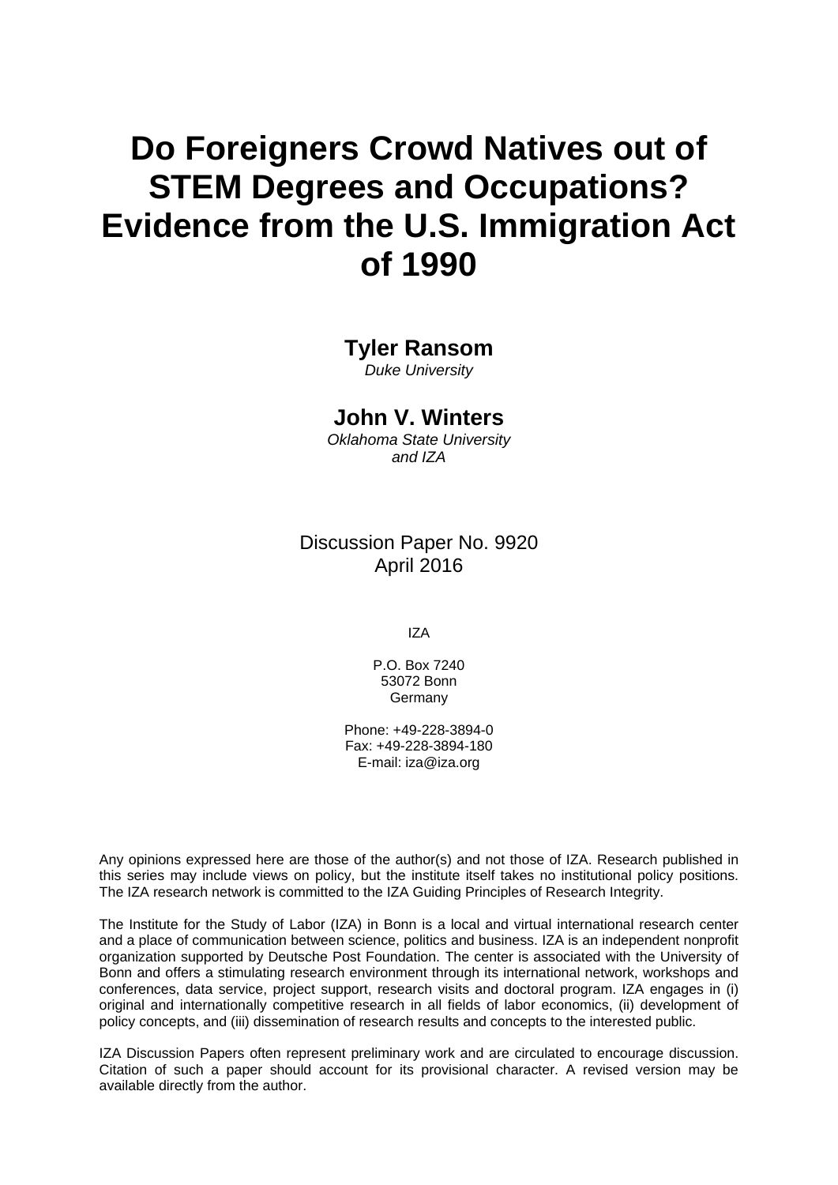# Do Foreigners Crowd Natives out of STEM Degrees and Occupations? Evidence from the U.S. Immigration Act of 1990

**Tyler Ransom**
*Duke University*

**John V. Winters**
*Oklahoma State University and IZA*

Discussion Paper No. 9920
April 2016

IZA

P.O. Box 7240
53072 Bonn
Germany

Phone: +49-228-3894-0
Fax: +49-228-3894-180
E-mail: iza@iza.org

Any opinions expressed here are those of the author(s) and not those of IZA. Research published in this series may include views on policy, but the institute itself takes no institutional policy positions. The IZA research network is committed to the IZA Guiding Principles of Research Integrity.

The Institute for the Study of Labor (IZA) in Bonn is a local and virtual international research center and a place of communication between science, politics and business. IZA is an independent nonprofit organization supported by Deutsche Post Foundation. The center is associated with the University of Bonn and offers a stimulating research environment through its international network, workshops and conferences, data service, project support, research visits and doctoral program. IZA engages in (i) original and internationally competitive research in all fields of labor economics, (ii) development of policy concepts, and (iii) dissemination of research results and concepts to the interested public.

IZA Discussion Papers often represent preliminary work and are circulated to encourage discussion. Citation of such a paper should account for its provisional character. A revised version may be available directly from the author.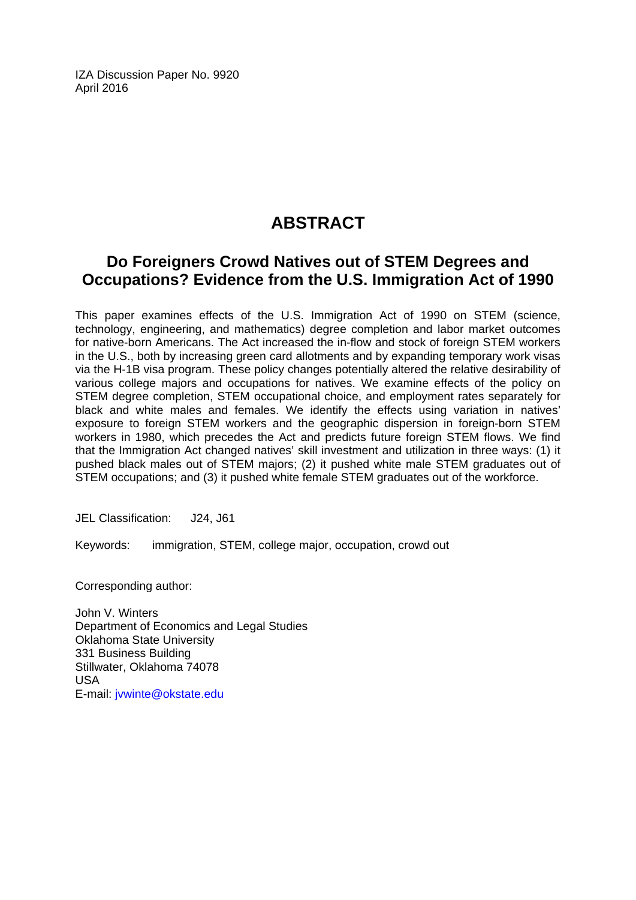IZA Discussion Paper No. 9920
April 2016

# ABSTRACT

## Do Foreigners Crowd Natives out of STEM Degrees and Occupations? Evidence from the U.S. Immigration Act of 1990

This paper examines effects of the U.S. Immigration Act of 1990 on STEM (science, technology, engineering, and mathematics) degree completion and labor market outcomes for native-born Americans. The Act increased the in-flow and stock of foreign STEM workers in the U.S., both by increasing green card allotments and by expanding temporary work visas via the H-1B visa program. These policy changes potentially altered the relative desirability of various college majors and occupations for natives. We examine effects of the policy on STEM degree completion, STEM occupational choice, and employment rates separately for black and white males and females. We identify the effects using variation in natives' exposure to foreign STEM workers and the geographic dispersion in foreign-born STEM workers in 1980, which precedes the Act and predicts future foreign STEM flows. We find that the Immigration Act changed natives' skill investment and utilization in three ways: (1) it pushed black males out of STEM majors; (2) it pushed white male STEM graduates out of STEM occupations; and (3) it pushed white female STEM graduates out of the workforce.

JEL Classification: J24, J61

Keywords: immigration, STEM, college major, occupation, crowd out

Corresponding author:

John V. Winters
Department of Economics and Legal Studies
Oklahoma State University
331 Business Building
Stillwater, Oklahoma 74078
USA
E-mail: jvwinte@okstate.edu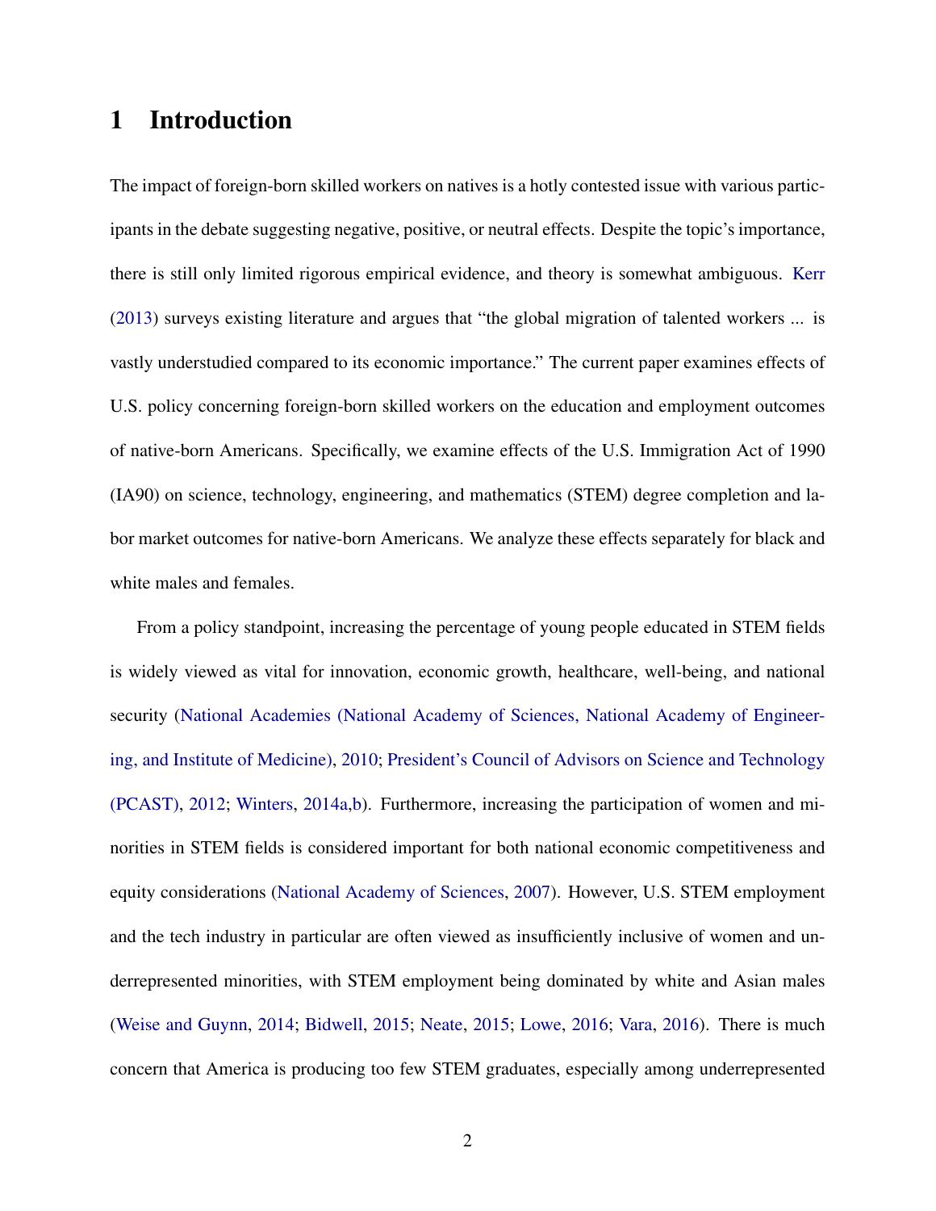# 1 Introduction

The impact of foreign-born skilled workers on natives is a hotly contested issue with various participants in the debate suggesting negative, positive, or neutral effects. Despite the topic's importance, there is still only limited rigorous empirical evidence, and theory is somewhat ambiguous. Kerr (2013) surveys existing literature and argues that "the global migration of talented workers ... is vastly understudied compared to its economic importance." The current paper examines effects of U.S. policy concerning foreign-born skilled workers on the education and employment outcomes of native-born Americans. Specifically, we examine effects of the U.S. Immigration Act of 1990 (IA90) on science, technology, engineering, and mathematics (STEM) degree completion and labor market outcomes for native-born Americans. We analyze these effects separately for black and white males and females.

From a policy standpoint, increasing the percentage of young people educated in STEM fields is widely viewed as vital for innovation, economic growth, healthcare, well-being, and national security (National Academies (National Academy of Sciences, National Academy of Engineering, and Institute of Medicine), 2010; President's Council of Advisors on Science and Technology (PCAST), 2012; Winters, 2014a,b). Furthermore, increasing the participation of women and minorities in STEM fields is considered important for both national economic competitiveness and equity considerations (National Academy of Sciences, 2007). However, U.S. STEM employment and the tech industry in particular are often viewed as insufficiently inclusive of women and underrepresented minorities, with STEM employment being dominated by white and Asian males (Weise and Guynn, 2014; Bidwell, 2015; Neate, 2015; Lowe, 2016; Vara, 2016). There is much concern that America is producing too few STEM graduates, especially among underrepresented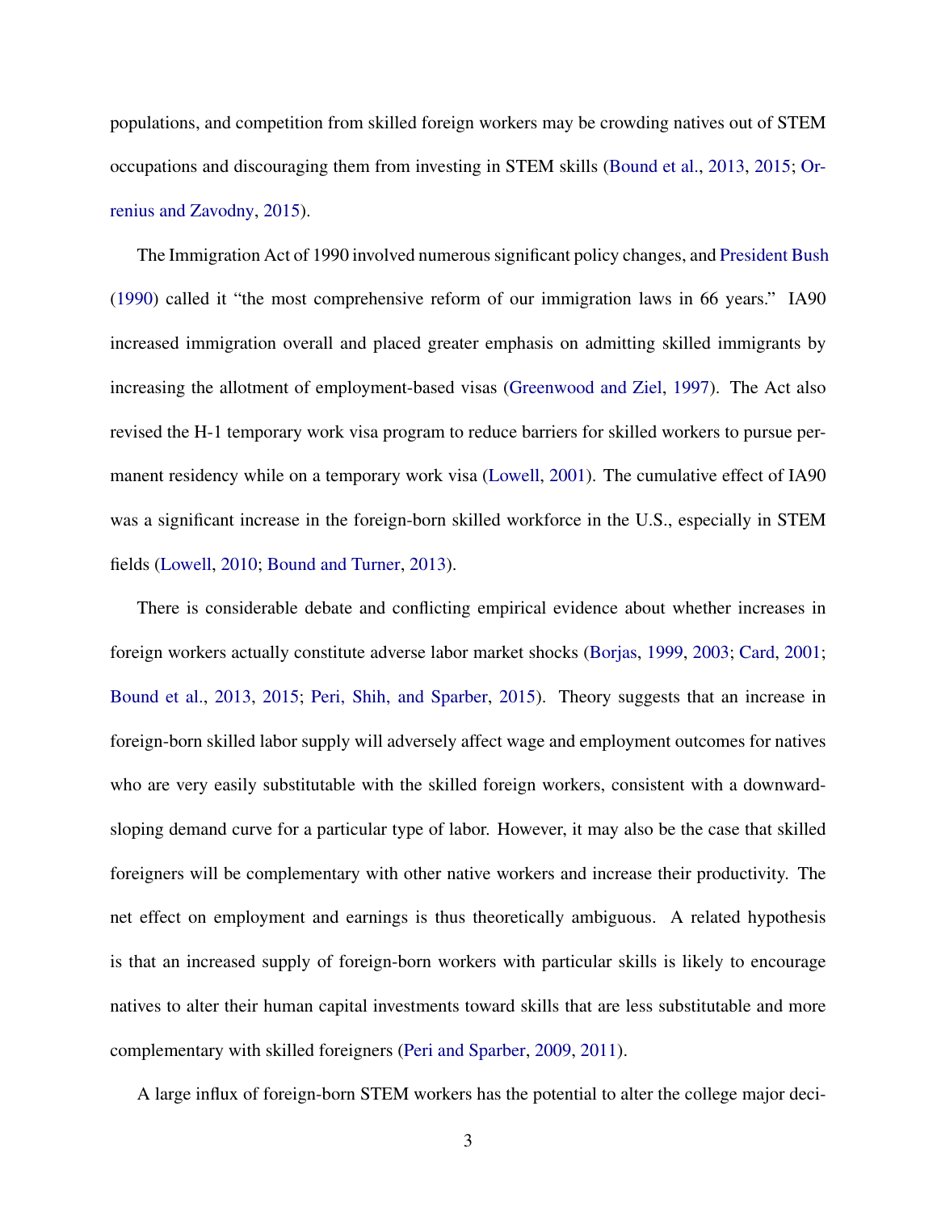populations, and competition from skilled foreign workers may be crowding natives out of STEM occupations and discouraging them from investing in STEM skills (Bound et al., 2013, 2015; Orrenius and Zavodny, 2015).

The Immigration Act of 1990 involved numerous significant policy changes, and President Bush (1990) called it "the most comprehensive reform of our immigration laws in 66 years." IA90 increased immigration overall and placed greater emphasis on admitting skilled immigrants by increasing the allotment of employment-based visas (Greenwood and Ziel, 1997). The Act also revised the H-1 temporary work visa program to reduce barriers for skilled workers to pursue permanent residency while on a temporary work visa (Lowell, 2001). The cumulative effect of IA90 was a significant increase in the foreign-born skilled workforce in the U.S., especially in STEM fields (Lowell, 2010; Bound and Turner, 2013).

There is considerable debate and conflicting empirical evidence about whether increases in foreign workers actually constitute adverse labor market shocks (Borjas, 1999, 2003; Card, 2001; Bound et al., 2013, 2015; Peri, Shih, and Sparber, 2015). Theory suggests that an increase in foreign-born skilled labor supply will adversely affect wage and employment outcomes for natives who are very easily substitutable with the skilled foreign workers, consistent with a downward-sloping demand curve for a particular type of labor. However, it may also be the case that skilled foreigners will be complementary with other native workers and increase their productivity. The net effect on employment and earnings is thus theoretically ambiguous. A related hypothesis is that an increased supply of foreign-born workers with particular skills is likely to encourage natives to alter their human capital investments toward skills that are less substitutable and more complementary with skilled foreigners (Peri and Sparber, 2009, 2011).

A large influx of foreign-born STEM workers has the potential to alter the college major deci-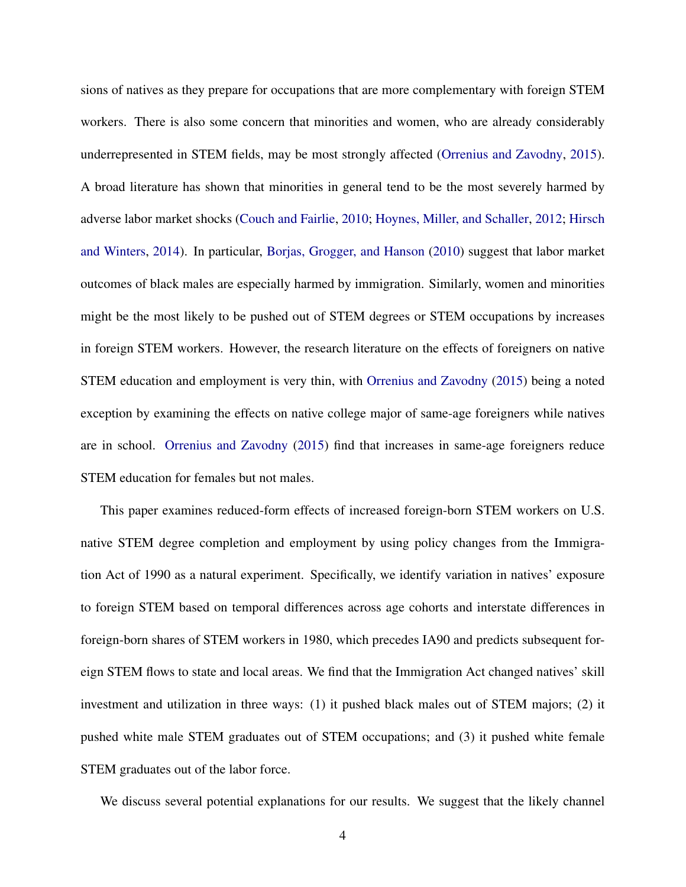sions of natives as they prepare for occupations that are more complementary with foreign STEM workers. There is also some concern that minorities and women, who are already considerably underrepresented in STEM fields, may be most strongly affected (Orrenius and Zavodny, 2015). A broad literature has shown that minorities in general tend to be the most severely harmed by adverse labor market shocks (Couch and Fairlie, 2010; Hoynes, Miller, and Schaller, 2012; Hirsch and Winters, 2014). In particular, Borjas, Grogger, and Hanson (2010) suggest that labor market outcomes of black males are especially harmed by immigration. Similarly, women and minorities might be the most likely to be pushed out of STEM degrees or STEM occupations by increases in foreign STEM workers. However, the research literature on the effects of foreigners on native STEM education and employment is very thin, with Orrenius and Zavodny (2015) being a noted exception by examining the effects on native college major of same-age foreigners while natives are in school. Orrenius and Zavodny (2015) find that increases in same-age foreigners reduce STEM education for females but not males.

This paper examines reduced-form effects of increased foreign-born STEM workers on U.S. native STEM degree completion and employment by using policy changes from the Immigration Act of 1990 as a natural experiment. Specifically, we identify variation in natives' exposure to foreign STEM based on temporal differences across age cohorts and interstate differences in foreign-born shares of STEM workers in 1980, which precedes IA90 and predicts subsequent foreign STEM flows to state and local areas. We find that the Immigration Act changed natives' skill investment and utilization in three ways: (1) it pushed black males out of STEM majors; (2) it pushed white male STEM graduates out of STEM occupations; and (3) it pushed white female STEM graduates out of the labor force.

We discuss several potential explanations for our results. We suggest that the likely channel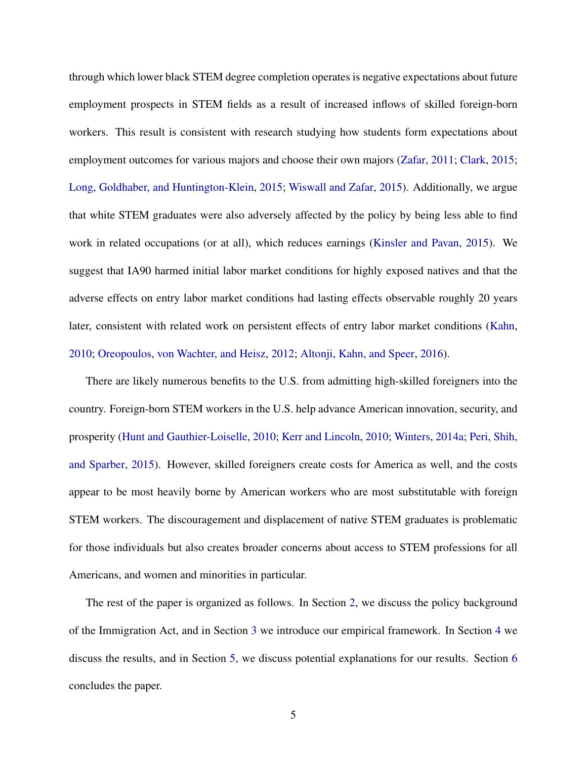through which lower black STEM degree completion operates is negative expectations about future employment prospects in STEM fields as a result of increased inflows of skilled foreign-born workers. This result is consistent with research studying how students form expectations about employment outcomes for various majors and choose their own majors (Zafar, 2011; Clark, 2015; Long, Goldhaber, and Huntington-Klein, 2015; Wiswall and Zafar, 2015). Additionally, we argue that white STEM graduates were also adversely affected by the policy by being less able to find work in related occupations (or at all), which reduces earnings (Kinsler and Pavan, 2015). We suggest that IA90 harmed initial labor market conditions for highly exposed natives and that the adverse effects on entry labor market conditions had lasting effects observable roughly 20 years later, consistent with related work on persistent effects of entry labor market conditions (Kahn, 2010; Oreopoulos, von Wachter, and Heisz, 2012; Altonji, Kahn, and Speer, 2016).

There are likely numerous benefits to the U.S. from admitting high-skilled foreigners into the country. Foreign-born STEM workers in the U.S. help advance American innovation, security, and prosperity (Hunt and Gauthier-Loiselle, 2010; Kerr and Lincoln, 2010; Winters, 2014a; Peri, Shih, and Sparber, 2015). However, skilled foreigners create costs for America as well, and the costs appear to be most heavily borne by American workers who are most substitutable with foreign STEM workers. The discouragement and displacement of native STEM graduates is problematic for those individuals but also creates broader concerns about access to STEM professions for all Americans, and women and minorities in particular.

The rest of the paper is organized as follows. In Section 2, we discuss the policy background of the Immigration Act, and in Section 3 we introduce our empirical framework. In Section 4 we discuss the results, and in Section 5, we discuss potential explanations for our results. Section 6 concludes the paper.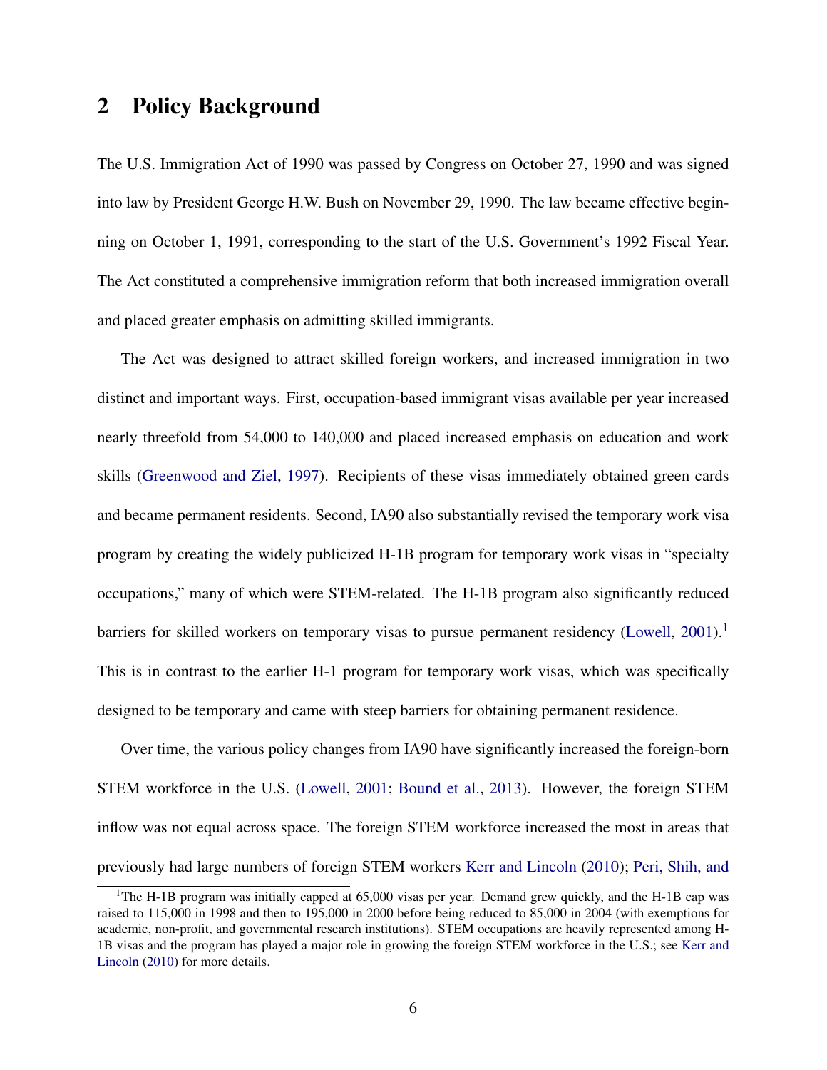## 2 Policy Background

The U.S. Immigration Act of 1990 was passed by Congress on October 27, 1990 and was signed into law by President George H.W. Bush on November 29, 1990. The law became effective beginning on October 1, 1991, corresponding to the start of the U.S. Government's 1992 Fiscal Year. The Act constituted a comprehensive immigration reform that both increased immigration overall and placed greater emphasis on admitting skilled immigrants.

The Act was designed to attract skilled foreign workers, and increased immigration in two distinct and important ways. First, occupation-based immigrant visas available per year increased nearly threefold from 54,000 to 140,000 and placed increased emphasis on education and work skills (Greenwood and Ziel, 1997). Recipients of these visas immediately obtained green cards and became permanent residents. Second, IA90 also substantially revised the temporary work visa program by creating the widely publicized H-1B program for temporary work visas in "specialty occupations," many of which were STEM-related. The H-1B program also significantly reduced barriers for skilled workers on temporary visas to pursue permanent residency (Lowell, 2001).[1] This is in contrast to the earlier H-1 program for temporary work visas, which was specifically designed to be temporary and came with steep barriers for obtaining permanent residence.

Over time, the various policy changes from IA90 have significantly increased the foreign-born STEM workforce in the U.S. (Lowell, 2001; Bound et al., 2013). However, the foreign STEM inflow was not equal across space. The foreign STEM workforce increased the most in areas that previously had large numbers of foreign STEM workers Kerr and Lincoln (2010); Peri, Shih, and

[1] The H-1B program was initially capped at 65,000 visas per year. Demand grew quickly, and the H-1B cap was raised to 115,000 in 1998 and then to 195,000 in 2000 before being reduced to 85,000 in 2004 (with exemptions for academic, non-profit, and governmental research institutions). STEM occupations are heavily represented among H-1B visas and the program has played a major role in growing the foreign STEM workforce in the U.S.; see Kerr and Lincoln (2010) for more details.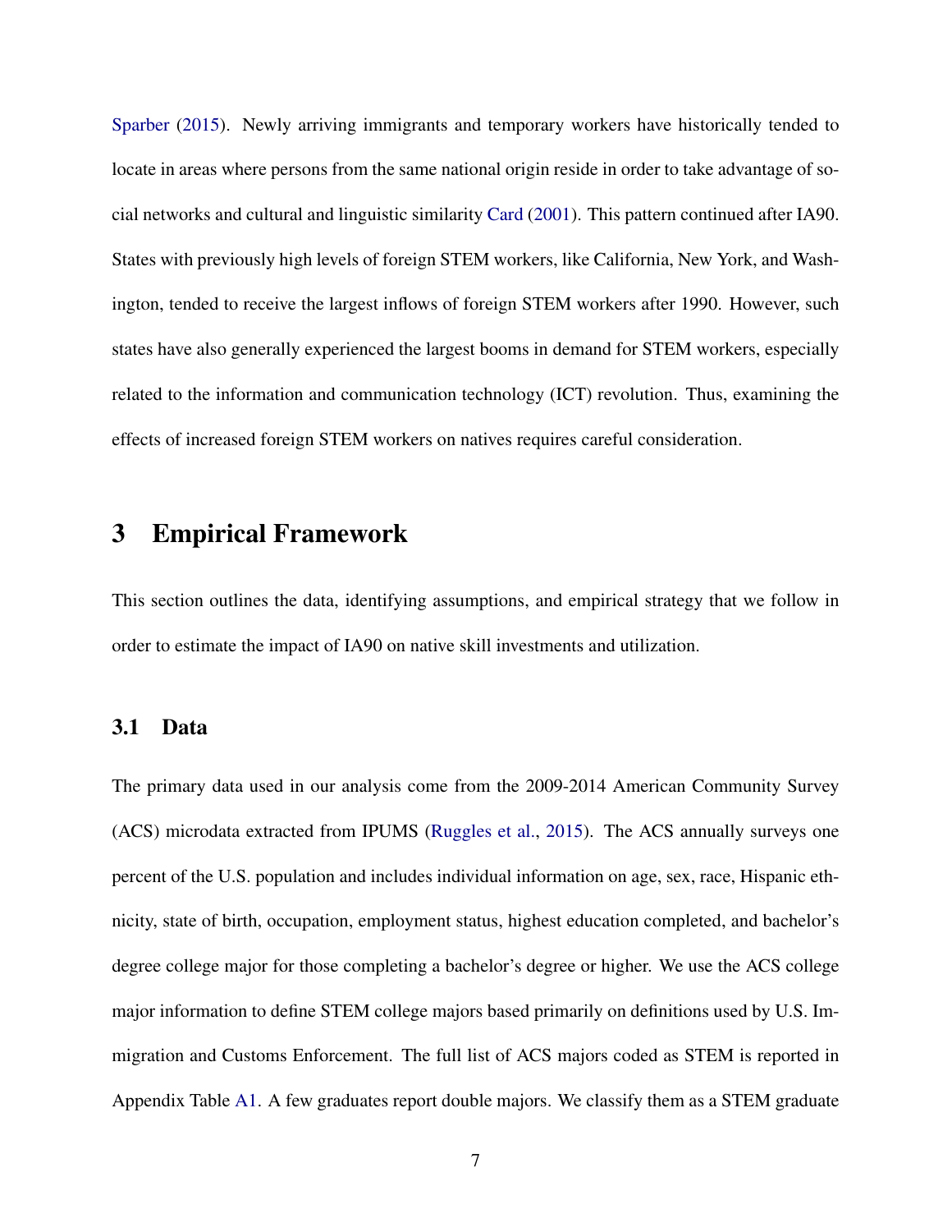Sparber (2015). Newly arriving immigrants and temporary workers have historically tended to locate in areas where persons from the same national origin reside in order to take advantage of social networks and cultural and linguistic similarity Card (2001). This pattern continued after IA90. States with previously high levels of foreign STEM workers, like California, New York, and Washington, tended to receive the largest inflows of foreign STEM workers after 1990. However, such states have also generally experienced the largest booms in demand for STEM workers, especially related to the information and communication technology (ICT) revolution. Thus, examining the effects of increased foreign STEM workers on natives requires careful consideration.

# 3 Empirical Framework

This section outlines the data, identifying assumptions, and empirical strategy that we follow in order to estimate the impact of IA90 on native skill investments and utilization.

## 3.1 Data

The primary data used in our analysis come from the 2009-2014 American Community Survey (ACS) microdata extracted from IPUMS (Ruggles et al., 2015). The ACS annually surveys one percent of the U.S. population and includes individual information on age, sex, race, Hispanic ethnicity, state of birth, occupation, employment status, highest education completed, and bachelor's degree college major for those completing a bachelor's degree or higher. We use the ACS college major information to define STEM college majors based primarily on definitions used by U.S. Immigration and Customs Enforcement. The full list of ACS majors coded as STEM is reported in Appendix Table A1. A few graduates report double majors. We classify them as a STEM graduate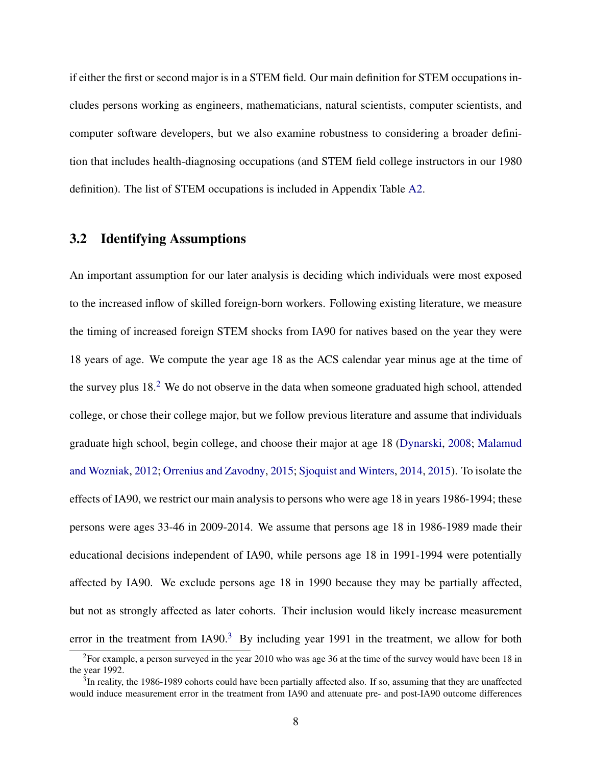if either the first or second major is in a STEM field. Our main definition for STEM occupations includes persons working as engineers, mathematicians, natural scientists, computer scientists, and computer software developers, but we also examine robustness to considering a broader definition that includes health-diagnosing occupations (and STEM field college instructors in our 1980 definition). The list of STEM occupations is included in Appendix Table A2.

## 3.2 Identifying Assumptions

An important assumption for our later analysis is deciding which individuals were most exposed to the increased inflow of skilled foreign-born workers. Following existing literature, we measure the timing of increased foreign STEM shocks from IA90 for natives based on the year they were 18 years of age. We compute the year age 18 as the ACS calendar year minus age at the time of the survey plus 18.[2] We do not observe in the data when someone graduated high school, attended college, or chose their college major, but we follow previous literature and assume that individuals graduate high school, begin college, and choose their major at age 18 (Dynarski, 2008; Malamud and Wozniak, 2012; Orrenius and Zavodny, 2015; Sjoquist and Winters, 2014, 2015). To isolate the effects of IA90, we restrict our main analysis to persons who were age 18 in years 1986-1994; these persons were ages 33-46 in 2009-2014. We assume that persons age 18 in 1986-1989 made their educational decisions independent of IA90, while persons age 18 in 1991-1994 were potentially affected by IA90. We exclude persons age 18 in 1990 because they may be partially affected, but not as strongly affected as later cohorts. Their inclusion would likely increase measurement error in the treatment from IA90.[3] By including year 1991 in the treatment, we allow for both

[2] For example, a person surveyed in the year 2010 who was age 36 at the time of the survey would have been 18 in the year 1992.

[3] In reality, the 1986-1989 cohorts could have been partially affected also. If so, assuming that they are unaffected would induce measurement error in the treatment from IA90 and attenuate pre- and post-IA90 outcome differences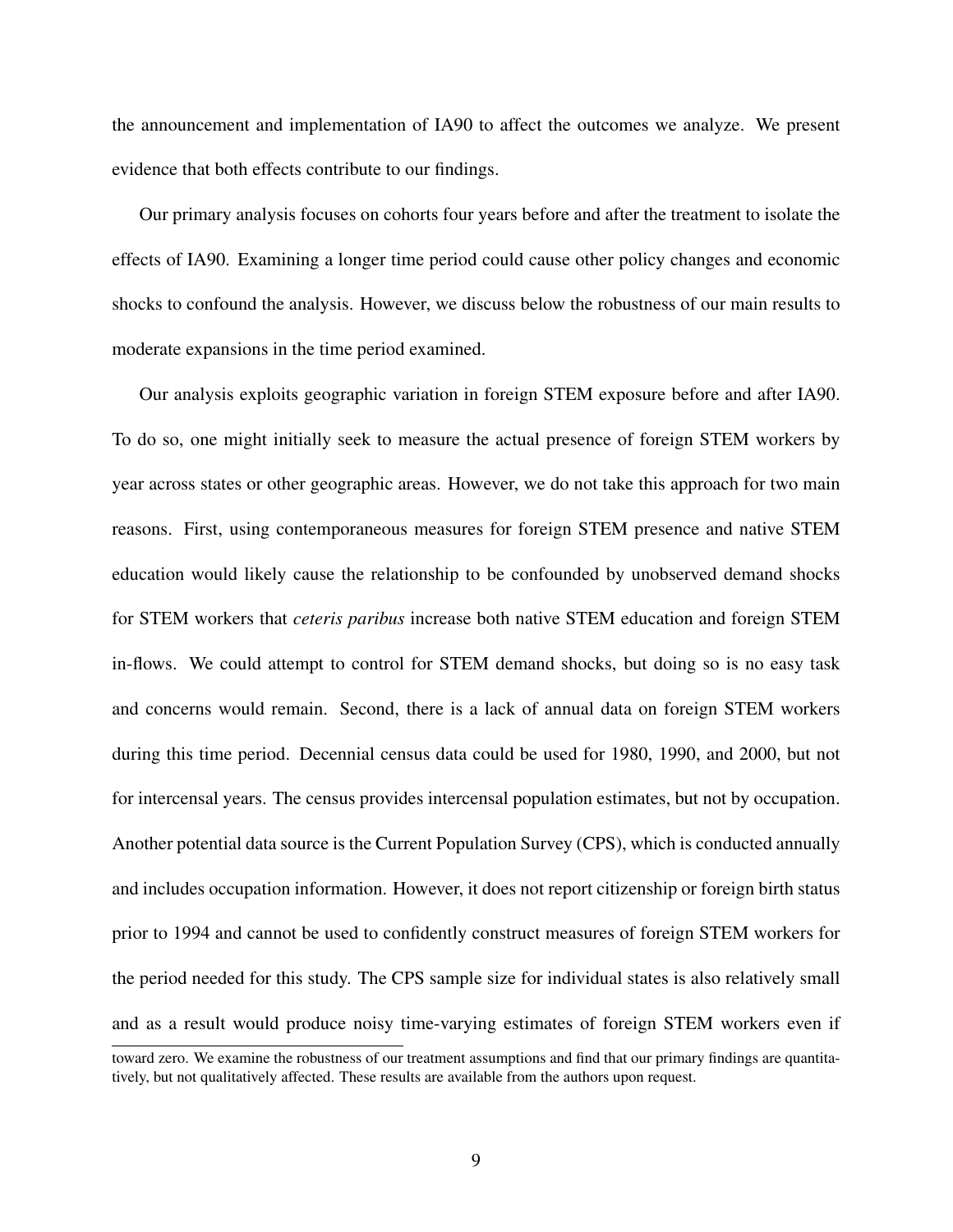the announcement and implementation of IA90 to affect the outcomes we analyze. We present evidence that both effects contribute to our findings.

Our primary analysis focuses on cohorts four years before and after the treatment to isolate the effects of IA90. Examining a longer time period could cause other policy changes and economic shocks to confound the analysis. However, we discuss below the robustness of our main results to moderate expansions in the time period examined.

Our analysis exploits geographic variation in foreign STEM exposure before and after IA90. To do so, one might initially seek to measure the actual presence of foreign STEM workers by year across states or other geographic areas. However, we do not take this approach for two main reasons. First, using contemporaneous measures for foreign STEM presence and native STEM education would likely cause the relationship to be confounded by unobserved demand shocks for STEM workers that *ceteris paribus* increase both native STEM education and foreign STEM in-flows. We could attempt to control for STEM demand shocks, but doing so is no easy task and concerns would remain. Second, there is a lack of annual data on foreign STEM workers during this time period. Decennial census data could be used for 1980, 1990, and 2000, but not for intercensal years. The census provides intercensal population estimates, but not by occupation. Another potential data source is the Current Population Survey (CPS), which is conducted annually and includes occupation information. However, it does not report citizenship or foreign birth status prior to 1994 and cannot be used to confidently construct measures of foreign STEM workers for the period needed for this study. The CPS sample size for individual states is also relatively small and as a result would produce noisy time-varying estimates of foreign STEM workers even if

toward zero. We examine the robustness of our treatment assumptions and find that our primary findings are quantitatively, but not qualitatively affected. These results are available from the authors upon request.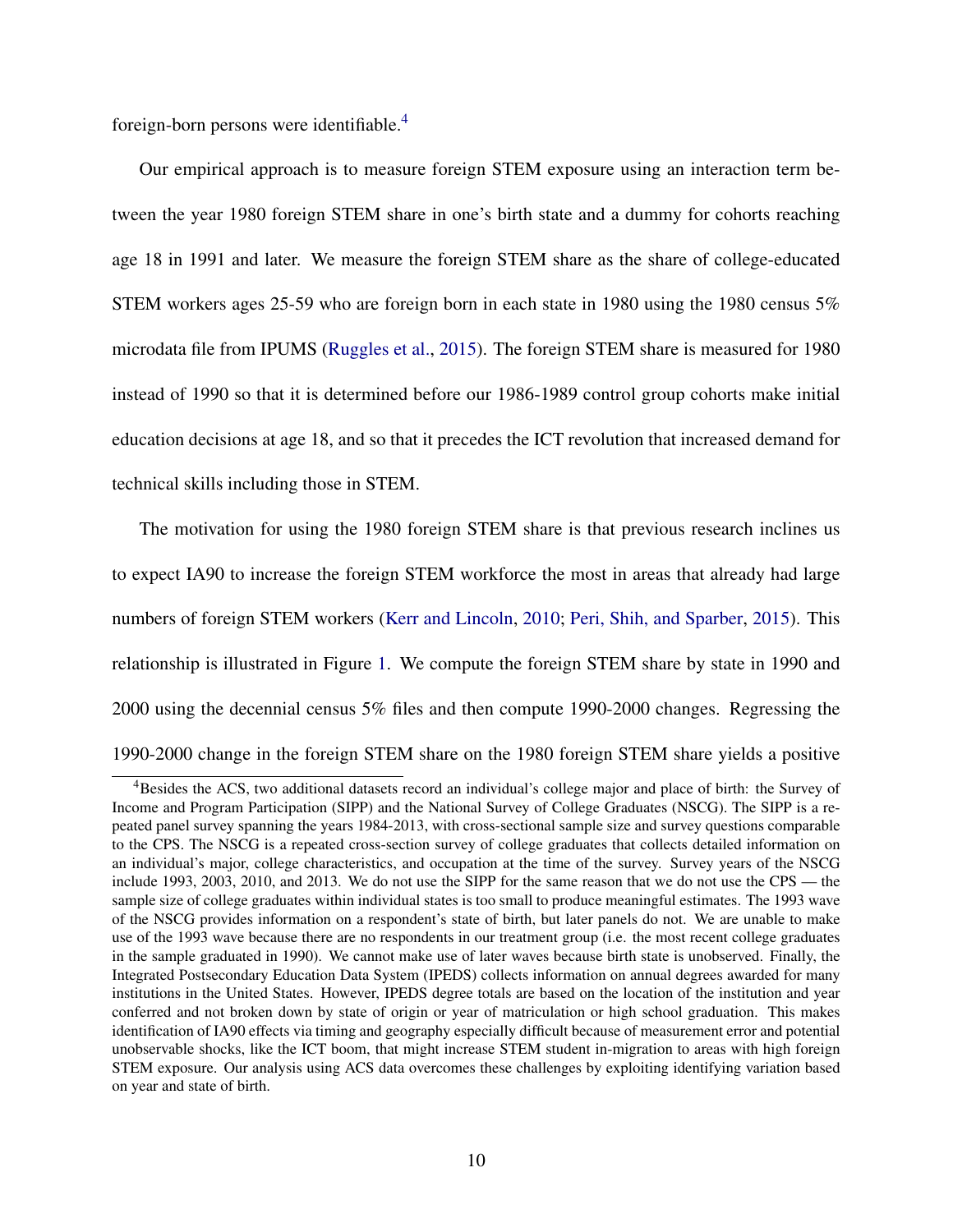foreign-born persons were identifiable.[4]

Our empirical approach is to measure foreign STEM exposure using an interaction term between the year 1980 foreign STEM share in one's birth state and a dummy for cohorts reaching age 18 in 1991 and later. We measure the foreign STEM share as the share of college-educated STEM workers ages 25-59 who are foreign born in each state in 1980 using the 1980 census 5% microdata file from IPUMS (Ruggles et al., 2015). The foreign STEM share is measured for 1980 instead of 1990 so that it is determined before our 1986-1989 control group cohorts make initial education decisions at age 18, and so that it precedes the ICT revolution that increased demand for technical skills including those in STEM.

The motivation for using the 1980 foreign STEM share is that previous research inclines us to expect IA90 to increase the foreign STEM workforce the most in areas that already had large numbers of foreign STEM workers (Kerr and Lincoln, 2010; Peri, Shih, and Sparber, 2015). This relationship is illustrated in Figure 1. We compute the foreign STEM share by state in 1990 and 2000 using the decennial census 5% files and then compute 1990-2000 changes. Regressing the 1990-2000 change in the foreign STEM share on the 1980 foreign STEM share yields a positive

[4]Besides the ACS, two additional datasets record an individual's college major and place of birth: the Survey of Income and Program Participation (SIPP) and the National Survey of College Graduates (NSCG). The SIPP is a repeated panel survey spanning the years 1984-2013, with cross-sectional sample size and survey questions comparable to the CPS. The NSCG is a repeated cross-section survey of college graduates that collects detailed information on an individual's major, college characteristics, and occupation at the time of the survey. Survey years of the NSCG include 1993, 2003, 2010, and 2013. We do not use the SIPP for the same reason that we do not use the CPS — the sample size of college graduates within individual states is too small to produce meaningful estimates. The 1993 wave of the NSCG provides information on a respondent's state of birth, but later panels do not. We are unable to make use of the 1993 wave because there are no respondents in our treatment group (i.e. the most recent college graduates in the sample graduated in 1990). We cannot make use of later waves because birth state is unobserved. Finally, the Integrated Postsecondary Education Data System (IPEDS) collects information on annual degrees awarded for many institutions in the United States. However, IPEDS degree totals are based on the location of the institution and year conferred and not broken down by state of origin or year of matriculation or high school graduation. This makes identification of IA90 effects via timing and geography especially difficult because of measurement error and potential unobservable shocks, like the ICT boom, that might increase STEM student in-migration to areas with high foreign STEM exposure. Our analysis using ACS data overcomes these challenges by exploiting identifying variation based on year and state of birth.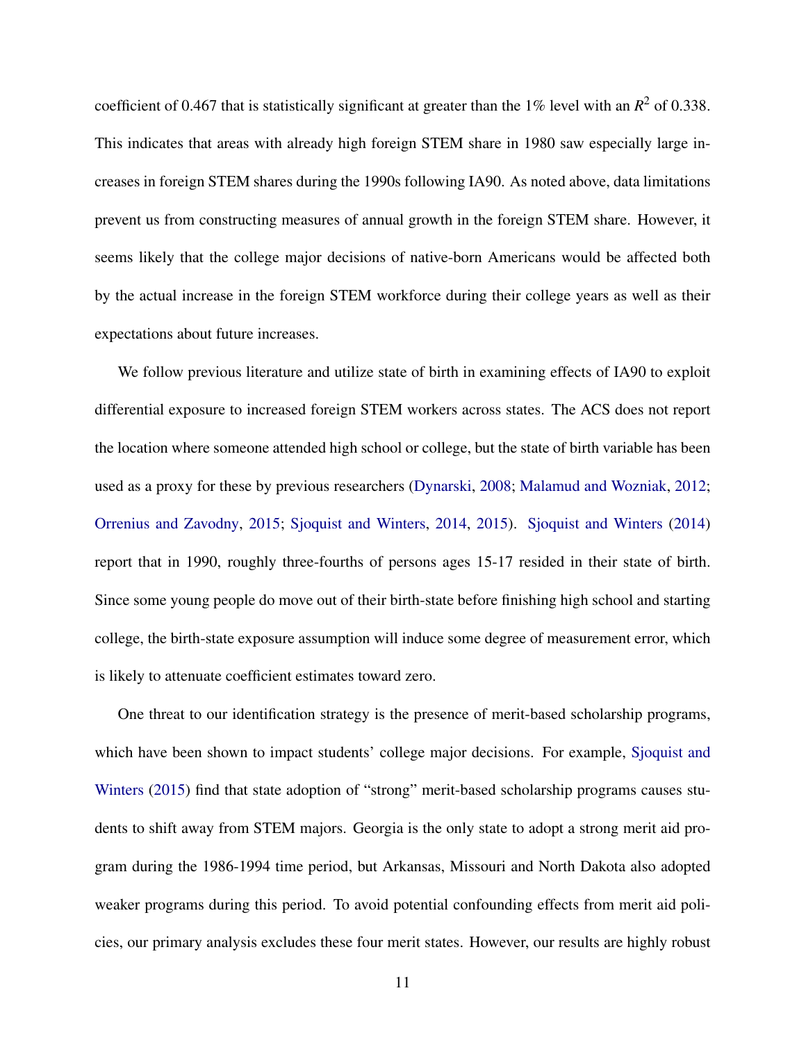coefficient of 0.467 that is statistically significant at greater than the 1% level with an $R^2$ of 0.338. This indicates that areas with already high foreign STEM share in 1980 saw especially large increases in foreign STEM shares during the 1990s following IA90. As noted above, data limitations prevent us from constructing measures of annual growth in the foreign STEM share. However, it seems likely that the college major decisions of native-born Americans would be affected both by the actual increase in the foreign STEM workforce during their college years as well as their expectations about future increases.

We follow previous literature and utilize state of birth in examining effects of IA90 to exploit differential exposure to increased foreign STEM workers across states. The ACS does not report the location where someone attended high school or college, but the state of birth variable has been used as a proxy for these by previous researchers (Dynarski, 2008; Malamud and Wozniak, 2012; Orrenius and Zavodny, 2015; Sjoquist and Winters, 2014, 2015). Sjoquist and Winters (2014) report that in 1990, roughly three-fourths of persons ages 15-17 resided in their state of birth. Since some young people do move out of their birth-state before finishing high school and starting college, the birth-state exposure assumption will induce some degree of measurement error, which is likely to attenuate coefficient estimates toward zero.

One threat to our identification strategy is the presence of merit-based scholarship programs, which have been shown to impact students' college major decisions. For example, Sjoquist and Winters (2015) find that state adoption of "strong" merit-based scholarship programs causes students to shift away from STEM majors. Georgia is the only state to adopt a strong merit aid program during the 1986-1994 time period, but Arkansas, Missouri and North Dakota also adopted weaker programs during this period. To avoid potential confounding effects from merit aid policies, our primary analysis excludes these four merit states. However, our results are highly robust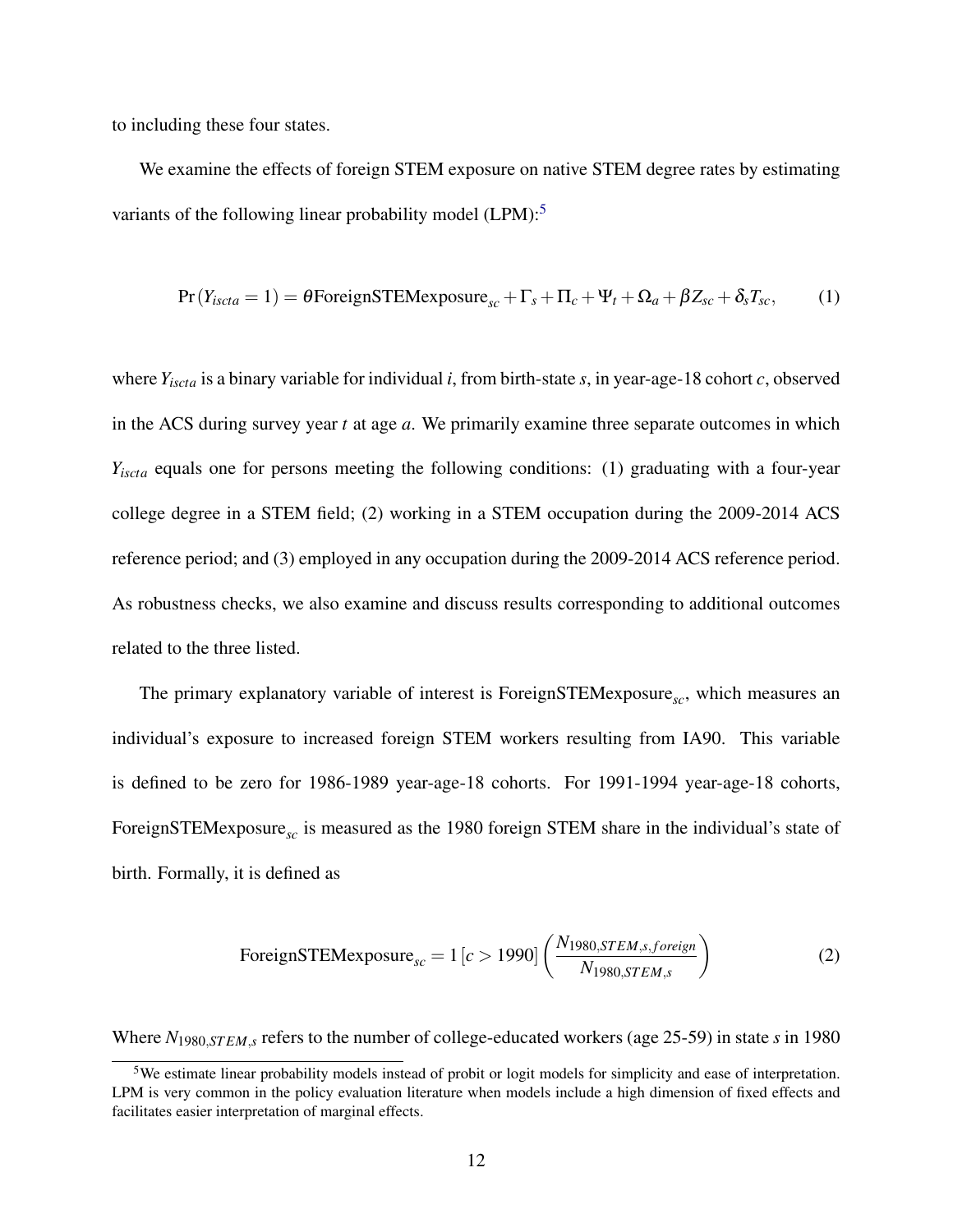to including these four states.

We examine the effects of foreign STEM exposure on native STEM degree rates by estimating variants of the following linear probability model (LPM):[5]

$$\Pr(Y_{iscta} = 1) = \theta \text{ForeignSTEMexposure}_{sc} + \Gamma_s + \Pi_c + \Psi_t + \Omega_a + \beta Z_{sc} + \delta_s T_{sc}, \qquad (1)$$

where $Y_{iscta}$ is a binary variable for individual $i$, from birth-state $s$, in year-age-18 cohort $c$, observed in the ACS during survey year $t$ at age $a$. We primarily examine three separate outcomes in which $Y_{iscta}$ equals one for persons meeting the following conditions: (1) graduating with a four-year college degree in a STEM field; (2) working in a STEM occupation during the 2009-2014 ACS reference period; and (3) employed in any occupation during the 2009-2014 ACS reference period. As robustness checks, we also examine and discuss results corresponding to additional outcomes related to the three listed.

The primary explanatory variable of interest is $\text{ForeignSTEMexposure}_{sc}$, which measures an individual's exposure to increased foreign STEM workers resulting from IA90. This variable is defined to be zero for 1986-1989 year-age-18 cohorts. For 1991-1994 year-age-18 cohorts, $\text{ForeignSTEMexposure}_{sc}$ is measured as the 1980 foreign STEM share in the individual's state of birth. Formally, it is defined as

$$\text{ForeignSTEMexposure}_{sc} = 1\left[c > 1990\right] \left( \frac{N_{1980,STEM,s,foreign}}{N_{1980,STEM,s}} \right) \qquad (2)$$

Where $N_{1980,STEM,s}$ refers to the number of college-educated workers (age 25-59) in state $s$ in 1980

[5] We estimate linear probability models instead of probit or logit models for simplicity and ease of interpretation. LPM is very common in the policy evaluation literature when models include a high dimension of fixed effects and facilitates easier interpretation of marginal effects.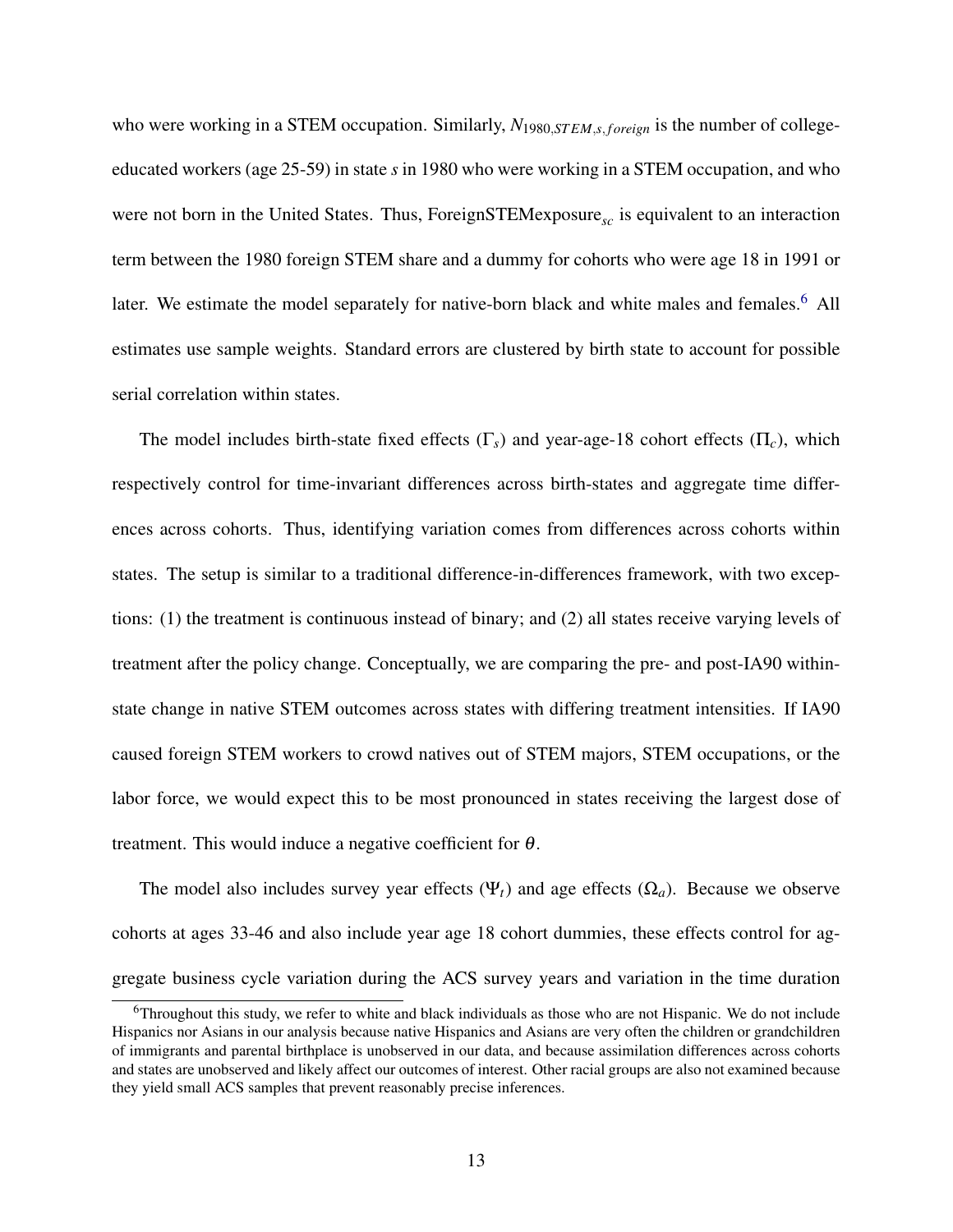who were working in a STEM occupation. Similarly, $N_{1980,STEM,s,foreign}$ is the number of college-educated workers (age 25-59) in state $s$ in 1980 who were working in a STEM occupation, and who were not born in the United States. Thus, $\text{ForeignSTEMexposure}_{sc}$ is equivalent to an interaction term between the 1980 foreign STEM share and a dummy for cohorts who were age 18 in 1991 or later. We estimate the model separately for native-born black and white males and females.[6] All estimates use sample weights. Standard errors are clustered by birth state to account for possible serial correlation within states.

The model includes birth-state fixed effects ($\Gamma_s$) and year-age-18 cohort effects ($\Pi_c$), which respectively control for time-invariant differences across birth-states and aggregate time differences across cohorts. Thus, identifying variation comes from differences across cohorts within states. The setup is similar to a traditional difference-in-differences framework, with two exceptions: (1) the treatment is continuous instead of binary; and (2) all states receive varying levels of treatment after the policy change. Conceptually, we are comparing the pre- and post-IA90 within-state change in native STEM outcomes across states with differing treatment intensities. If IA90 caused foreign STEM workers to crowd natives out of STEM majors, STEM occupations, or the labor force, we would expect this to be most pronounced in states receiving the largest dose of treatment. This would induce a negative coefficient for $\theta$.

The model also includes survey year effects ($\Psi_t$) and age effects ($\Omega_a$). Because we observe cohorts at ages 33-46 and also include year age 18 cohort dummies, these effects control for aggregate business cycle variation during the ACS survey years and variation in the time duration

[6] Throughout this study, we refer to white and black individuals as those who are not Hispanic. We do not include Hispanics nor Asians in our analysis because native Hispanics and Asians are very often the children or grandchildren of immigrants and parental birthplace is unobserved in our data, and because assimilation differences across cohorts and states are unobserved and likely affect our outcomes of interest. Other racial groups are also not examined because they yield small ACS samples that prevent reasonably precise inferences.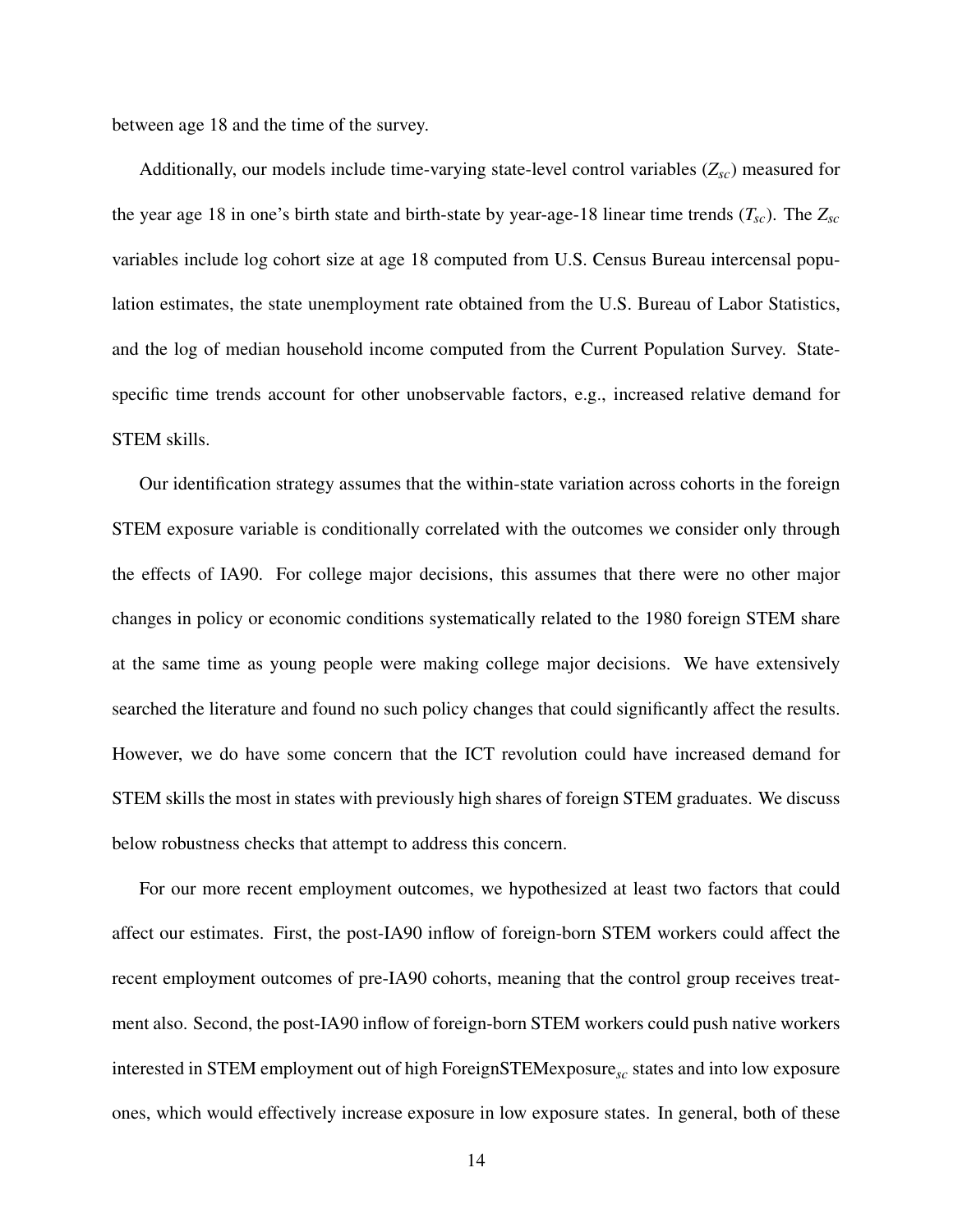between age 18 and the time of the survey.

Additionally, our models include time-varying state-level control variables ($Z_{sc}$) measured for the year age 18 in one's birth state and birth-state by year-age-18 linear time trends ($T_{sc}$). The $Z_{sc}$ variables include log cohort size at age 18 computed from U.S. Census Bureau intercensal population estimates, the state unemployment rate obtained from the U.S. Bureau of Labor Statistics, and the log of median household income computed from the Current Population Survey. State-specific time trends account for other unobservable factors, e.g., increased relative demand for STEM skills.

Our identification strategy assumes that the within-state variation across cohorts in the foreign STEM exposure variable is conditionally correlated with the outcomes we consider only through the effects of IA90. For college major decisions, this assumes that there were no other major changes in policy or economic conditions systematically related to the 1980 foreign STEM share at the same time as young people were making college major decisions. We have extensively searched the literature and found no such policy changes that could significantly affect the results. However, we do have some concern that the ICT revolution could have increased demand for STEM skills the most in states with previously high shares of foreign STEM graduates. We discuss below robustness checks that attempt to address this concern.

For our more recent employment outcomes, we hypothesized at least two factors that could affect our estimates. First, the post-IA90 inflow of foreign-born STEM workers could affect the recent employment outcomes of pre-IA90 cohorts, meaning that the control group receives treatment also. Second, the post-IA90 inflow of foreign-born STEM workers could push native workers interested in STEM employment out of high $\text{ForeignSTEMexposure}_{sc}$ states and into low exposure ones, which would effectively increase exposure in low exposure states. In general, both of these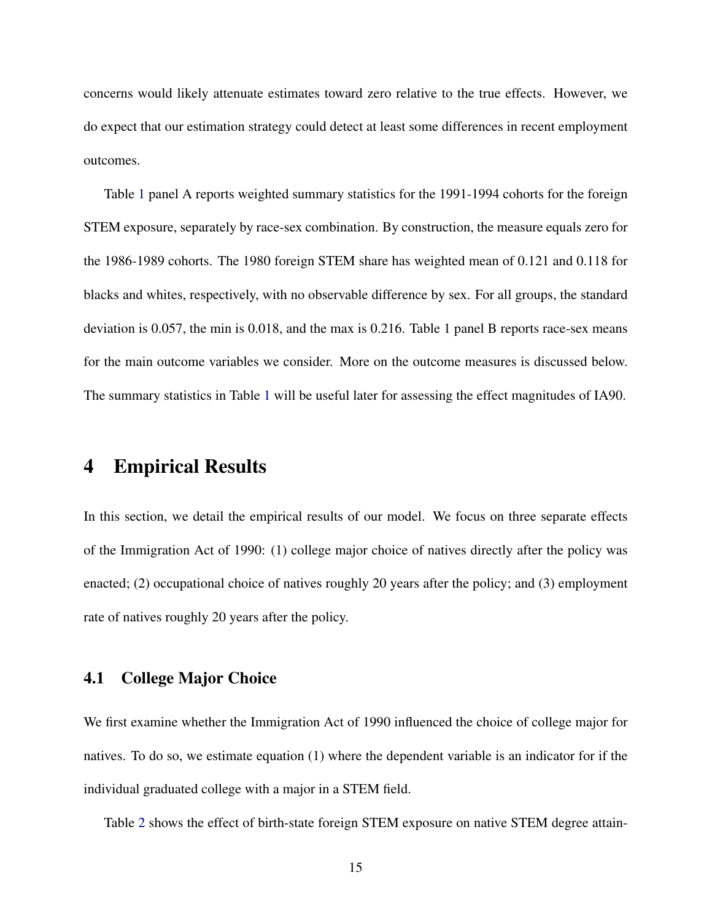concerns would likely attenuate estimates toward zero relative to the true effects. However, we do expect that our estimation strategy could detect at least some differences in recent employment outcomes.

Table 1 panel A reports weighted summary statistics for the 1991-1994 cohorts for the foreign STEM exposure, separately by race-sex combination. By construction, the measure equals zero for the 1986-1989 cohorts. The 1980 foreign STEM share has weighted mean of 0.121 and 0.118 for blacks and whites, respectively, with no observable difference by sex. For all groups, the standard deviation is 0.057, the min is 0.018, and the max is 0.216. Table 1 panel B reports race-sex means for the main outcome variables we consider. More on the outcome measures is discussed below. The summary statistics in Table 1 will be useful later for assessing the effect magnitudes of IA90.

# 4 Empirical Results

In this section, we detail the empirical results of our model. We focus on three separate effects of the Immigration Act of 1990: (1) college major choice of natives directly after the policy was enacted; (2) occupational choice of natives roughly 20 years after the policy; and (3) employment rate of natives roughly 20 years after the policy.

## 4.1 College Major Choice

We first examine whether the Immigration Act of 1990 influenced the choice of college major for natives. To do so, we estimate equation (1) where the dependent variable is an indicator for if the individual graduated college with a major in a STEM field.

Table 2 shows the effect of birth-state foreign STEM exposure on native STEM degree attain-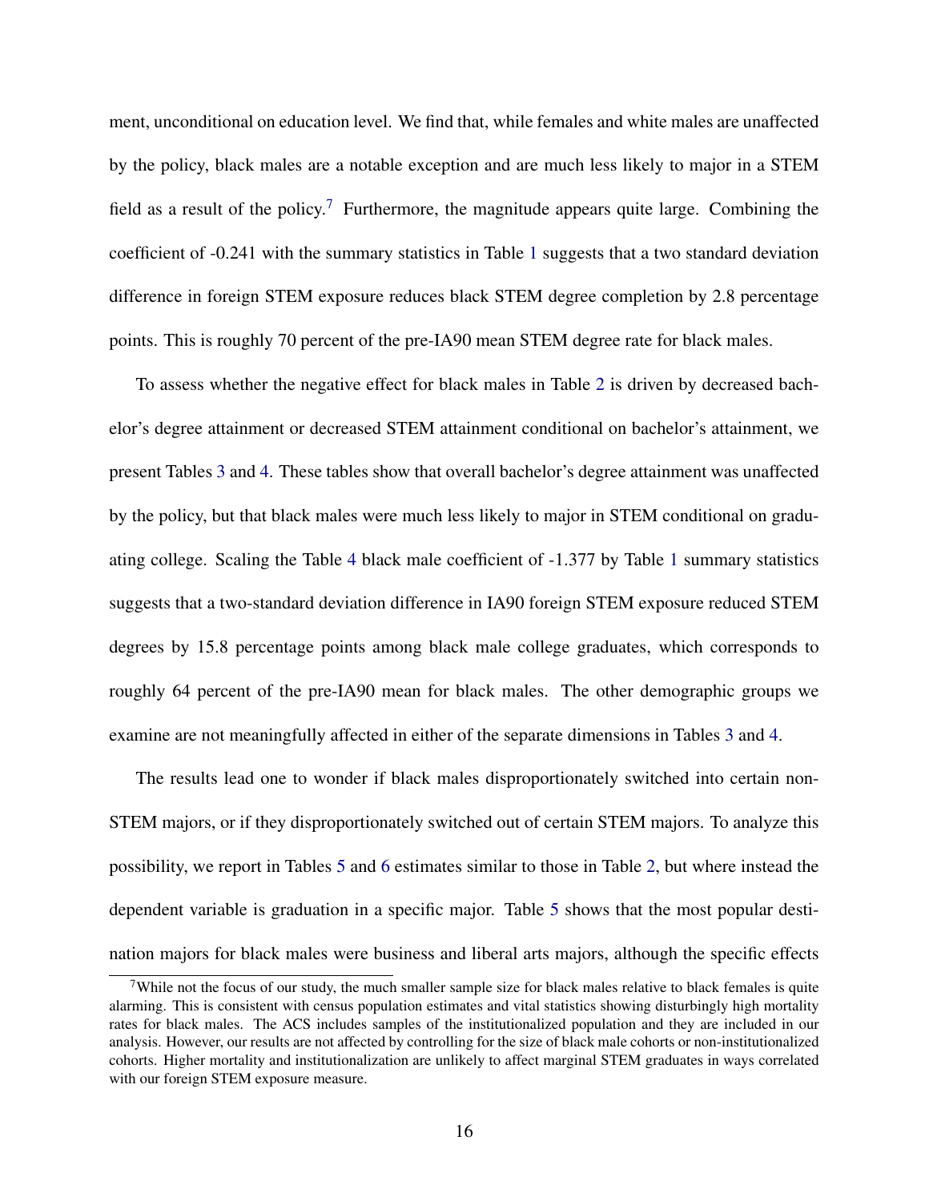ment, unconditional on education level. We find that, while females and white males are unaffected by the policy, black males are a notable exception and are much less likely to major in a STEM field as a result of the policy.[7] Furthermore, the magnitude appears quite large. Combining the coefficient of -0.241 with the summary statistics in Table 1 suggests that a two standard deviation difference in foreign STEM exposure reduces black STEM degree completion by 2.8 percentage points. This is roughly 70 percent of the pre-IA90 mean STEM degree rate for black males.

To assess whether the negative effect for black males in Table 2 is driven by decreased bachelor's degree attainment or decreased STEM attainment conditional on bachelor's attainment, we present Tables 3 and 4. These tables show that overall bachelor's degree attainment was unaffected by the policy, but that black males were much less likely to major in STEM conditional on graduating college. Scaling the Table 4 black male coefficient of -1.377 by Table 1 summary statistics suggests that a two-standard deviation difference in IA90 foreign STEM exposure reduced STEM degrees by 15.8 percentage points among black male college graduates, which corresponds to roughly 64 percent of the pre-IA90 mean for black males. The other demographic groups we examine are not meaningfully affected in either of the separate dimensions in Tables 3 and 4.

The results lead one to wonder if black males disproportionately switched into certain non-STEM majors, or if they disproportionately switched out of certain STEM majors. To analyze this possibility, we report in Tables 5 and 6 estimates similar to those in Table 2, but where instead the dependent variable is graduation in a specific major. Table 5 shows that the most popular destination majors for black males were business and liberal arts majors, although the specific effects

[7] While not the focus of our study, the much smaller sample size for black males relative to black females is quite alarming. This is consistent with census population estimates and vital statistics showing disturbingly high mortality rates for black males. The ACS includes samples of the institutionalized population and they are included in our analysis. However, our results are not affected by controlling for the size of black male cohorts or non-institutionalized cohorts. Higher mortality and institutionalization are unlikely to affect marginal STEM graduates in ways correlated with our foreign STEM exposure measure.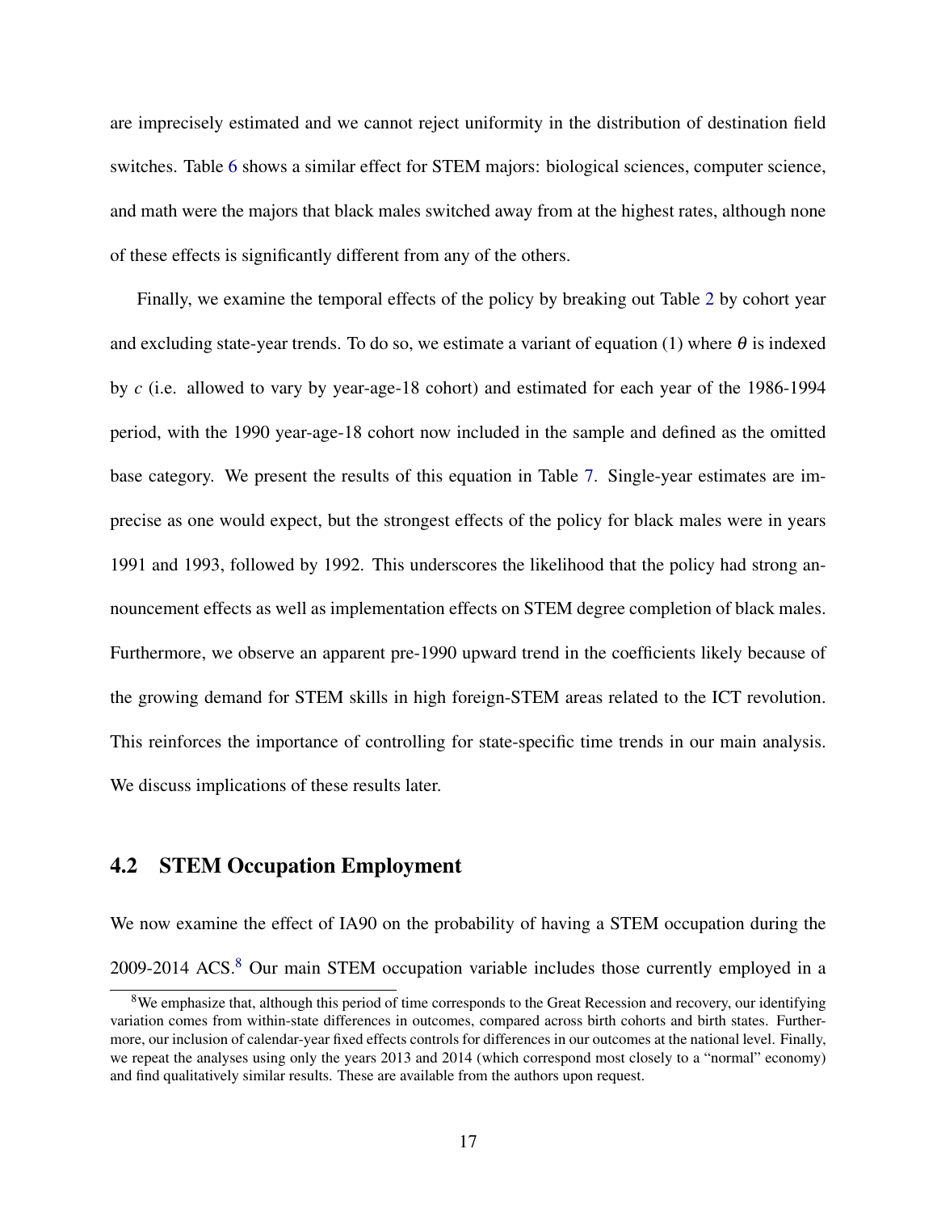are imprecisely estimated and we cannot reject uniformity in the distribution of destination field switches. Table 6 shows a similar effect for STEM majors: biological sciences, computer science, and math were the majors that black males switched away from at the highest rates, although none of these effects is significantly different from any of the others.

Finally, we examine the temporal effects of the policy by breaking out Table 2 by cohort year and excluding state-year trends. To do so, we estimate a variant of equation (1) where $\theta$ is indexed by $c$ (i.e. allowed to vary by year-age-18 cohort) and estimated for each year of the 1986-1994 period, with the 1990 year-age-18 cohort now included in the sample and defined as the omitted base category. We present the results of this equation in Table 7. Single-year estimates are imprecise as one would expect, but the strongest effects of the policy for black males were in years 1991 and 1993, followed by 1992. This underscores the likelihood that the policy had strong announcement effects as well as implementation effects on STEM degree completion of black males. Furthermore, we observe an apparent pre-1990 upward trend in the coefficients likely because of the growing demand for STEM skills in high foreign-STEM areas related to the ICT revolution. This reinforces the importance of controlling for state-specific time trends in our main analysis. We discuss implications of these results later.

## 4.2 STEM Occupation Employment

We now examine the effect of IA90 on the probability of having a STEM occupation during the 2009-2014 ACS.[8] Our main STEM occupation variable includes those currently employed in a

[8] We emphasize that, although this period of time corresponds to the Great Recession and recovery, our identifying variation comes from within-state differences in outcomes, compared across birth cohorts and birth states. Furthermore, our inclusion of calendar-year fixed effects controls for differences in our outcomes at the national level. Finally, we repeat the analyses using only the years 2013 and 2014 (which correspond most closely to a "normal" economy) and find qualitatively similar results. These are available from the authors upon request.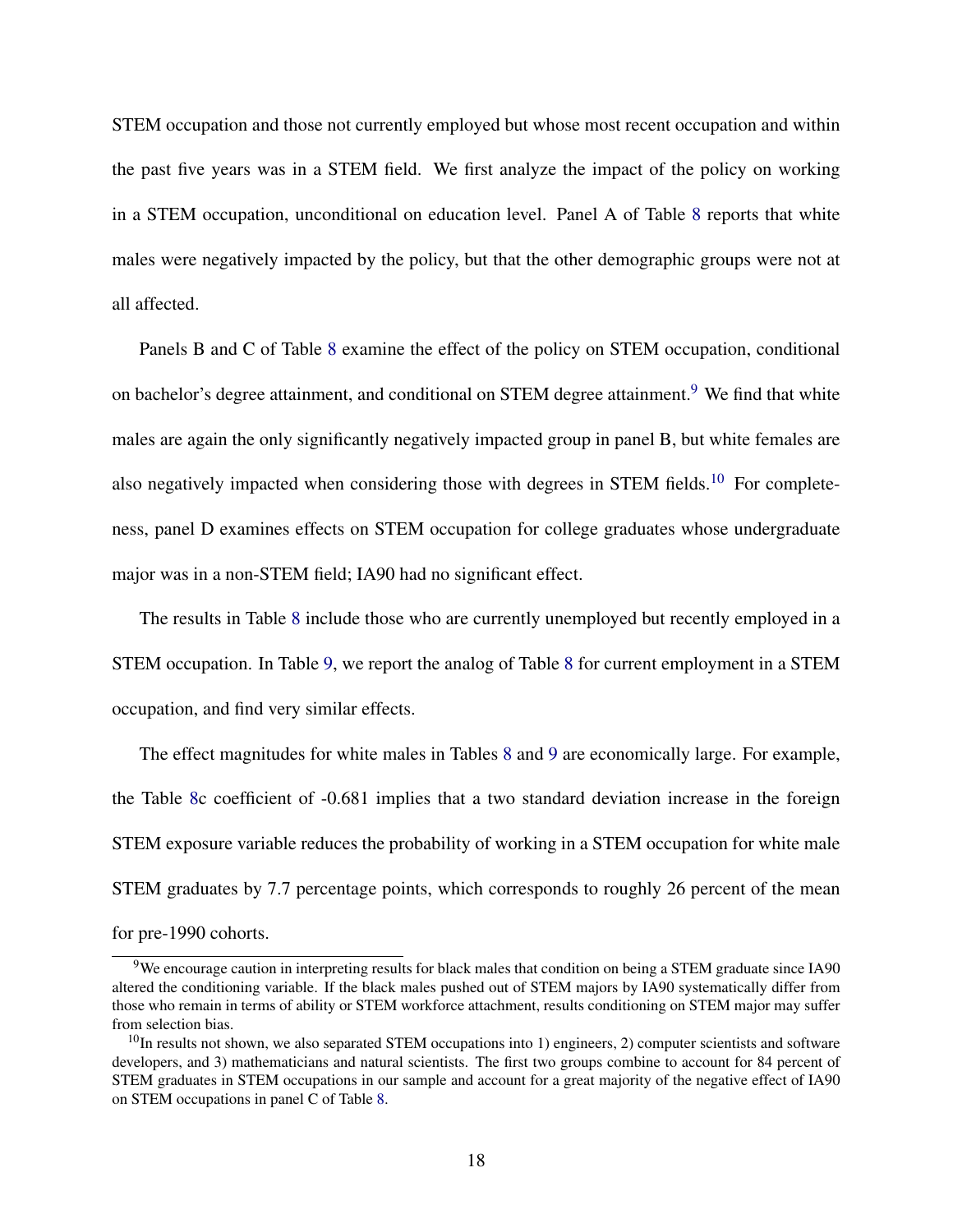STEM occupation and those not currently employed but whose most recent occupation and within the past five years was in a STEM field. We first analyze the impact of the policy on working in a STEM occupation, unconditional on education level. Panel A of Table 8 reports that white males were negatively impacted by the policy, but that the other demographic groups were not at all affected.

Panels B and C of Table 8 examine the effect of the policy on STEM occupation, conditional on bachelor's degree attainment, and conditional on STEM degree attainment.[9] We find that white males are again the only significantly negatively impacted group in panel B, but white females are also negatively impacted when considering those with degrees in STEM fields.[10] For completeness, panel D examines effects on STEM occupation for college graduates whose undergraduate major was in a non-STEM field; IA90 had no significant effect.

The results in Table 8 include those who are currently unemployed but recently employed in a STEM occupation. In Table 9, we report the analog of Table 8 for current employment in a STEM occupation, and find very similar effects.

The effect magnitudes for white males in Tables 8 and 9 are economically large. For example, the Table 8c coefficient of -0.681 implies that a two standard deviation increase in the foreign STEM exposure variable reduces the probability of working in a STEM occupation for white male STEM graduates by 7.7 percentage points, which corresponds to roughly 26 percent of the mean for pre-1990 cohorts.

---

[9] We encourage caution in interpreting results for black males that condition on being a STEM graduate since IA90 altered the conditioning variable. If the black males pushed out of STEM majors by IA90 systematically differ from those who remain in terms of ability or STEM workforce attachment, results conditioning on STEM major may suffer from selection bias.

[10] In results not shown, we also separated STEM occupations into 1) engineers, 2) computer scientists and software developers, and 3) mathematicians and natural scientists. The first two groups combine to account for 84 percent of STEM graduates in STEM occupations in our sample and account for a great majority of the negative effect of IA90 on STEM occupations in panel C of Table 8.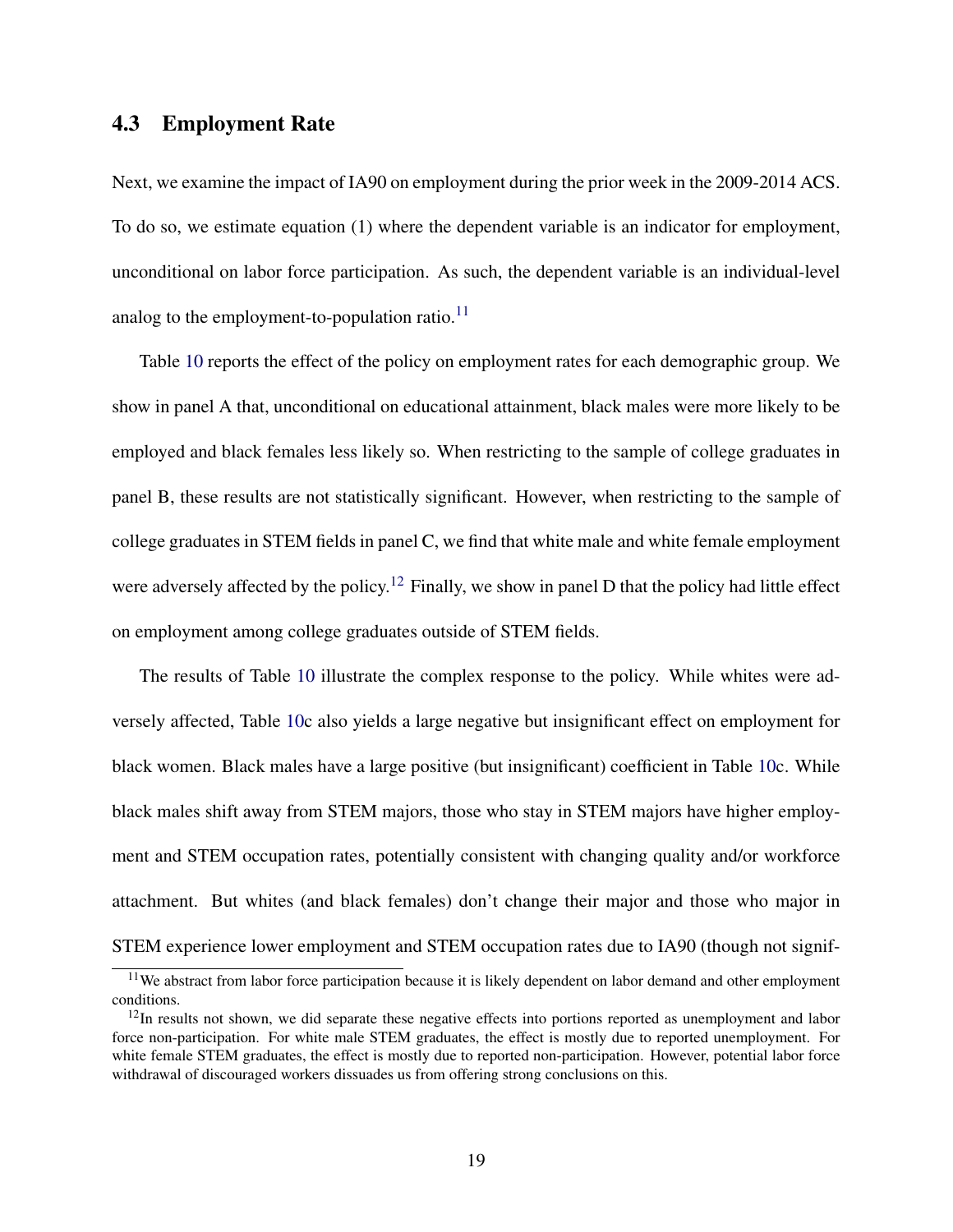## 4.3 Employment Rate

Next, we examine the impact of IA90 on employment during the prior week in the 2009-2014 ACS. To do so, we estimate equation (1) where the dependent variable is an indicator for employment, unconditional on labor force participation. As such, the dependent variable is an individual-level analog to the employment-to-population ratio.[11]

Table 10 reports the effect of the policy on employment rates for each demographic group. We show in panel A that, unconditional on educational attainment, black males were more likely to be employed and black females less likely so. When restricting to the sample of college graduates in panel B, these results are not statistically significant. However, when restricting to the sample of college graduates in STEM fields in panel C, we find that white male and white female employment were adversely affected by the policy.[12] Finally, we show in panel D that the policy had little effect on employment among college graduates outside of STEM fields.

The results of Table 10 illustrate the complex response to the policy. While whites were adversely affected, Table 10c also yields a large negative but insignificant effect on employment for black women. Black males have a large positive (but insignificant) coefficient in Table 10c. While black males shift away from STEM majors, those who stay in STEM majors have higher employment and STEM occupation rates, potentially consistent with changing quality and/or workforce attachment. But whites (and black females) don't change their major and those who major in STEM experience lower employment and STEM occupation rates due to IA90 (though not signif-

[11] We abstract from labor force participation because it is likely dependent on labor demand and other employment conditions.

[12] In results not shown, we did separate these negative effects into portions reported as unemployment and labor force non-participation. For white male STEM graduates, the effect is mostly due to reported unemployment. For white female STEM graduates, the effect is mostly due to reported non-participation. However, potential labor force withdrawal of discouraged workers dissuades us from offering strong conclusions on this.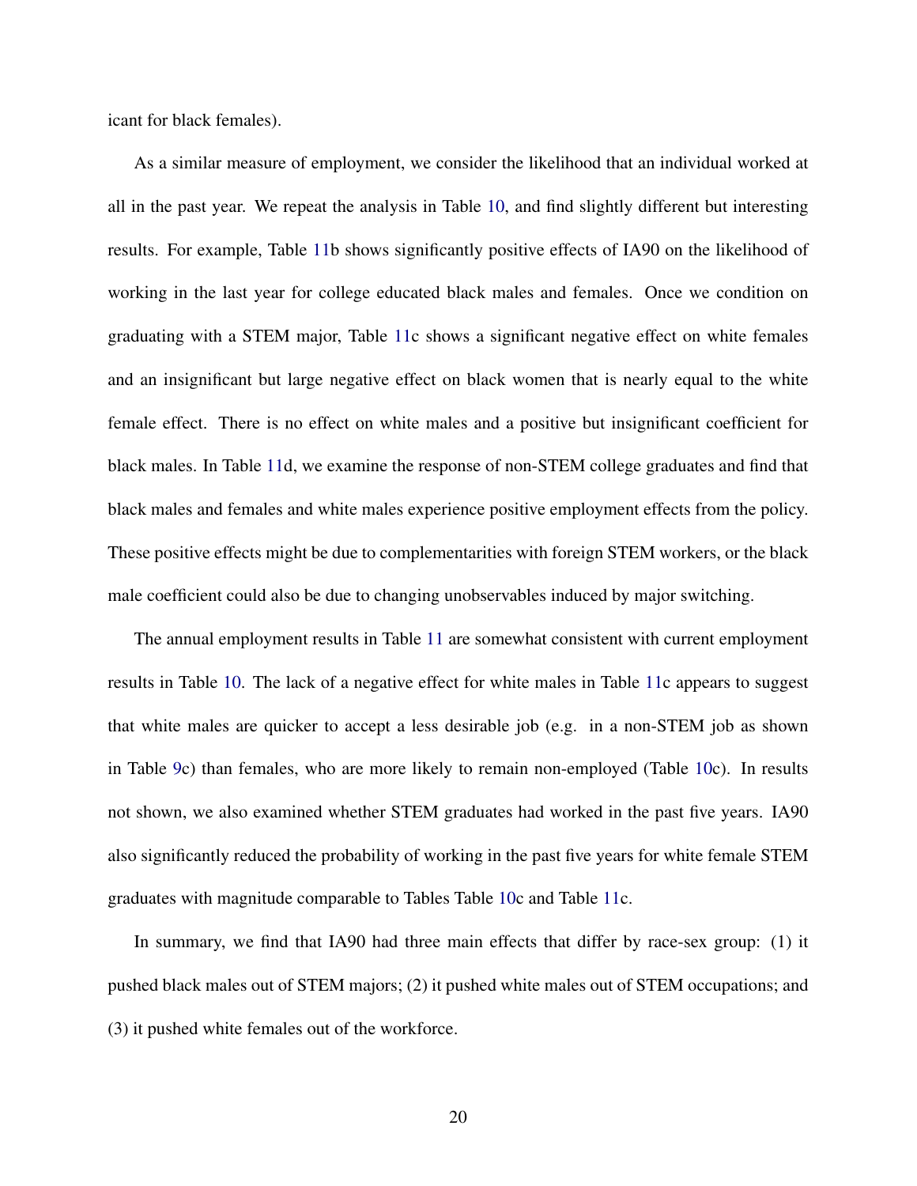icant for black females).

As a similar measure of employment, we consider the likelihood that an individual worked at all in the past year. We repeat the analysis in Table 10, and find slightly different but interesting results. For example, Table 11b shows significantly positive effects of IA90 on the likelihood of working in the last year for college educated black males and females. Once we condition on graduating with a STEM major, Table 11c shows a significant negative effect on white females and an insignificant but large negative effect on black women that is nearly equal to the white female effect. There is no effect on white males and a positive but insignificant coefficient for black males. In Table 11d, we examine the response of non-STEM college graduates and find that black males and females and white males experience positive employment effects from the policy. These positive effects might be due to complementarities with foreign STEM workers, or the black male coefficient could also be due to changing unobservables induced by major switching.

The annual employment results in Table 11 are somewhat consistent with current employment results in Table 10. The lack of a negative effect for white males in Table 11c appears to suggest that white males are quicker to accept a less desirable job (e.g. in a non-STEM job as shown in Table 9c) than females, who are more likely to remain non-employed (Table 10c). In results not shown, we also examined whether STEM graduates had worked in the past five years. IA90 also significantly reduced the probability of working in the past five years for white female STEM graduates with magnitude comparable to Tables Table 10c and Table 11c.

In summary, we find that IA90 had three main effects that differ by race-sex group: (1) it pushed black males out of STEM majors; (2) it pushed white males out of STEM occupations; and (3) it pushed white females out of the workforce.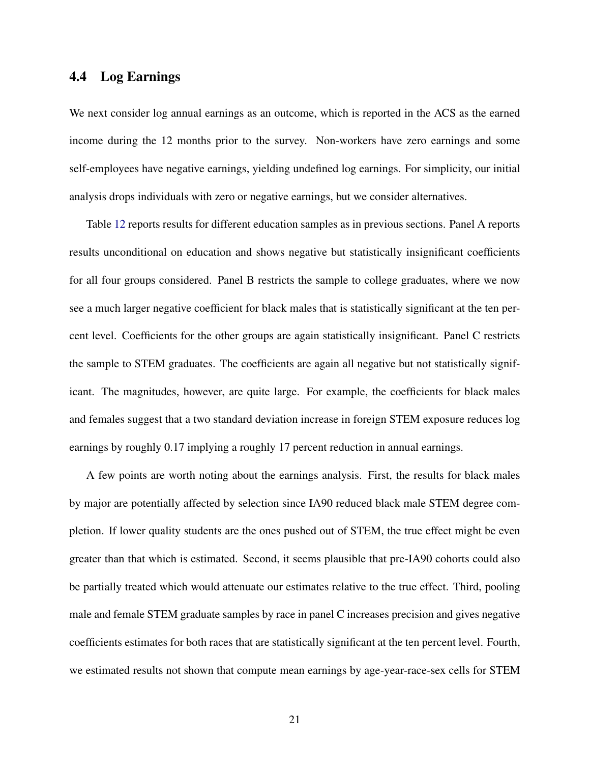### 4.4 Log Earnings

We next consider log annual earnings as an outcome, which is reported in the ACS as the earned income during the 12 months prior to the survey. Non-workers have zero earnings and some self-employees have negative earnings, yielding undefined log earnings. For simplicity, our initial analysis drops individuals with zero or negative earnings, but we consider alternatives.

Table 12 reports results for different education samples as in previous sections. Panel A reports results unconditional on education and shows negative but statistically insignificant coefficients for all four groups considered. Panel B restricts the sample to college graduates, where we now see a much larger negative coefficient for black males that is statistically significant at the ten percent level. Coefficients for the other groups are again statistically insignificant. Panel C restricts the sample to STEM graduates. The coefficients are again all negative but not statistically significant. The magnitudes, however, are quite large. For example, the coefficients for black males and females suggest that a two standard deviation increase in foreign STEM exposure reduces log earnings by roughly 0.17 implying a roughly 17 percent reduction in annual earnings.

A few points are worth noting about the earnings analysis. First, the results for black males by major are potentially affected by selection since IA90 reduced black male STEM degree completion. If lower quality students are the ones pushed out of STEM, the true effect might be even greater than that which is estimated. Second, it seems plausible that pre-IA90 cohorts could also be partially treated which would attenuate our estimates relative to the true effect. Third, pooling male and female STEM graduate samples by race in panel C increases precision and gives negative coefficients estimates for both races that are statistically significant at the ten percent level. Fourth, we estimated results not shown that compute mean earnings by age-year-race-sex cells for STEM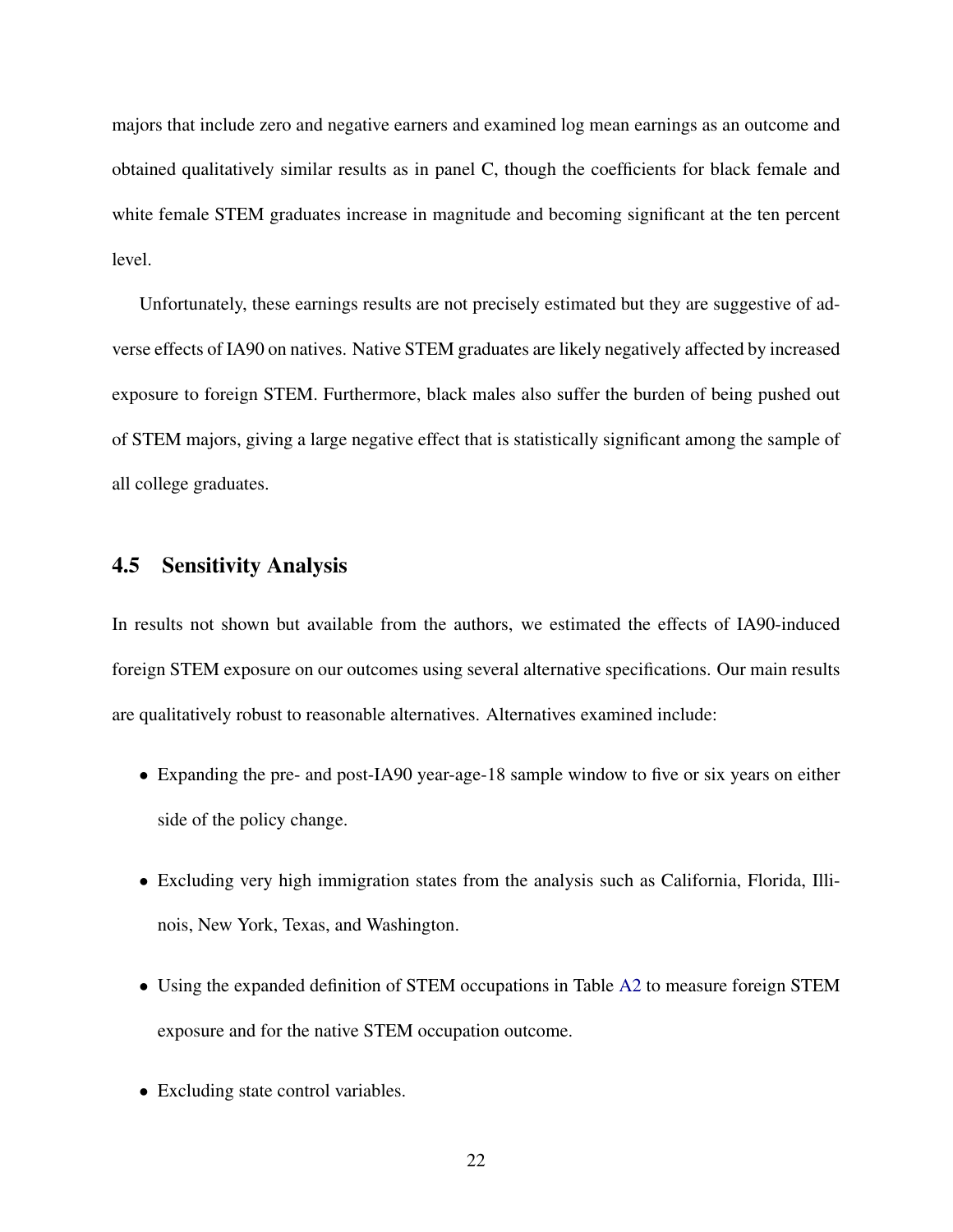majors that include zero and negative earners and examined log mean earnings as an outcome and obtained qualitatively similar results as in panel C, though the coefficients for black female and white female STEM graduates increase in magnitude and becoming significant at the ten percent level.

Unfortunately, these earnings results are not precisely estimated but they are suggestive of adverse effects of IA90 on natives. Native STEM graduates are likely negatively affected by increased exposure to foreign STEM. Furthermore, black males also suffer the burden of being pushed out of STEM majors, giving a large negative effect that is statistically significant among the sample of all college graduates.

## 4.5 Sensitivity Analysis

In results not shown but available from the authors, we estimated the effects of IA90-induced foreign STEM exposure on our outcomes using several alternative specifications. Our main results are qualitatively robust to reasonable alternatives. Alternatives examined include:

- Expanding the pre- and post-IA90 year-age-18 sample window to five or six years on either side of the policy change.
- Excluding very high immigration states from the analysis such as California, Florida, Illinois, New York, Texas, and Washington.
- Using the expanded definition of STEM occupations in Table A2 to measure foreign STEM exposure and for the native STEM occupation outcome.
- Excluding state control variables.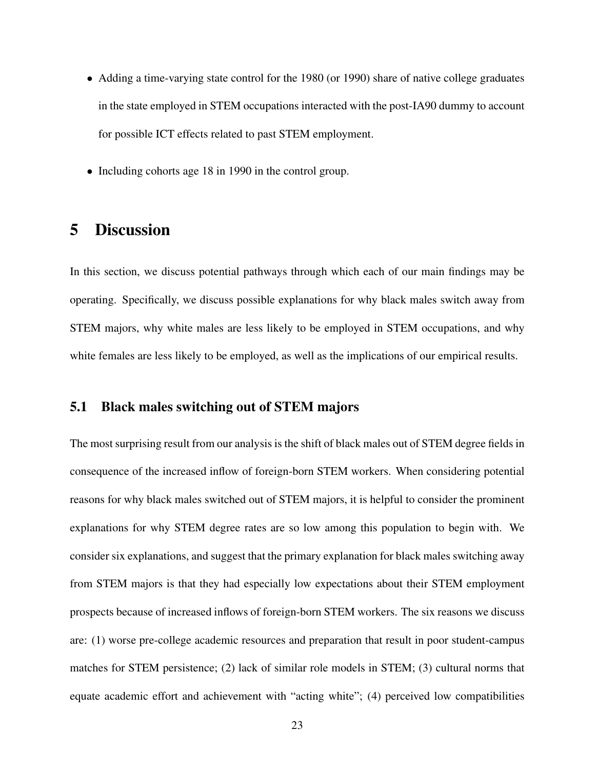- Adding a time-varying state control for the 1980 (or 1990) share of native college graduates in the state employed in STEM occupations interacted with the post-IA90 dummy to account for possible ICT effects related to past STEM employment.
- Including cohorts age 18 in 1990 in the control group.

# 5 Discussion

In this section, we discuss potential pathways through which each of our main findings may be operating. Specifically, we discuss possible explanations for why black males switch away from STEM majors, why white males are less likely to be employed in STEM occupations, and why white females are less likely to be employed, as well as the implications of our empirical results.

## 5.1 Black males switching out of STEM majors

The most surprising result from our analysis is the shift of black males out of STEM degree fields in consequence of the increased inflow of foreign-born STEM workers. When considering potential reasons for why black males switched out of STEM majors, it is helpful to consider the prominent explanations for why STEM degree rates are so low among this population to begin with. We consider six explanations, and suggest that the primary explanation for black males switching away from STEM majors is that they had especially low expectations about their STEM employment prospects because of increased inflows of foreign-born STEM workers. The six reasons we discuss are: (1) worse pre-college academic resources and preparation that result in poor student-campus matches for STEM persistence; (2) lack of similar role models in STEM; (3) cultural norms that equate academic effort and achievement with "acting white"; (4) perceived low compatibilities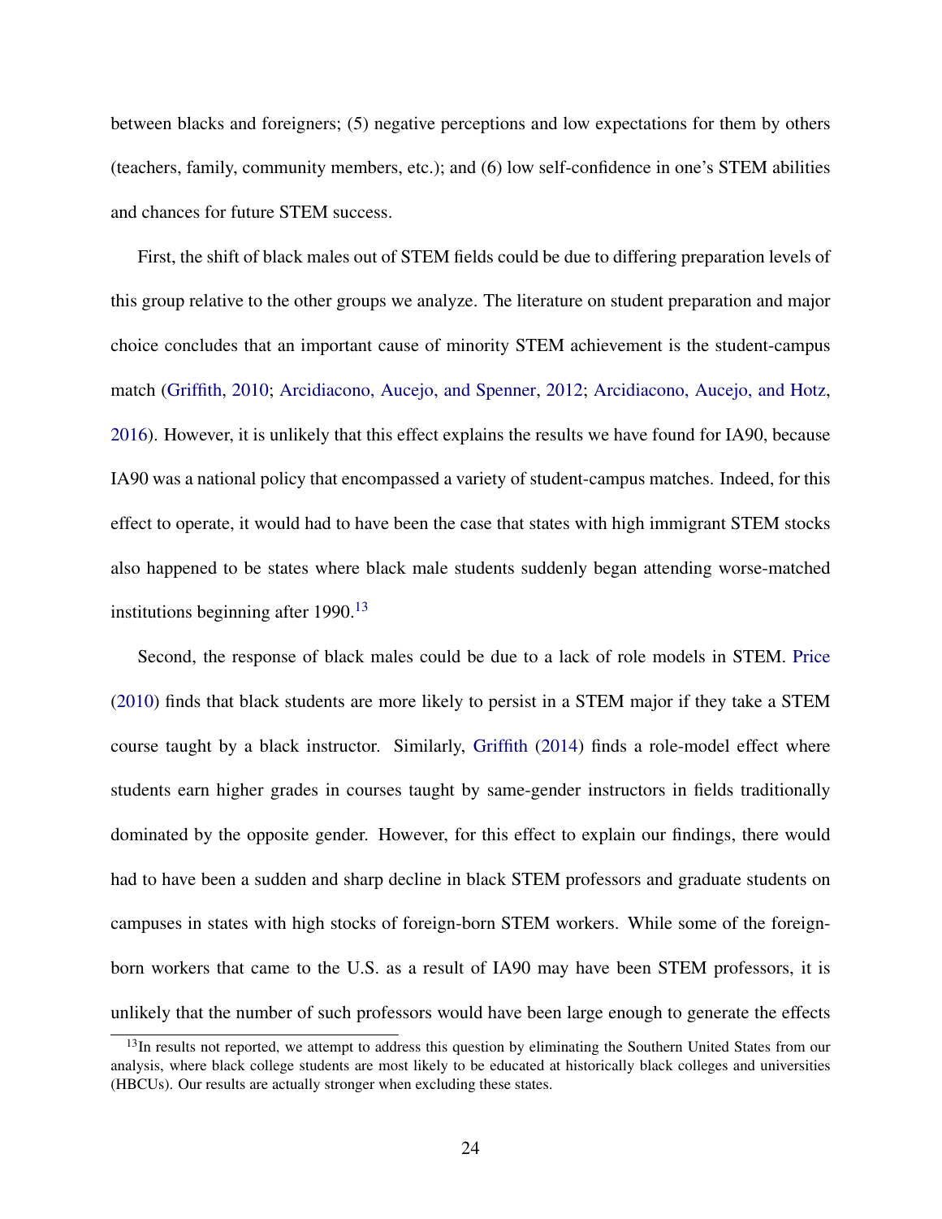between blacks and foreigners; (5) negative perceptions and low expectations for them by others (teachers, family, community members, etc.); and (6) low self-confidence in one's STEM abilities and chances for future STEM success.

First, the shift of black males out of STEM fields could be due to differing preparation levels of this group relative to the other groups we analyze. The literature on student preparation and major choice concludes that an important cause of minority STEM achievement is the student-campus match (Griffith, 2010; Arcidiacono, Aucejo, and Spenner, 2012; Arcidiacono, Aucejo, and Hotz, 2016). However, it is unlikely that this effect explains the results we have found for IA90, because IA90 was a national policy that encompassed a variety of student-campus matches. Indeed, for this effect to operate, it would had to have been the case that states with high immigrant STEM stocks also happened to be states where black male students suddenly began attending worse-matched institutions beginning after 1990.[13]

Second, the response of black males could be due to a lack of role models in STEM. Price (2010) finds that black students are more likely to persist in a STEM major if they take a STEM course taught by a black instructor. Similarly, Griffith (2014) finds a role-model effect where students earn higher grades in courses taught by same-gender instructors in fields traditionally dominated by the opposite gender. However, for this effect to explain our findings, there would had to have been a sudden and sharp decline in black STEM professors and graduate students on campuses in states with high stocks of foreign-born STEM workers. While some of the foreign-born workers that came to the U.S. as a result of IA90 may have been STEM professors, it is unlikely that the number of such professors would have been large enough to generate the effects

[13] In results not reported, we attempt to address this question by eliminating the Southern United States from our analysis, where black college students are most likely to be educated at historically black colleges and universities (HBCUs). Our results are actually stronger when excluding these states.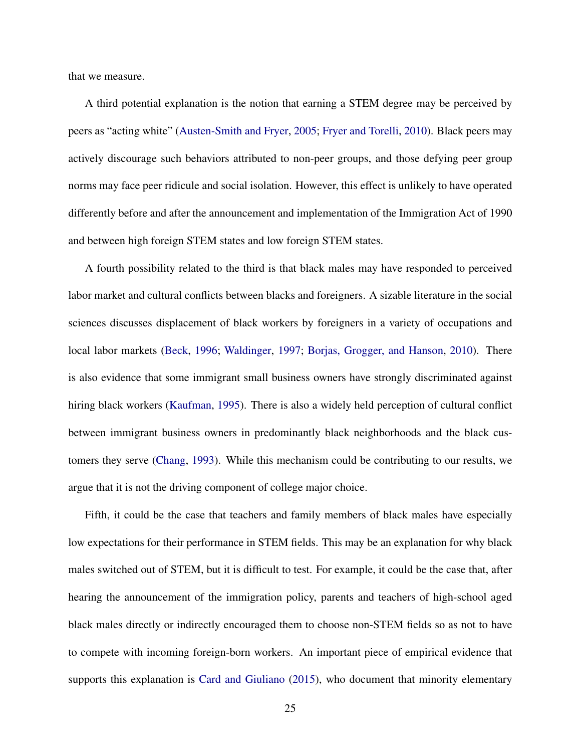that we measure.

A third potential explanation is the notion that earning a STEM degree may be perceived by peers as "acting white" (Austen-Smith and Fryer, 2005; Fryer and Torelli, 2010). Black peers may actively discourage such behaviors attributed to non-peer groups, and those defying peer group norms may face peer ridicule and social isolation. However, this effect is unlikely to have operated differently before and after the announcement and implementation of the Immigration Act of 1990 and between high foreign STEM states and low foreign STEM states.

A fourth possibility related to the third is that black males may have responded to perceived labor market and cultural conflicts between blacks and foreigners. A sizable literature in the social sciences discusses displacement of black workers by foreigners in a variety of occupations and local labor markets (Beck, 1996; Waldinger, 1997; Borjas, Grogger, and Hanson, 2010). There is also evidence that some immigrant small business owners have strongly discriminated against hiring black workers (Kaufman, 1995). There is also a widely held perception of cultural conflict between immigrant business owners in predominantly black neighborhoods and the black customers they serve (Chang, 1993). While this mechanism could be contributing to our results, we argue that it is not the driving component of college major choice.

Fifth, it could be the case that teachers and family members of black males have especially low expectations for their performance in STEM fields. This may be an explanation for why black males switched out of STEM, but it is difficult to test. For example, it could be the case that, after hearing the announcement of the immigration policy, parents and teachers of high-school aged black males directly or indirectly encouraged them to choose non-STEM fields so as not to have to compete with incoming foreign-born workers. An important piece of empirical evidence that supports this explanation is Card and Giuliano (2015), who document that minority elementary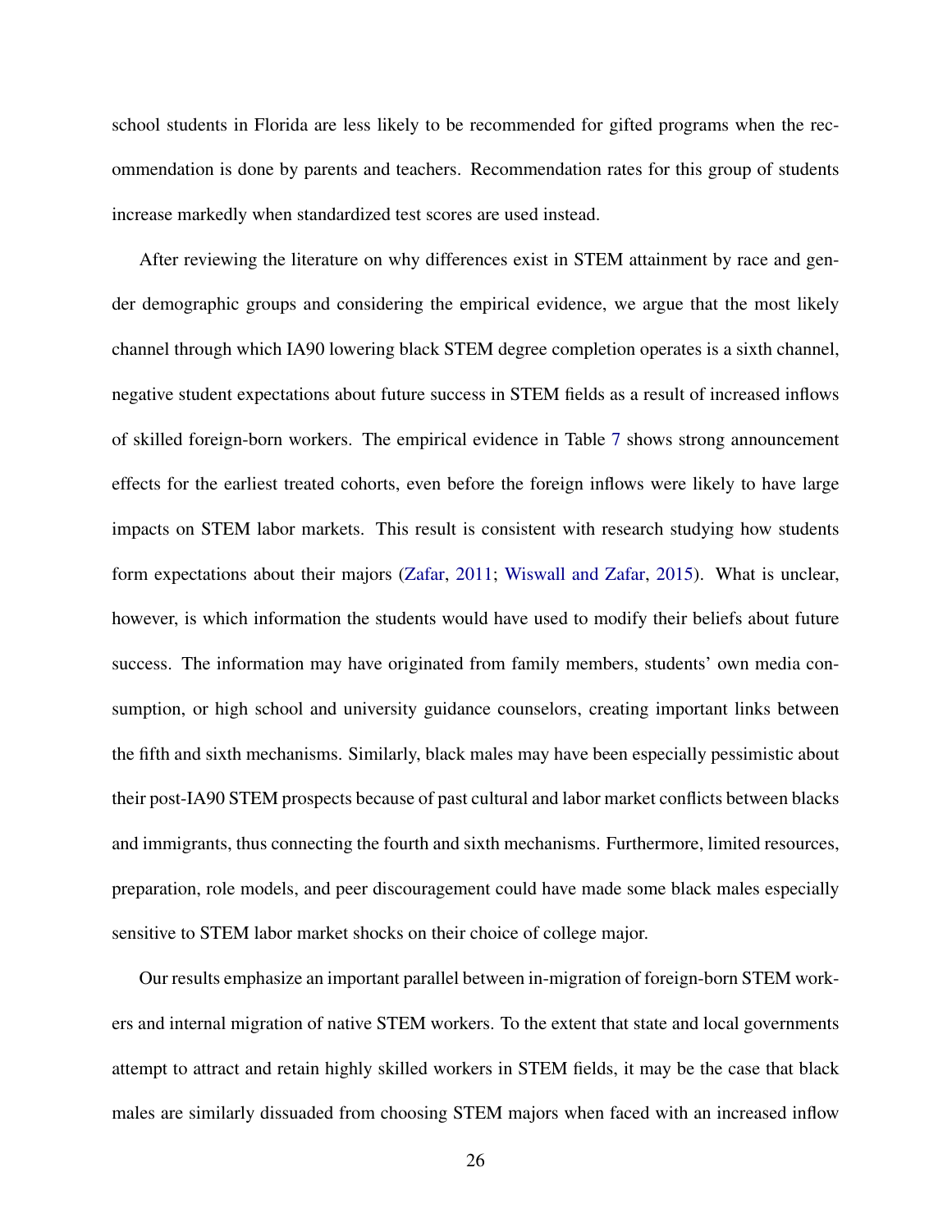school students in Florida are less likely to be recommended for gifted programs when the recommendation is done by parents and teachers. Recommendation rates for this group of students increase markedly when standardized test scores are used instead.

After reviewing the literature on why differences exist in STEM attainment by race and gender demographic groups and considering the empirical evidence, we argue that the most likely channel through which IA90 lowering black STEM degree completion operates is a sixth channel, negative student expectations about future success in STEM fields as a result of increased inflows of skilled foreign-born workers. The empirical evidence in Table 7 shows strong announcement effects for the earliest treated cohorts, even before the foreign inflows were likely to have large impacts on STEM labor markets. This result is consistent with research studying how students form expectations about their majors (Zafar, 2011; Wiswall and Zafar, 2015). What is unclear, however, is which information the students would have used to modify their beliefs about future success. The information may have originated from family members, students' own media consumption, or high school and university guidance counselors, creating important links between the fifth and sixth mechanisms. Similarly, black males may have been especially pessimistic about their post-IA90 STEM prospects because of past cultural and labor market conflicts between blacks and immigrants, thus connecting the fourth and sixth mechanisms. Furthermore, limited resources, preparation, role models, and peer discouragement could have made some black males especially sensitive to STEM labor market shocks on their choice of college major.

Our results emphasize an important parallel between in-migration of foreign-born STEM workers and internal migration of native STEM workers. To the extent that state and local governments attempt to attract and retain highly skilled workers in STEM fields, it may be the case that black males are similarly dissuaded from choosing STEM majors when faced with an increased inflow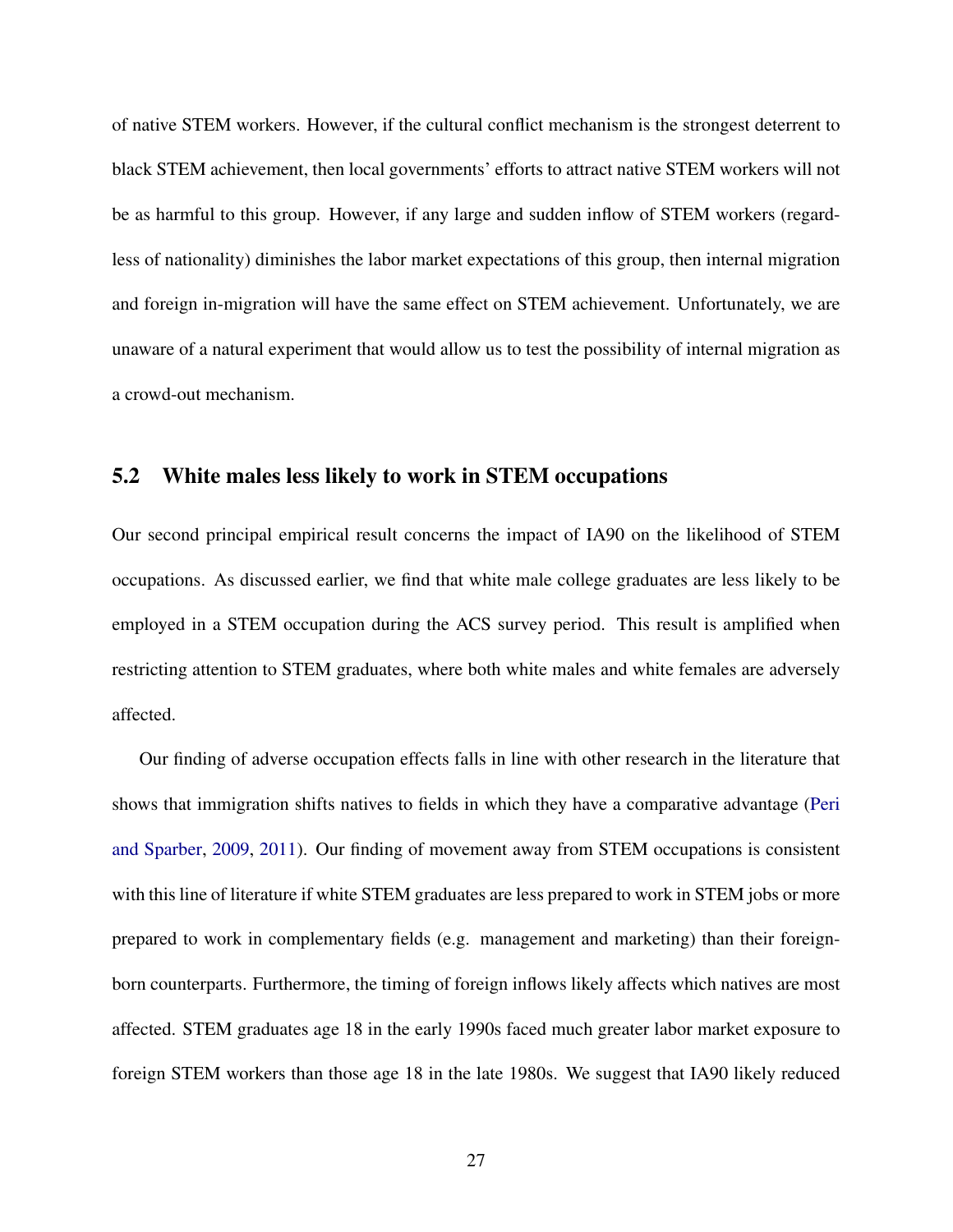of native STEM workers. However, if the cultural conflict mechanism is the strongest deterrent to black STEM achievement, then local governments' efforts to attract native STEM workers will not be as harmful to this group. However, if any large and sudden inflow of STEM workers (regardless of nationality) diminishes the labor market expectations of this group, then internal migration and foreign in-migration will have the same effect on STEM achievement. Unfortunately, we are unaware of a natural experiment that would allow us to test the possibility of internal migration as a crowd-out mechanism.

## 5.2 White males less likely to work in STEM occupations

Our second principal empirical result concerns the impact of IA90 on the likelihood of STEM occupations. As discussed earlier, we find that white male college graduates are less likely to be employed in a STEM occupation during the ACS survey period. This result is amplified when restricting attention to STEM graduates, where both white males and white females are adversely affected.

Our finding of adverse occupation effects falls in line with other research in the literature that shows that immigration shifts natives to fields in which they have a comparative advantage (Peri and Sparber, 2009, 2011). Our finding of movement away from STEM occupations is consistent with this line of literature if white STEM graduates are less prepared to work in STEM jobs or more prepared to work in complementary fields (e.g. management and marketing) than their foreign-born counterparts. Furthermore, the timing of foreign inflows likely affects which natives are most affected. STEM graduates age 18 in the early 1990s faced much greater labor market exposure to foreign STEM workers than those age 18 in the late 1980s. We suggest that IA90 likely reduced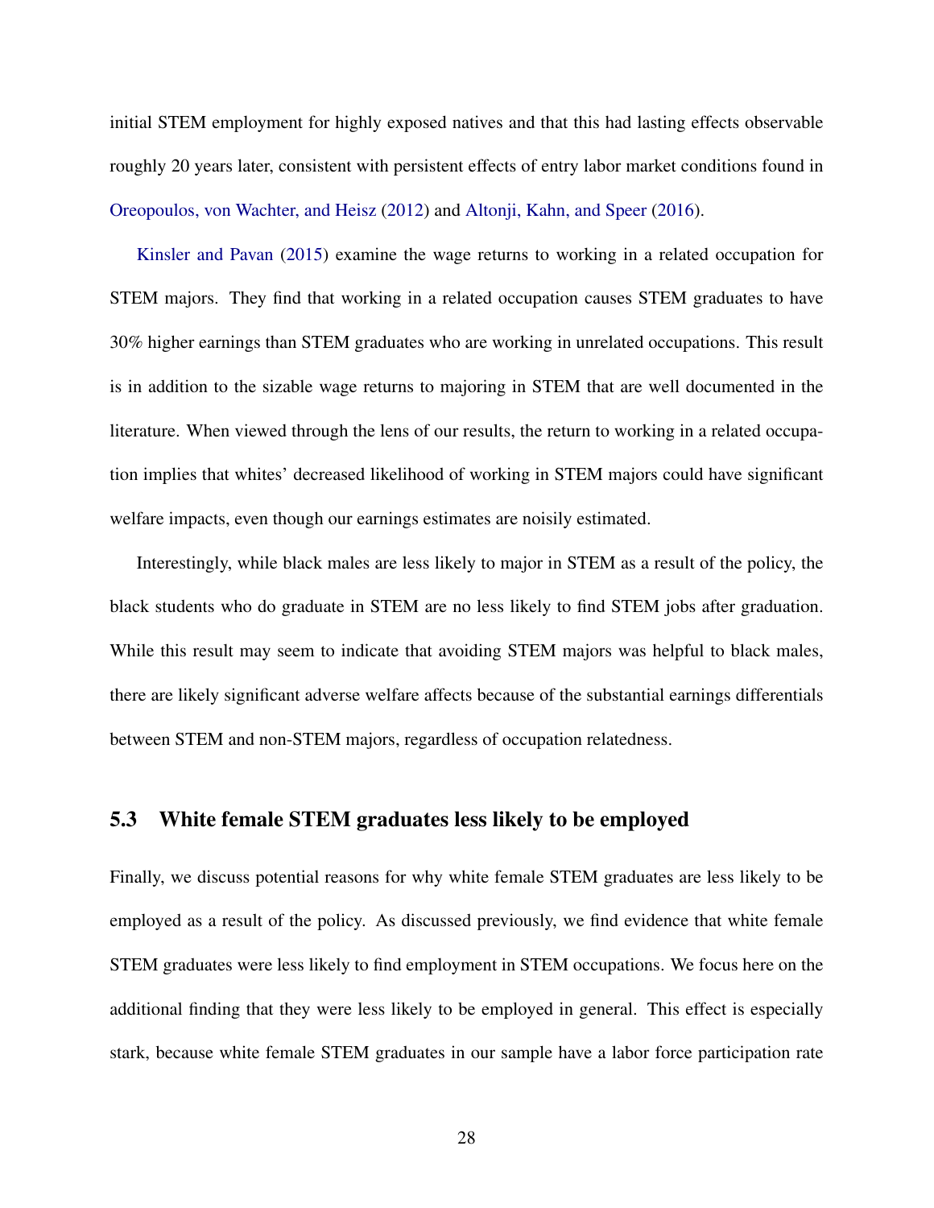initial STEM employment for highly exposed natives and that this had lasting effects observable roughly 20 years later, consistent with persistent effects of entry labor market conditions found in Oreopoulos, von Wachter, and Heisz (2012) and Altonji, Kahn, and Speer (2016).

Kinsler and Pavan (2015) examine the wage returns to working in a related occupation for STEM majors. They find that working in a related occupation causes STEM graduates to have 30% higher earnings than STEM graduates who are working in unrelated occupations. This result is in addition to the sizable wage returns to majoring in STEM that are well documented in the literature. When viewed through the lens of our results, the return to working in a related occupation implies that whites' decreased likelihood of working in STEM majors could have significant welfare impacts, even though our earnings estimates are noisily estimated.

Interestingly, while black males are less likely to major in STEM as a result of the policy, the black students who do graduate in STEM are no less likely to find STEM jobs after graduation. While this result may seem to indicate that avoiding STEM majors was helpful to black males, there are likely significant adverse welfare affects because of the substantial earnings differentials between STEM and non-STEM majors, regardless of occupation relatedness.

### 5.3 White female STEM graduates less likely to be employed

Finally, we discuss potential reasons for why white female STEM graduates are less likely to be employed as a result of the policy. As discussed previously, we find evidence that white female STEM graduates were less likely to find employment in STEM occupations. We focus here on the additional finding that they were less likely to be employed in general. This effect is especially stark, because white female STEM graduates in our sample have a labor force participation rate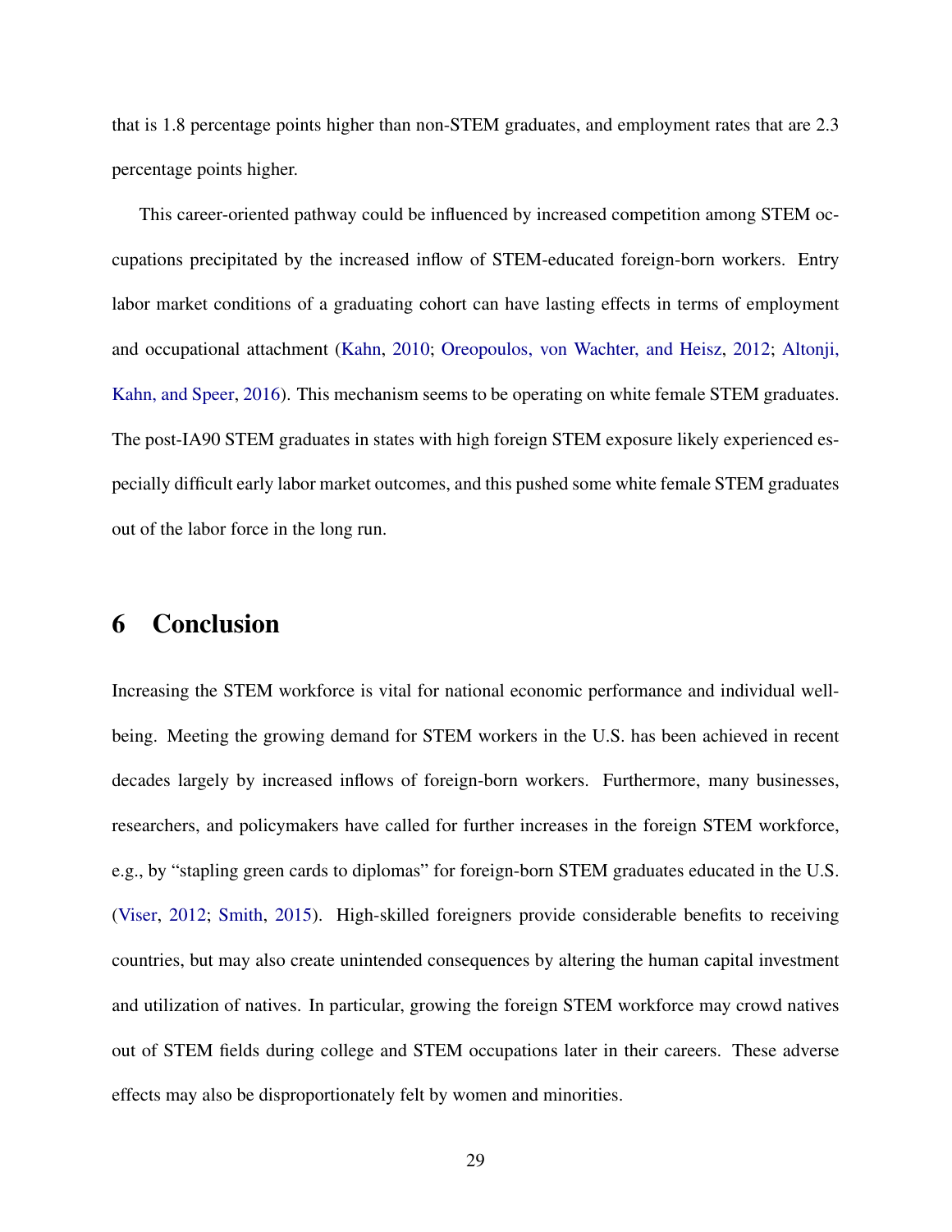that is 1.8 percentage points higher than non-STEM graduates, and employment rates that are 2.3 percentage points higher.

This career-oriented pathway could be influenced by increased competition among STEM occupations precipitated by the increased inflow of STEM-educated foreign-born workers. Entry labor market conditions of a graduating cohort can have lasting effects in terms of employment and occupational attachment (Kahn, 2010; Oreopoulos, von Wachter, and Heisz, 2012; Altonji, Kahn, and Speer, 2016). This mechanism seems to be operating on white female STEM graduates. The post-IA90 STEM graduates in states with high foreign STEM exposure likely experienced especially difficult early labor market outcomes, and this pushed some white female STEM graduates out of the labor force in the long run.

# 6 Conclusion

Increasing the STEM workforce is vital for national economic performance and individual well-being. Meeting the growing demand for STEM workers in the U.S. has been achieved in recent decades largely by increased inflows of foreign-born workers. Furthermore, many businesses, researchers, and policymakers have called for further increases in the foreign STEM workforce, e.g., by "stapling green cards to diplomas" for foreign-born STEM graduates educated in the U.S. (Viser, 2012; Smith, 2015). High-skilled foreigners provide considerable benefits to receiving countries, but may also create unintended consequences by altering the human capital investment and utilization of natives. In particular, growing the foreign STEM workforce may crowd natives out of STEM fields during college and STEM occupations later in their careers. These adverse effects may also be disproportionately felt by women and minorities.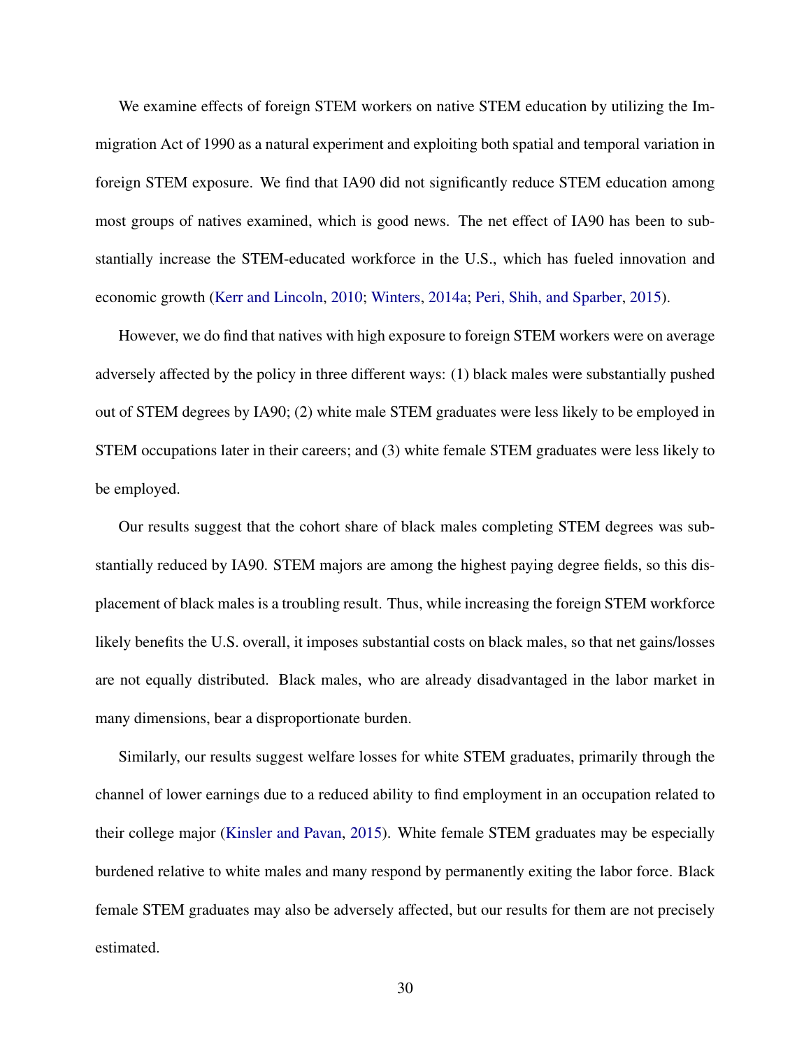We examine effects of foreign STEM workers on native STEM education by utilizing the Immigration Act of 1990 as a natural experiment and exploiting both spatial and temporal variation in foreign STEM exposure. We find that IA90 did not significantly reduce STEM education among most groups of natives examined, which is good news. The net effect of IA90 has been to substantially increase the STEM-educated workforce in the U.S., which has fueled innovation and economic growth (Kerr and Lincoln, 2010; Winters, 2014a; Peri, Shih, and Sparber, 2015).

However, we do find that natives with high exposure to foreign STEM workers were on average adversely affected by the policy in three different ways: (1) black males were substantially pushed out of STEM degrees by IA90; (2) white male STEM graduates were less likely to be employed in STEM occupations later in their careers; and (3) white female STEM graduates were less likely to be employed.

Our results suggest that the cohort share of black males completing STEM degrees was substantially reduced by IA90. STEM majors are among the highest paying degree fields, so this displacement of black males is a troubling result. Thus, while increasing the foreign STEM workforce likely benefits the U.S. overall, it imposes substantial costs on black males, so that net gains/losses are not equally distributed. Black males, who are already disadvantaged in the labor market in many dimensions, bear a disproportionate burden.

Similarly, our results suggest welfare losses for white STEM graduates, primarily through the channel of lower earnings due to a reduced ability to find employment in an occupation related to their college major (Kinsler and Pavan, 2015). White female STEM graduates may be especially burdened relative to white males and many respond by permanently exiting the labor force. Black female STEM graduates may also be adversely affected, but our results for them are not precisely estimated.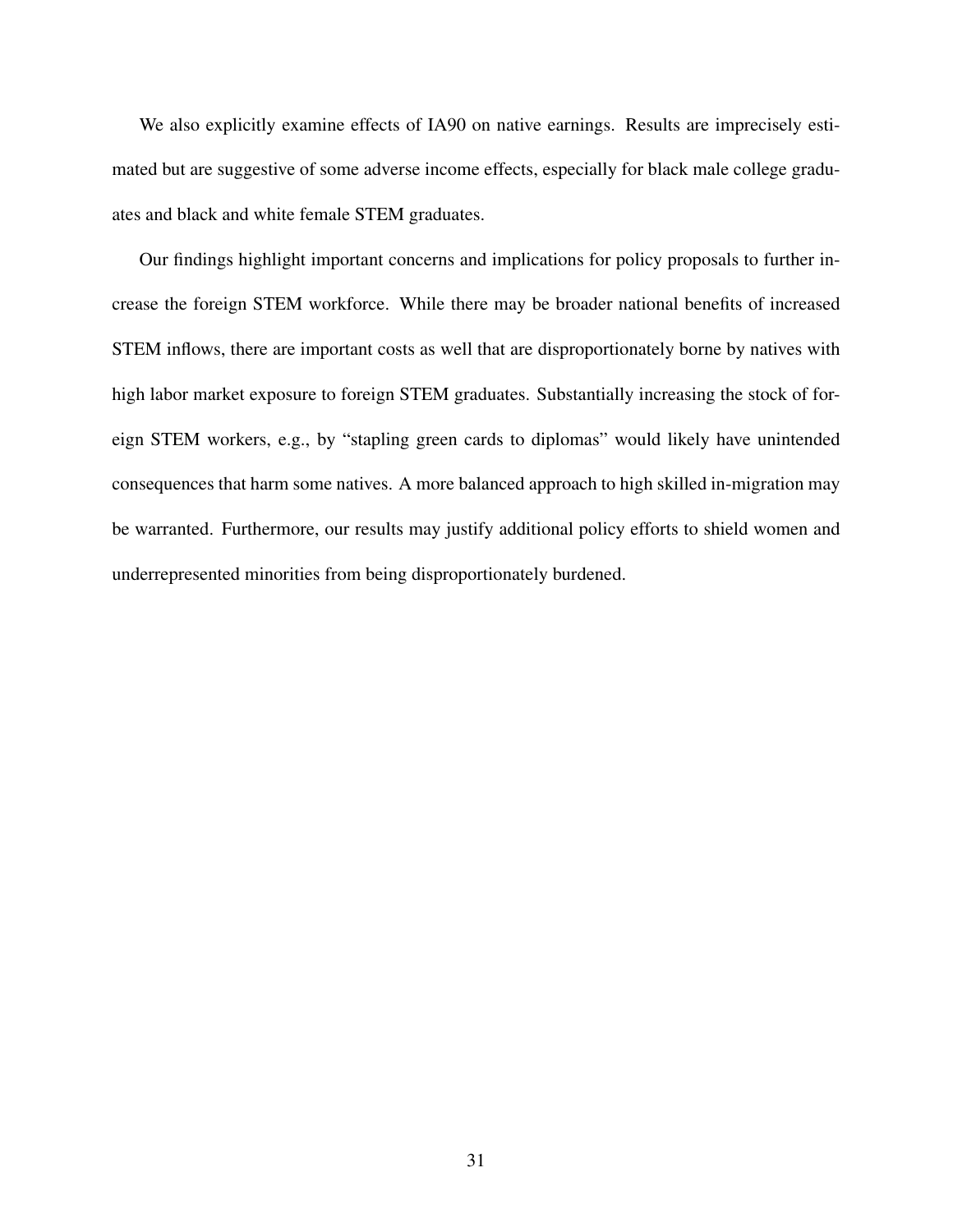We also explicitly examine effects of IA90 on native earnings. Results are imprecisely estimated but are suggestive of some adverse income effects, especially for black male college graduates and black and white female STEM graduates.

Our findings highlight important concerns and implications for policy proposals to further increase the foreign STEM workforce. While there may be broader national benefits of increased STEM inflows, there are important costs as well that are disproportionately borne by natives with high labor market exposure to foreign STEM graduates. Substantially increasing the stock of foreign STEM workers, e.g., by "stapling green cards to diplomas" would likely have unintended consequences that harm some natives. A more balanced approach to high skilled in-migration may be warranted. Furthermore, our results may justify additional policy efforts to shield women and underrepresented minorities from being disproportionately burdened.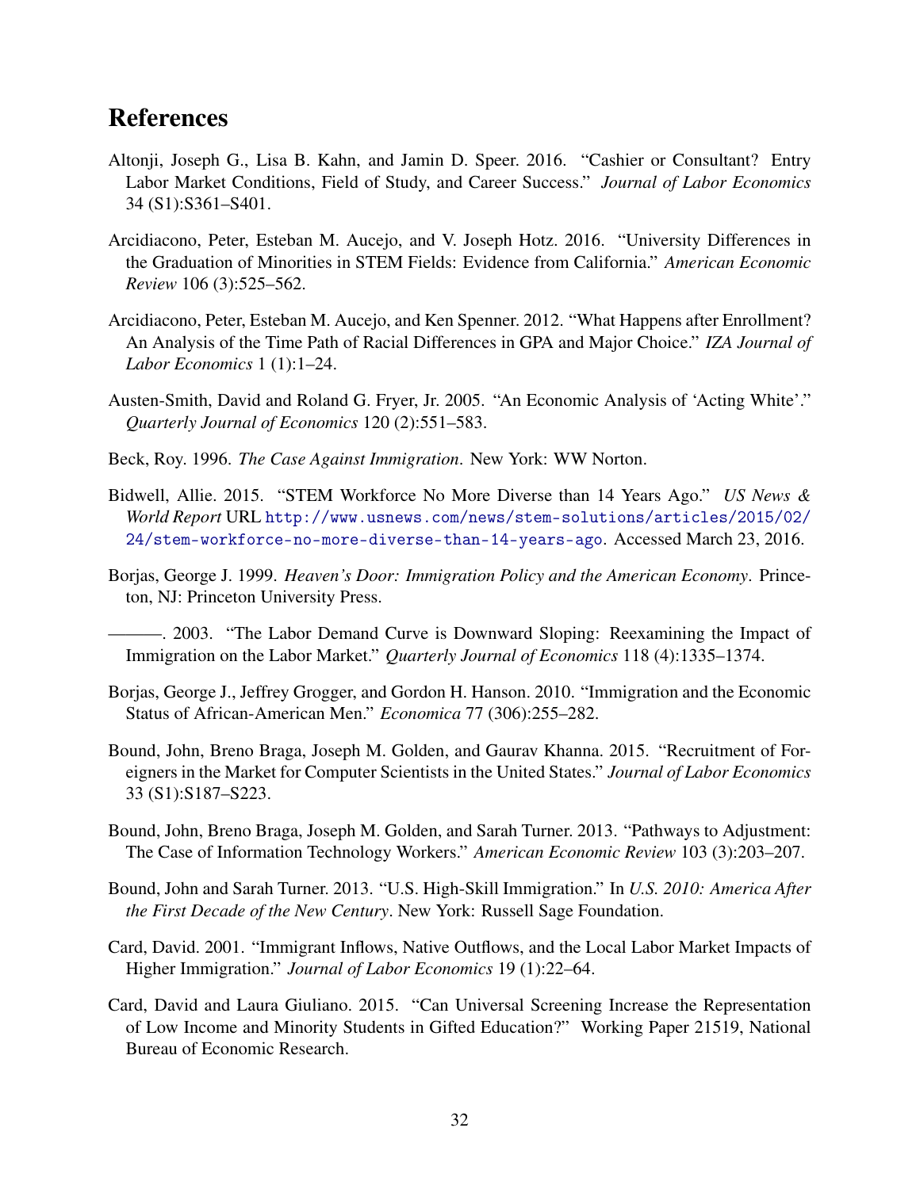## References

Altonji, Joseph G., Lisa B. Kahn, and Jamin D. Speer. 2016. "Cashier or Consultant? Entry Labor Market Conditions, Field of Study, and Career Success." *Journal of Labor Economics* 34 (S1):S361–S401.

Arcidiacono, Peter, Esteban M. Aucejo, and V. Joseph Hotz. 2016. "University Differences in the Graduation of Minorities in STEM Fields: Evidence from California." *American Economic Review* 106 (3):525–562.

Arcidiacono, Peter, Esteban M. Aucejo, and Ken Spenner. 2012. "What Happens after Enrollment? An Analysis of the Time Path of Racial Differences in GPA and Major Choice." *IZA Journal of Labor Economics* 1 (1):1–24.

Austen-Smith, David and Roland G. Fryer, Jr. 2005. "An Economic Analysis of 'Acting White'." *Quarterly Journal of Economics* 120 (2):551–583.

Beck, Roy. 1996. *The Case Against Immigration*. New York: WW Norton.

Bidwell, Allie. 2015. "STEM Workforce No More Diverse than 14 Years Ago." *US News & World Report* URL http://www.usnews.com/news/stem-solutions/articles/2015/02/24/stem-workforce-no-more-diverse-than-14-years-ago. Accessed March 23, 2016.

Borjas, George J. 1999. *Heaven's Door: Immigration Policy and the American Economy*. Princeton, NJ: Princeton University Press.

———. 2003. "The Labor Demand Curve is Downward Sloping: Reexamining the Impact of Immigration on the Labor Market." *Quarterly Journal of Economics* 118 (4):1335–1374.

Borjas, George J., Jeffrey Grogger, and Gordon H. Hanson. 2010. "Immigration and the Economic Status of African-American Men." *Economica* 77 (306):255–282.

Bound, John, Breno Braga, Joseph M. Golden, and Gaurav Khanna. 2015. "Recruitment of Foreigners in the Market for Computer Scientists in the United States." *Journal of Labor Economics* 33 (S1):S187–S223.

Bound, John, Breno Braga, Joseph M. Golden, and Sarah Turner. 2013. "Pathways to Adjustment: The Case of Information Technology Workers." *American Economic Review* 103 (3):203–207.

Bound, John and Sarah Turner. 2013. "U.S. High-Skill Immigration." In *U.S. 2010: America After the First Decade of the New Century*. New York: Russell Sage Foundation.

Card, David. 2001. "Immigrant Inflows, Native Outflows, and the Local Labor Market Impacts of Higher Immigration." *Journal of Labor Economics* 19 (1):22–64.

Card, David and Laura Giuliano. 2015. "Can Universal Screening Increase the Representation of Low Income and Minority Students in Gifted Education?" Working Paper 21519, National Bureau of Economic Research.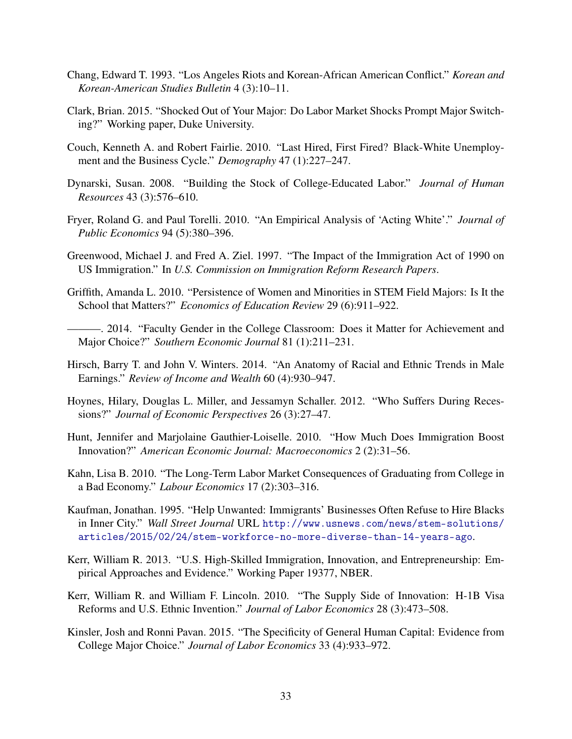Chang, Edward T. 1993. "Los Angeles Riots and Korean-African American Conflict." *Korean and Korean-American Studies Bulletin* 4 (3):10–11.

Clark, Brian. 2015. "Shocked Out of Your Major: Do Labor Market Shocks Prompt Major Switching?" Working paper, Duke University.

Couch, Kenneth A. and Robert Fairlie. 2010. "Last Hired, First Fired? Black-White Unemployment and the Business Cycle." *Demography* 47 (1):227–247.

Dynarski, Susan. 2008. "Building the Stock of College-Educated Labor." *Journal of Human Resources* 43 (3):576–610.

Fryer, Roland G. and Paul Torelli. 2010. "An Empirical Analysis of 'Acting White'." *Journal of Public Economics* 94 (5):380–396.

Greenwood, Michael J. and Fred A. Ziel. 1997. "The Impact of the Immigration Act of 1990 on US Immigration." In *U.S. Commission on Immigration Reform Research Papers*.

Griffith, Amanda L. 2010. "Persistence of Women and Minorities in STEM Field Majors: Is It the School that Matters?" *Economics of Education Review* 29 (6):911–922.

———. 2014. "Faculty Gender in the College Classroom: Does it Matter for Achievement and Major Choice?" *Southern Economic Journal* 81 (1):211–231.

Hirsch, Barry T. and John V. Winters. 2014. "An Anatomy of Racial and Ethnic Trends in Male Earnings." *Review of Income and Wealth* 60 (4):930–947.

Hoynes, Hilary, Douglas L. Miller, and Jessamyn Schaller. 2012. "Who Suffers During Recessions?" *Journal of Economic Perspectives* 26 (3):27–47.

Hunt, Jennifer and Marjolaine Gauthier-Loiselle. 2010. "How Much Does Immigration Boost Innovation?" *American Economic Journal: Macroeconomics* 2 (2):31–56.

Kahn, Lisa B. 2010. "The Long-Term Labor Market Consequences of Graduating from College in a Bad Economy." *Labour Economics* 17 (2):303–316.

Kaufman, Jonathan. 1995. "Help Unwanted: Immigrants' Businesses Often Refuse to Hire Blacks in Inner City." *Wall Street Journal* URL http://www.usnews.com/news/stem-solutions/articles/2015/02/24/stem-workforce-no-more-diverse-than-14-years-ago.

Kerr, William R. 2013. "U.S. High-Skilled Immigration, Innovation, and Entrepreneurship: Empirical Approaches and Evidence." Working Paper 19377, NBER.

Kerr, William R. and William F. Lincoln. 2010. "The Supply Side of Innovation: H-1B Visa Reforms and U.S. Ethnic Invention." *Journal of Labor Economics* 28 (3):473–508.

Kinsler, Josh and Ronni Pavan. 2015. "The Specificity of General Human Capital: Evidence from College Major Choice." *Journal of Labor Economics* 33 (4):933–972.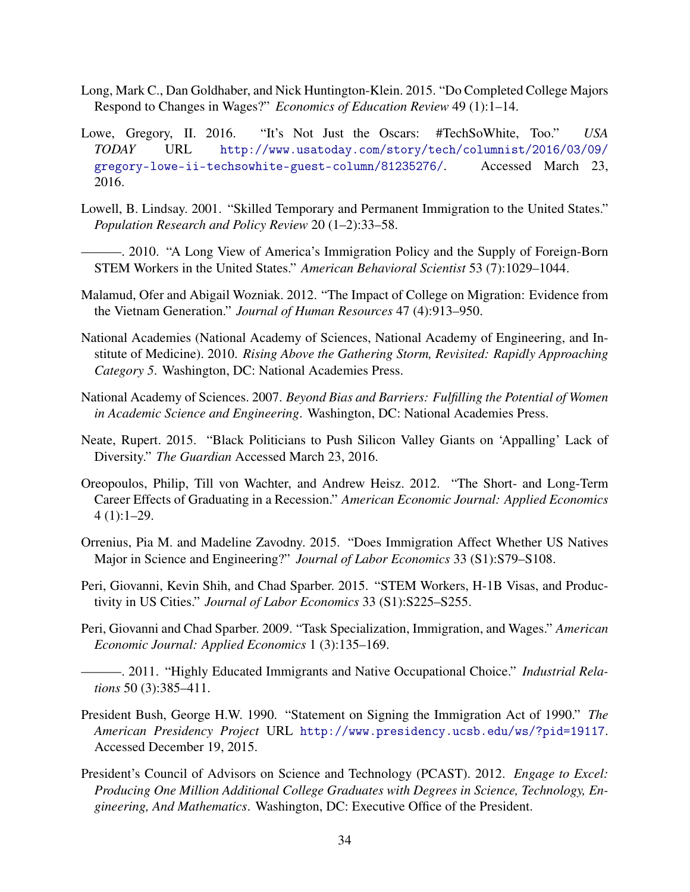Long, Mark C., Dan Goldhaber, and Nick Huntington-Klein. 2015. "Do Completed College Majors Respond to Changes in Wages?" *Economics of Education Review* 49 (1):1–14.

Lowe, Gregory, II. 2016. "It's Not Just the Oscars: #TechSoWhite, Too." *USA TODAY* URL http://www.usatoday.com/story/tech/columnist/2016/03/09/gregory-lowe-ii-techsowhite-guest-column/81235276/. Accessed March 23, 2016.

Lowell, B. Lindsay. 2001. "Skilled Temporary and Permanent Immigration to the United States." *Population Research and Policy Review* 20 (1–2):33–58.

———. 2010. "A Long View of America's Immigration Policy and the Supply of Foreign-Born STEM Workers in the United States." *American Behavioral Scientist* 53 (7):1029–1044.

Malamud, Ofer and Abigail Wozniak. 2012. "The Impact of College on Migration: Evidence from the Vietnam Generation." *Journal of Human Resources* 47 (4):913–950.

National Academies (National Academy of Sciences, National Academy of Engineering, and Institute of Medicine). 2010. *Rising Above the Gathering Storm, Revisited: Rapidly Approaching Category 5*. Washington, DC: National Academies Press.

National Academy of Sciences. 2007. *Beyond Bias and Barriers: Fulfilling the Potential of Women in Academic Science and Engineering*. Washington, DC: National Academies Press.

Neate, Rupert. 2015. "Black Politicians to Push Silicon Valley Giants on 'Appalling' Lack of Diversity." *The Guardian* Accessed March 23, 2016.

Oreopoulos, Philip, Till von Wachter, and Andrew Heisz. 2012. "The Short- and Long-Term Career Effects of Graduating in a Recession." *American Economic Journal: Applied Economics* 4 (1):1–29.

Orrenius, Pia M. and Madeline Zavodny. 2015. "Does Immigration Affect Whether US Natives Major in Science and Engineering?" *Journal of Labor Economics* 33 (S1):S79–S108.

Peri, Giovanni, Kevin Shih, and Chad Sparber. 2015. "STEM Workers, H-1B Visas, and Productivity in US Cities." *Journal of Labor Economics* 33 (S1):S225–S255.

Peri, Giovanni and Chad Sparber. 2009. "Task Specialization, Immigration, and Wages." *American Economic Journal: Applied Economics* 1 (3):135–169.

———. 2011. "Highly Educated Immigrants and Native Occupational Choice." *Industrial Relations* 50 (3):385–411.

President Bush, George H.W. 1990. "Statement on Signing the Immigration Act of 1990." *The American Presidency Project* URL http://www.presidency.ucsb.edu/ws/?pid=19117. Accessed December 19, 2015.

President's Council of Advisors on Science and Technology (PCAST). 2012. *Engage to Excel: Producing One Million Additional College Graduates with Degrees in Science, Technology, Engineering, And Mathematics*. Washington, DC: Executive Office of the President.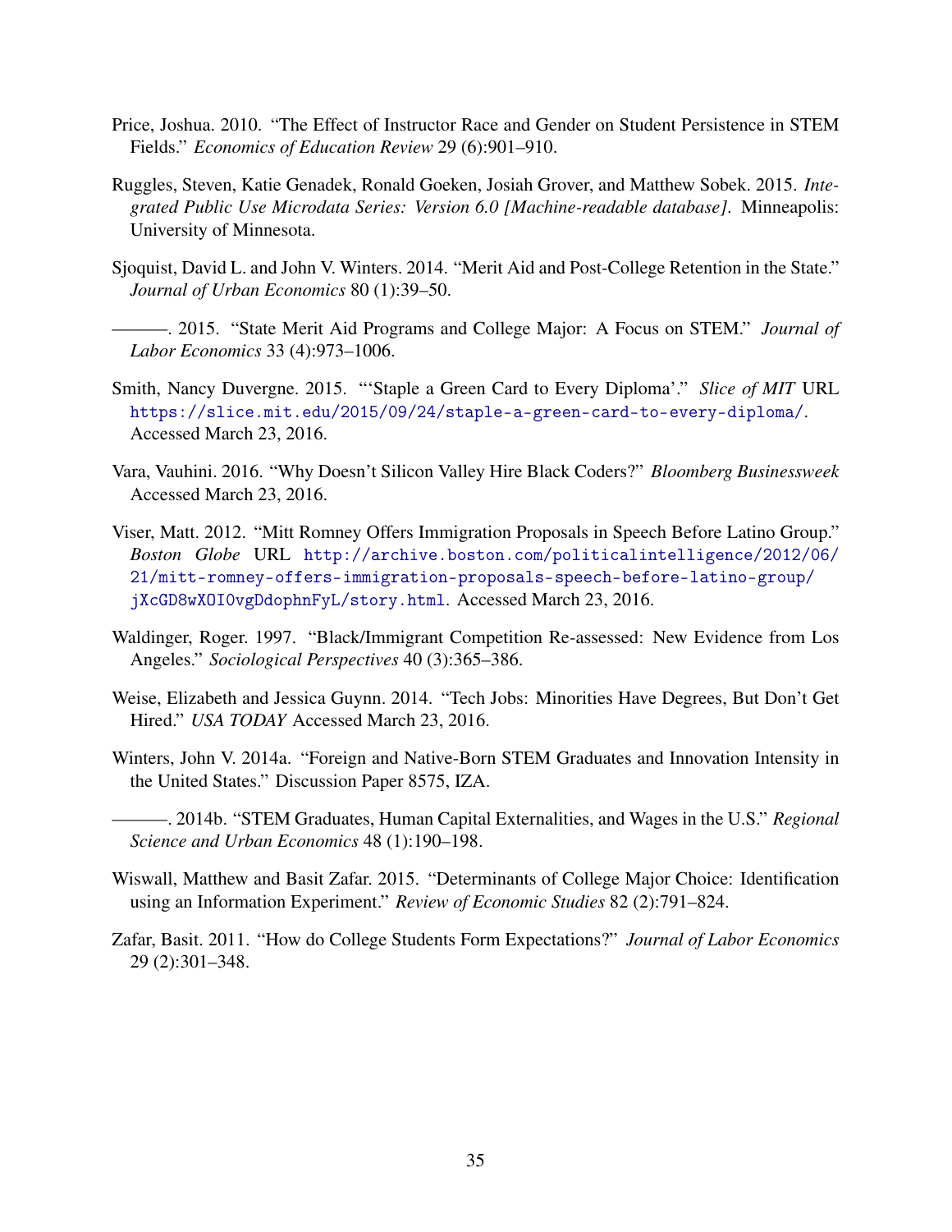Price, Joshua. 2010. "The Effect of Instructor Race and Gender on Student Persistence in STEM Fields." *Economics of Education Review* 29 (6):901–910.

Ruggles, Steven, Katie Genadek, Ronald Goeken, Josiah Grover, and Matthew Sobek. 2015. *Integrated Public Use Microdata Series: Version 6.0 [Machine-readable database].* Minneapolis: University of Minnesota.

Sjoquist, David L. and John V. Winters. 2014. "Merit Aid and Post-College Retention in the State." *Journal of Urban Economics* 80 (1):39–50.

———. 2015. "State Merit Aid Programs and College Major: A Focus on STEM." *Journal of Labor Economics* 33 (4):973–1006.

Smith, Nancy Duvergne. 2015. "'Staple a Green Card to Every Diploma'." *Slice of MIT* URL https://slice.mit.edu/2015/09/24/staple-a-green-card-to-every-diploma/. Accessed March 23, 2016.

Vara, Vauhini. 2016. "Why Doesn't Silicon Valley Hire Black Coders?" *Bloomberg Businessweek* Accessed March 23, 2016.

Viser, Matt. 2012. "Mitt Romney Offers Immigration Proposals in Speech Before Latino Group." *Boston Globe* URL http://archive.boston.com/politicalintelligence/2012/06/21/mitt-romney-offers-immigration-proposals-speech-before-latino-group/jXcGD8wXOI0vgDdophnFyL/story.html. Accessed March 23, 2016.

Waldinger, Roger. 1997. "Black/Immigrant Competition Re-assessed: New Evidence from Los Angeles." *Sociological Perspectives* 40 (3):365–386.

Weise, Elizabeth and Jessica Guynn. 2014. "Tech Jobs: Minorities Have Degrees, But Don't Get Hired." *USA TODAY* Accessed March 23, 2016.

Winters, John V. 2014a. "Foreign and Native-Born STEM Graduates and Innovation Intensity in the United States." Discussion Paper 8575, IZA.

———. 2014b. "STEM Graduates, Human Capital Externalities, and Wages in the U.S." *Regional Science and Urban Economics* 48 (1):190–198.

Wiswall, Matthew and Basit Zafar. 2015. "Determinants of College Major Choice: Identification using an Information Experiment." *Review of Economic Studies* 82 (2):791–824.

Zafar, Basit. 2011. "How do College Students Form Expectations?" *Journal of Labor Economics* 29 (2):301–348.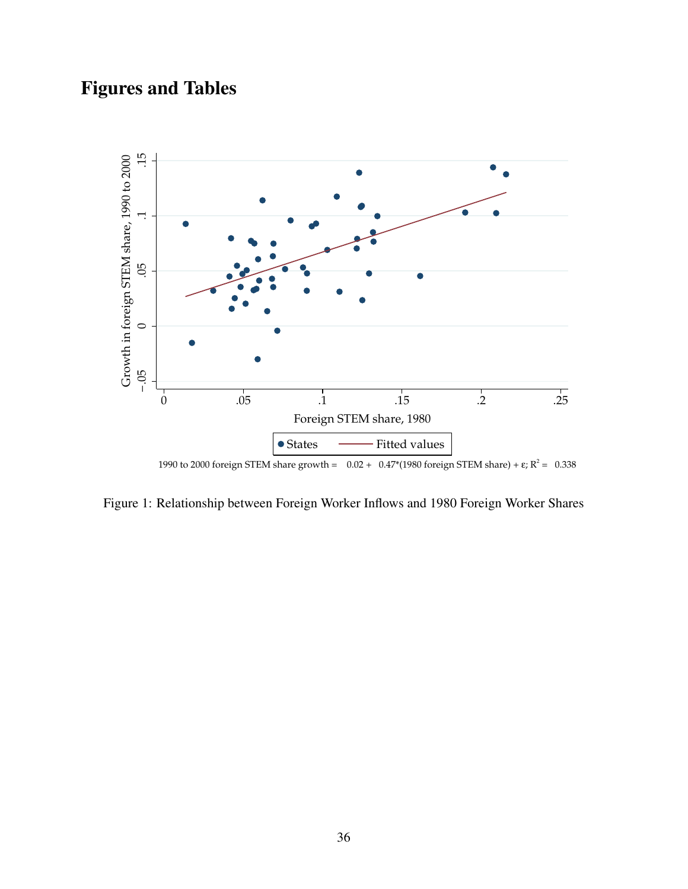# Figures and Tables

1990 to 2000 foreign STEM share growth = 0.02 + 0.47*(1980 foreign STEM share) + ε; $R^2$ = 0.338

Figure 1: Relationship between Foreign Worker Inflows and 1980 Foreign Worker Shares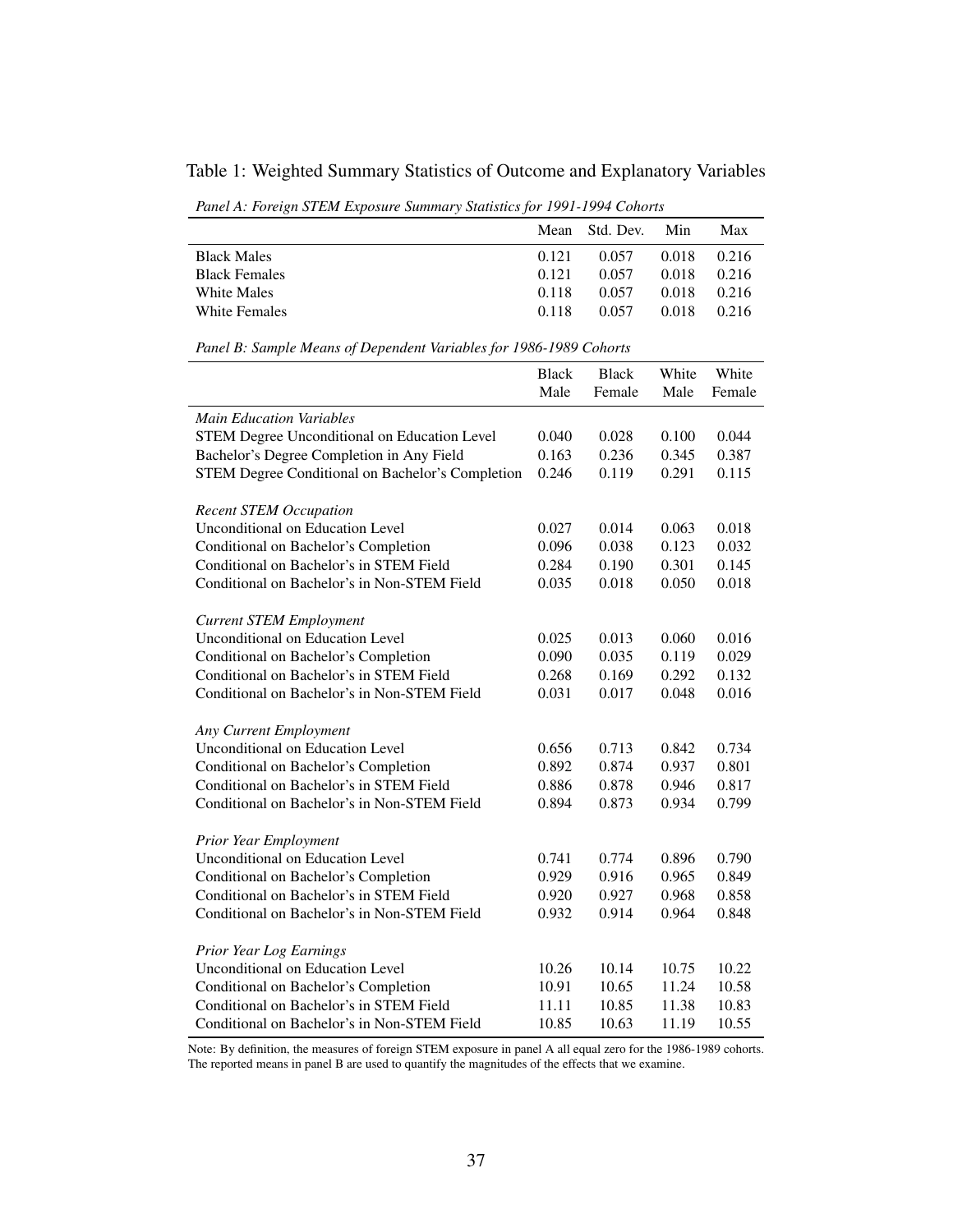Table 1: Weighted Summary Statistics of Outcome and Explanatory Variables

*Panel A: Foreign STEM Exposure Summary Statistics for 1991-1994 Cohorts*

| | Mean | Std. Dev. | Min | Max |
|---|---|---|---|---|
| Black Males | 0.121 | 0.057 | 0.018 | 0.216 |
| Black Females | 0.121 | 0.057 | 0.018 | 0.216 |
| White Males | 0.118 | 0.057 | 0.018 | 0.216 |
| White Females | 0.118 | 0.057 | 0.018 | 0.216 |

*Panel B: Sample Means of Dependent Variables for 1986-1989 Cohorts*

| | Black Male | Black Female | White Male | White Female |
|---|---|---|---|---|
| *Main Education Variables* | | | | |
| STEM Degree Unconditional on Education Level | 0.040 | 0.028 | 0.100 | 0.044 |
| Bachelor's Degree Completion in Any Field | 0.163 | 0.236 | 0.345 | 0.387 |
| STEM Degree Conditional on Bachelor's Completion | 0.246 | 0.119 | 0.291 | 0.115 |
| *Recent STEM Occupation* | | | | |
| Unconditional on Education Level | 0.027 | 0.014 | 0.063 | 0.018 |
| Conditional on Bachelor's Completion | 0.096 | 0.038 | 0.123 | 0.032 |
| Conditional on Bachelor's in STEM Field | 0.284 | 0.190 | 0.301 | 0.145 |
| Conditional on Bachelor's in Non-STEM Field | 0.035 | 0.018 | 0.050 | 0.018 |
| *Current STEM Employment* | | | | |
| Unconditional on Education Level | 0.025 | 0.013 | 0.060 | 0.016 |
| Conditional on Bachelor's Completion | 0.090 | 0.035 | 0.119 | 0.029 |
| Conditional on Bachelor's in STEM Field | 0.268 | 0.169 | 0.292 | 0.132 |
| Conditional on Bachelor's in Non-STEM Field | 0.031 | 0.017 | 0.048 | 0.016 |
| *Any Current Employment* | | | | |
| Unconditional on Education Level | 0.656 | 0.713 | 0.842 | 0.734 |
| Conditional on Bachelor's Completion | 0.892 | 0.874 | 0.937 | 0.801 |
| Conditional on Bachelor's in STEM Field | 0.886 | 0.878 | 0.946 | 0.817 |
| Conditional on Bachelor's in Non-STEM Field | 0.894 | 0.873 | 0.934 | 0.799 |
| *Prior Year Employment* | | | | |
| Unconditional on Education Level | 0.741 | 0.774 | 0.896 | 0.790 |
| Conditional on Bachelor's Completion | 0.929 | 0.916 | 0.965 | 0.849 |
| Conditional on Bachelor's in STEM Field | 0.920 | 0.927 | 0.968 | 0.858 |
| Conditional on Bachelor's in Non-STEM Field | 0.932 | 0.914 | 0.964 | 0.848 |
| *Prior Year Log Earnings* | | | | |
| Unconditional on Education Level | 10.26 | 10.14 | 10.75 | 10.22 |
| Conditional on Bachelor's Completion | 10.91 | 10.65 | 11.24 | 10.58 |
| Conditional on Bachelor's in STEM Field | 11.11 | 10.85 | 11.38 | 10.83 |
| Conditional on Bachelor's in Non-STEM Field | 10.85 | 10.63 | 11.19 | 10.55 |

Note: By definition, the measures of foreign STEM exposure in panel A all equal zero for the 1986-1989 cohorts. The reported means in panel B are used to quantify the magnitudes of the effects that we examine.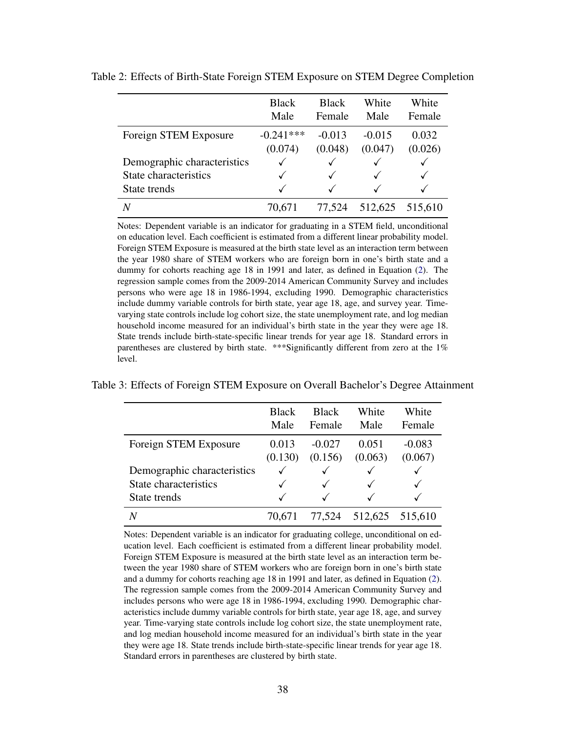Table 2: Effects of Birth-State Foreign STEM Exposure on STEM Degree Completion

| | Black Male | Black Female | White Male | White Female |
|---|---|---|---|---|
| Foreign STEM Exposure | -0.241*** | -0.013 | -0.015 | 0.032 |
| | (0.074) | (0.048) | (0.047) | (0.026) |
| Demographic characteristics | ✓ | ✓ | ✓ | ✓ |
| State characteristics | ✓ | ✓ | ✓ | ✓ |
| State trends | ✓ | ✓ | ✓ | ✓ |
| $N$ | 70,671 | 77,524 | 512,625 | 515,610 |

Notes: Dependent variable is an indicator for graduating in a STEM field, unconditional on education level. Each coefficient is estimated from a different linear probability model. Foreign STEM Exposure is measured at the birth state level as an interaction term between the year 1980 share of STEM workers who are foreign born in one's birth state and a dummy for cohorts reaching age 18 in 1991 and later, as defined in Equation (2). The regression sample comes from the 2009-2014 American Community Survey and includes persons who were age 18 in 1986-1994, excluding 1990. Demographic characteristics include dummy variable controls for birth state, year age 18, age, and survey year. Time-varying state controls include log cohort size, the state unemployment rate, and log median household income measured for an individual's birth state in the year they were age 18. State trends include birth-state-specific linear trends for year age 18. Standard errors in parentheses are clustered by birth state. ***Significantly different from zero at the 1% level.

Table 3: Effects of Foreign STEM Exposure on Overall Bachelor's Degree Attainment

| | Black Male | Black Female | White Male | White Female |
|---|---|---|---|---|
| Foreign STEM Exposure | 0.013 | -0.027 | 0.051 | -0.083 |
| | (0.130) | (0.156) | (0.063) | (0.067) |
| Demographic characteristics | ✓ | ✓ | ✓ | ✓ |
| State characteristics | ✓ | ✓ | ✓ | ✓ |
| State trends | ✓ | ✓ | ✓ | ✓ |
| $N$ | 70,671 | 77,524 | 512,625 | 515,610 |

Notes: Dependent variable is an indicator for graduating college, unconditional on education level. Each coefficient is estimated from a different linear probability model. Foreign STEM Exposure is measured at the birth state level as an interaction term between the year 1980 share of STEM workers who are foreign born in one's birth state and a dummy for cohorts reaching age 18 in 1991 and later, as defined in Equation (2). The regression sample comes from the 2009-2014 American Community Survey and includes persons who were age 18 in 1986-1994, excluding 1990. Demographic characteristics include dummy variable controls for birth state, year age 18, age, and survey year. Time-varying state controls include log cohort size, the state unemployment rate, and log median household income measured for an individual's birth state in the year they were age 18. State trends include birth-state-specific linear trends for year age 18. Standard errors in parentheses are clustered by birth state.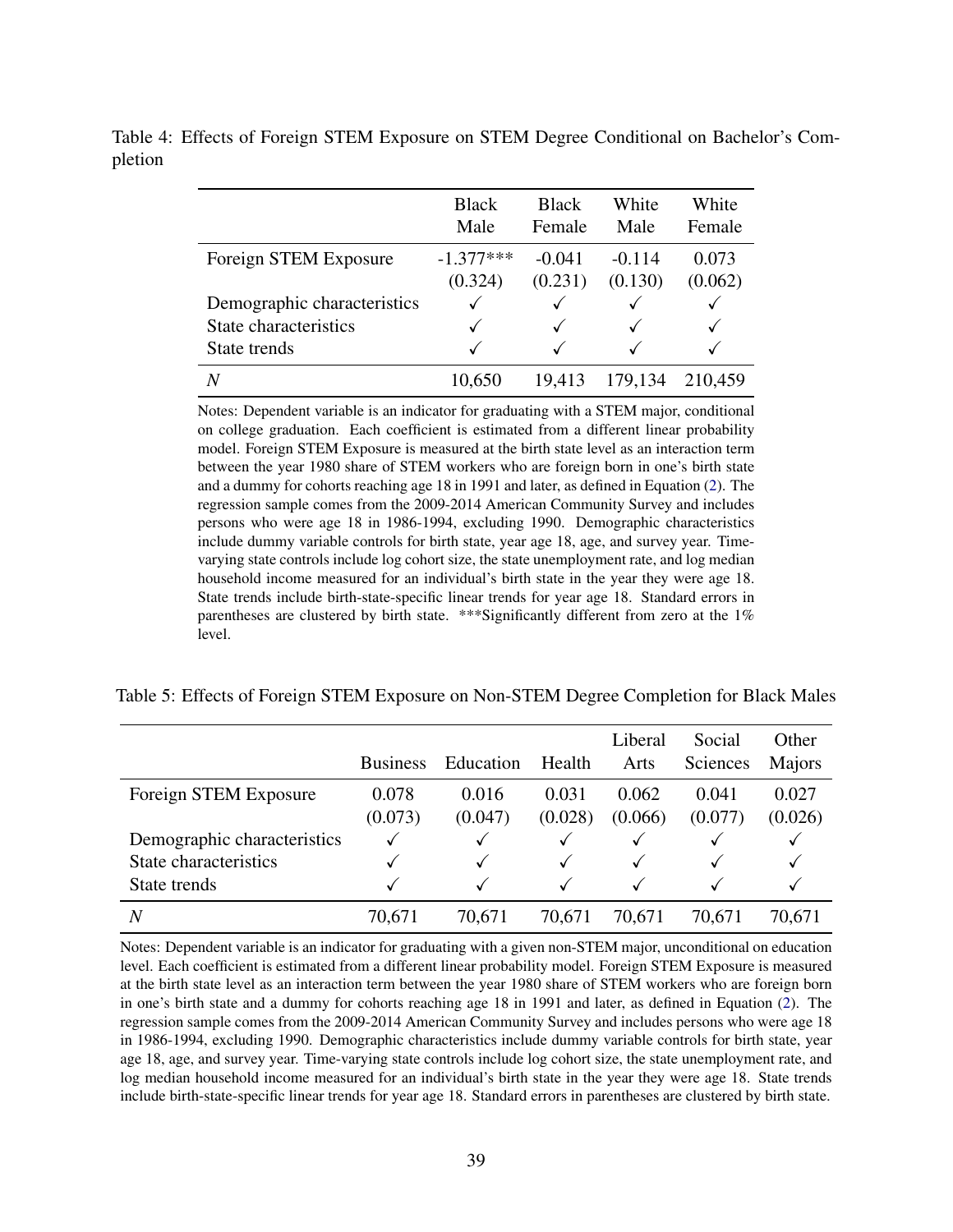Table 4: Effects of Foreign STEM Exposure on STEM Degree Conditional on Bachelor's Completion

| | Black Male | Black Female | White Male | White Female |
|---|---|---|---|---|
| Foreign STEM Exposure | -1.377*** | -0.041 | -0.114 | 0.073 |
| | (0.324) | (0.231) | (0.130) | (0.062) |
| Demographic characteristics | ✓ | ✓ | ✓ | ✓ |
| State characteristics | ✓ | ✓ | ✓ | ✓ |
| State trends | ✓ | ✓ | ✓ | ✓ |
| $N$ | 10,650 | 19,413 | 179,134 | 210,459 |

Notes: Dependent variable is an indicator for graduating with a STEM major, conditional on college graduation. Each coefficient is estimated from a different linear probability model. Foreign STEM Exposure is measured at the birth state level as an interaction term between the year 1980 share of STEM workers who are foreign born in one's birth state and a dummy for cohorts reaching age 18 in 1991 and later, as defined in Equation (2). The regression sample comes from the 2009-2014 American Community Survey and includes persons who were age 18 in 1986-1994, excluding 1990. Demographic characteristics include dummy variable controls for birth state, year age 18, age, and survey year. Time-varying state controls include log cohort size, the state unemployment rate, and log median household income measured for an individual's birth state in the year they were age 18. State trends include birth-state-specific linear trends for year age 18. Standard errors in parentheses are clustered by birth state. ***Significantly different from zero at the 1% level.

Table 5: Effects of Foreign STEM Exposure on Non-STEM Degree Completion for Black Males

| | Business | Education | Health | Liberal Arts | Social Sciences | Other Majors |
|---|---|---|---|---|---|---|
| Foreign STEM Exposure | 0.078 | 0.016 | 0.031 | 0.062 | 0.041 | 0.027 |
| | (0.073) | (0.047) | (0.028) | (0.066) | (0.077) | (0.026) |
| Demographic characteristics | ✓ | ✓ | ✓ | ✓ | ✓ | ✓ |
| State characteristics | ✓ | ✓ | ✓ | ✓ | ✓ | ✓ |
| State trends | ✓ | ✓ | ✓ | ✓ | ✓ | ✓ |
| $N$ | 70,671 | 70,671 | 70,671 | 70,671 | 70,671 | 70,671 |

Notes: Dependent variable is an indicator for graduating with a given non-STEM major, unconditional on education level. Each coefficient is estimated from a different linear probability model. Foreign STEM Exposure is measured at the birth state level as an interaction term between the year 1980 share of STEM workers who are foreign born in one's birth state and a dummy for cohorts reaching age 18 in 1991 and later, as defined in Equation (2). The regression sample comes from the 2009-2014 American Community Survey and includes persons who were age 18 in 1986-1994, excluding 1990. Demographic characteristics include dummy variable controls for birth state, year age 18, age, and survey year. Time-varying state controls include log cohort size, the state unemployment rate, and log median household income measured for an individual's birth state in the year they were age 18. State trends include birth-state-specific linear trends for year age 18. Standard errors in parentheses are clustered by birth state.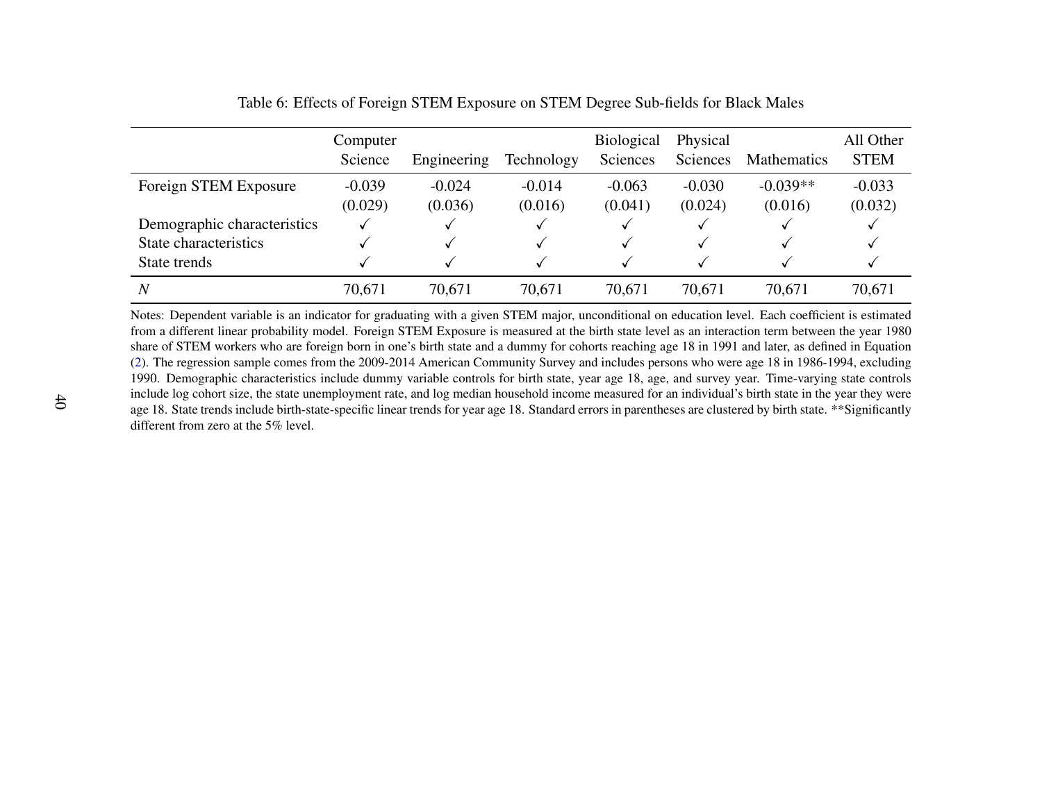Table 6: Effects of Foreign STEM Exposure on STEM Degree Sub-fields for Black Males

| | Computer Science | Engineering | Technology | Biological Sciences | Physical Sciences | Mathematics | All Other STEM |
|---|---|---|---|---|---|---|---|
| Foreign STEM Exposure | -0.039 | -0.024 | -0.014 | -0.063 | -0.030 | -0.039** | -0.033 |
| | (0.029) | (0.036) | (0.016) | (0.041) | (0.024) | (0.016) | (0.032) |
| Demographic characteristics | ✓ | ✓ | ✓ | ✓ | ✓ | ✓ | ✓ |
| State characteristics | ✓ | ✓ | ✓ | ✓ | ✓ | ✓ | ✓ |
| State trends | ✓ | ✓ | ✓ | ✓ | ✓ | ✓ | ✓ |
| *N* | 70,671 | 70,671 | 70,671 | 70,671 | 70,671 | 70,671 | 70,671 |

Notes: Dependent variable is an indicator for graduating with a given STEM major, unconditional on education level. Each coefficient is estimated from a different linear probability model. Foreign STEM Exposure is measured at the birth state level as an interaction term between the year 1980 share of STEM workers who are foreign born in one's birth state and a dummy for cohorts reaching age 18 in 1991 and later, as defined in Equation (2). The regression sample comes from the 2009-2014 American Community Survey and includes persons who were age 18 in 1986-1994, excluding 1990. Demographic characteristics include dummy variable controls for birth state, year age 18, age, and survey year. Time-varying state controls include log cohort size, the state unemployment rate, and log median household income measured for an individual's birth state in the year they were age 18. State trends include birth-state-specific linear trends for year age 18. Standard errors in parentheses are clustered by birth state. **Significantly different from zero at the 5% level.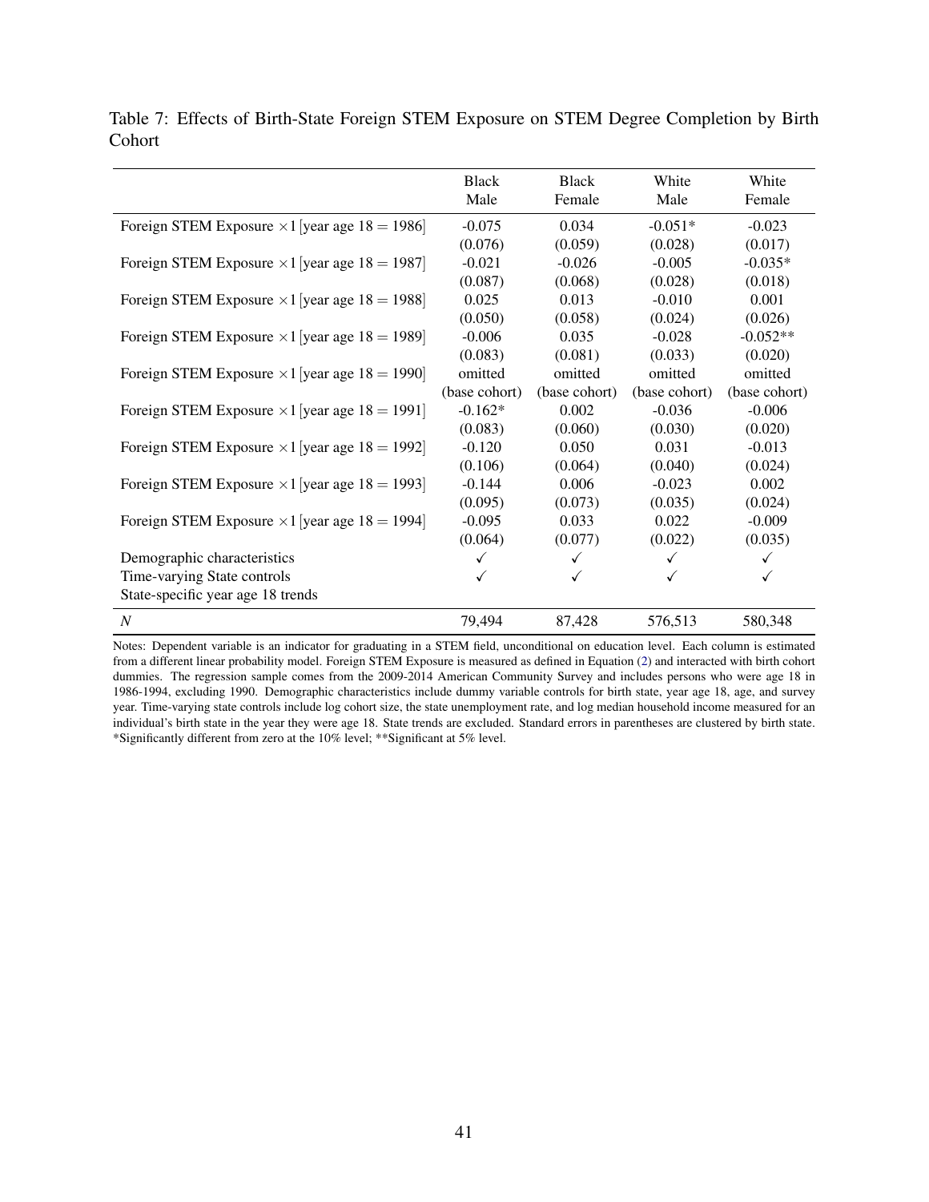Table 7: Effects of Birth-State Foreign STEM Exposure on STEM Degree Completion by Birth Cohort

| | Black Male | Black Female | White Male | White Female |
|---|---|---|---|---|
| Foreign STEM Exposure $\times 1$[year age 18 = 1986] | -0.075 | 0.034 | -0.051* | -0.023 |
| | (0.076) | (0.059) | (0.028) | (0.017) |
| Foreign STEM Exposure $\times 1$[year age 18 = 1987] | -0.021 | -0.026 | -0.005 | -0.035* |
| | (0.087) | (0.068) | (0.028) | (0.018) |
| Foreign STEM Exposure $\times 1$[year age 18 = 1988] | 0.025 | 0.013 | -0.010 | 0.001 |
| | (0.050) | (0.058) | (0.024) | (0.026) |
| Foreign STEM Exposure $\times 1$[year age 18 = 1989] | -0.006 | 0.035 | -0.028 | -0.052** |
| | (0.083) | (0.081) | (0.033) | (0.020) |
| Foreign STEM Exposure $\times 1$[year age 18 = 1990] | omitted | omitted | omitted | omitted |
| | (base cohort) | (base cohort) | (base cohort) | (base cohort) |
| Foreign STEM Exposure $\times 1$[year age 18 = 1991] | -0.162* | 0.002 | -0.036 | -0.006 |
| | (0.083) | (0.060) | (0.030) | (0.020) |
| Foreign STEM Exposure $\times 1$[year age 18 = 1992] | -0.120 | 0.050 | 0.031 | -0.013 |
| | (0.106) | (0.064) | (0.040) | (0.024) |
| Foreign STEM Exposure $\times 1$[year age 18 = 1993] | -0.144 | 0.006 | -0.023 | 0.002 |
| | (0.095) | (0.073) | (0.035) | (0.024) |
| Foreign STEM Exposure $\times 1$[year age 18 = 1994] | -0.095 | 0.033 | 0.022 | -0.009 |
| | (0.064) | (0.077) | (0.022) | (0.035) |
| Demographic characteristics | ✓ | ✓ | ✓ | ✓ |
| Time-varying State controls | ✓ | ✓ | ✓ | ✓ |
| State-specific year age 18 trends | | | | |
| $N$ | 79,494 | 87,428 | 576,513 | 580,348 |

Notes: Dependent variable is an indicator for graduating in a STEM field, unconditional on education level. Each column is estimated from a different linear probability model. Foreign STEM Exposure is measured as defined in Equation (2) and interacted with birth cohort dummies. The regression sample comes from the 2009-2014 American Community Survey and includes persons who were age 18 in 1986-1994, excluding 1990. Demographic characteristics include dummy variable controls for birth state, year age 18, age, and survey year. Time-varying state controls include log cohort size, the state unemployment rate, and log median household income measured for an individual's birth state in the year they were age 18. State trends are excluded. Standard errors in parentheses are clustered by birth state. *Significantly different from zero at the 10% level; **Significant at 5% level.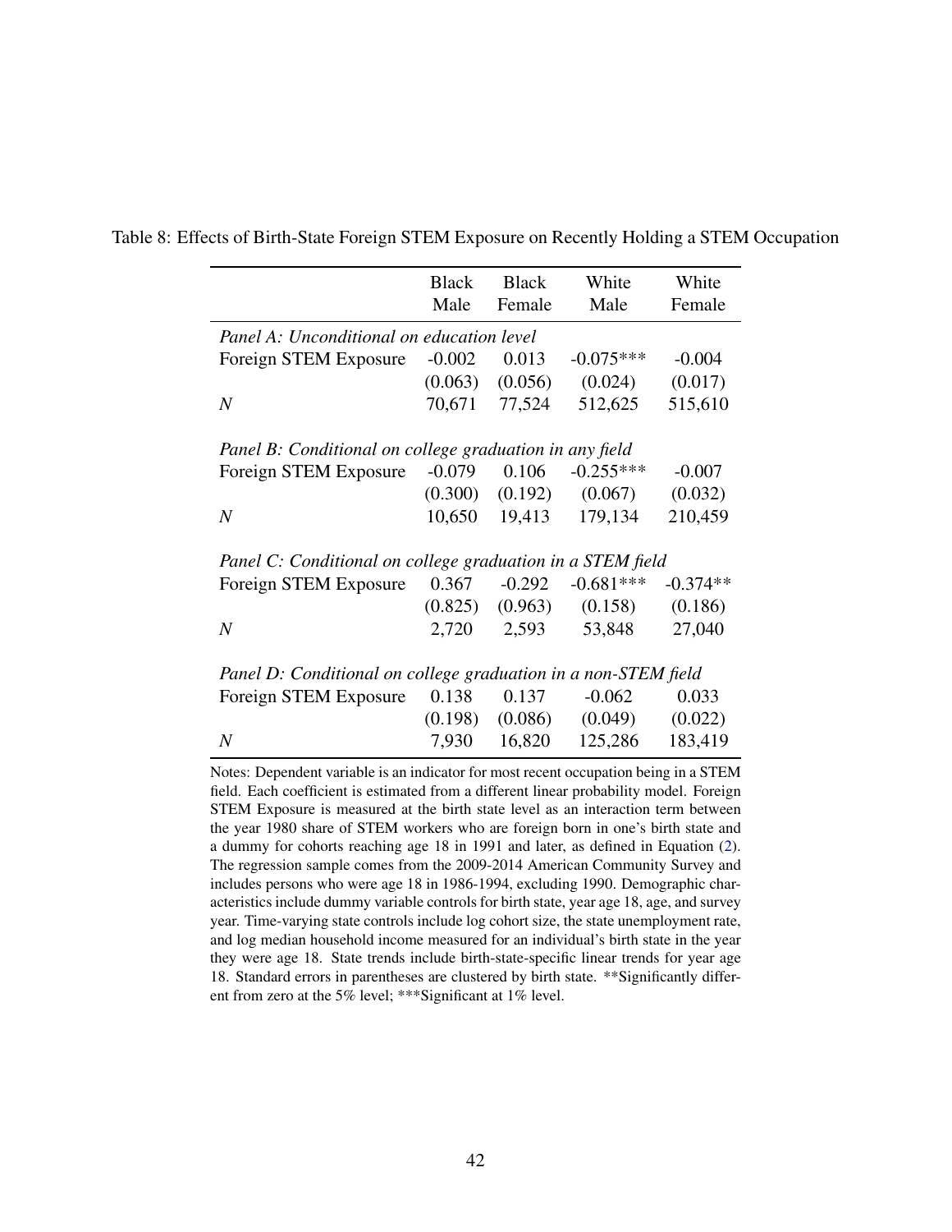Table 8: Effects of Birth-State Foreign STEM Exposure on Recently Holding a STEM Occupation

| | Black Male | Black Female | White Male | White Female |
|---|---|---|---|---|
| *Panel A: Unconditional on education level* | | | | |
| Foreign STEM Exposure | -0.002 | 0.013 | -0.075*** | -0.004 |
| | (0.063) | (0.056) | (0.024) | (0.017) |
| $N$ | 70,671 | 77,524 | 512,625 | 515,610 |
| *Panel B: Conditional on college graduation in any field* | | | | |
| Foreign STEM Exposure | -0.079 | 0.106 | -0.255*** | -0.007 |
| | (0.300) | (0.192) | (0.067) | (0.032) |
| $N$ | 10,650 | 19,413 | 179,134 | 210,459 |
| *Panel C: Conditional on college graduation in a STEM field* | | | | |
| Foreign STEM Exposure | 0.367 | -0.292 | -0.681*** | -0.374** |
| | (0.825) | (0.963) | (0.158) | (0.186) |
| $N$ | 2,720 | 2,593 | 53,848 | 27,040 |
| *Panel D: Conditional on college graduation in a non-STEM field* | | | | |
| Foreign STEM Exposure | 0.138 | 0.137 | -0.062 | 0.033 |
| | (0.198) | (0.086) | (0.049) | (0.022) |
| $N$ | 7,930 | 16,820 | 125,286 | 183,419 |

Notes: Dependent variable is an indicator for most recent occupation being in a STEM field. Each coefficient is estimated from a different linear probability model. Foreign STEM Exposure is measured at the birth state level as an interaction term between the year 1980 share of STEM workers who are foreign born in one's birth state and a dummy for cohorts reaching age 18 in 1991 and later, as defined in Equation (2). The regression sample comes from the 2009-2014 American Community Survey and includes persons who were age 18 in 1986-1994, excluding 1990. Demographic characteristics include dummy variable controls for birth state, year age 18, age, and survey year. Time-varying state controls include log cohort size, the state unemployment rate, and log median household income measured for an individual's birth state in the year they were age 18. State trends include birth-state-specific linear trends for year age 18. Standard errors in parentheses are clustered by birth state. **Significantly different from zero at the 5% level; ***Significant at 1% level.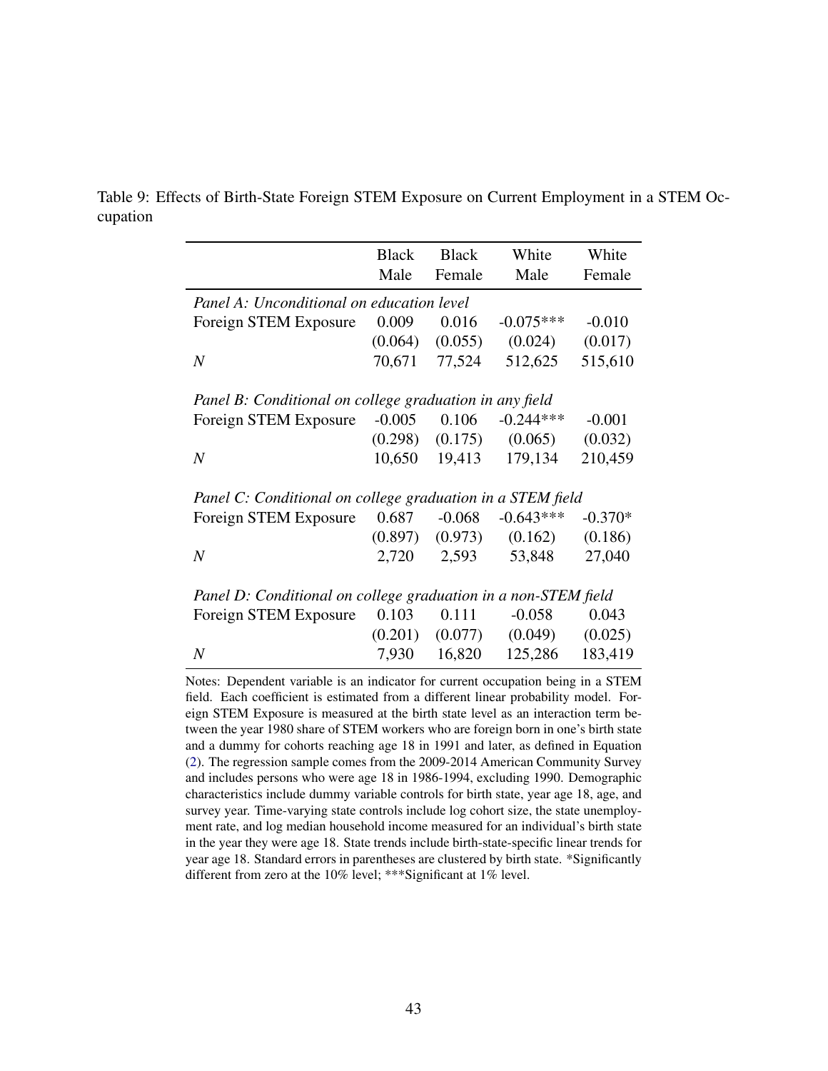Table 9: Effects of Birth-State Foreign STEM Exposure on Current Employment in a STEM Occupation

| | Black Male | Black Female | White Male | White Female |
|---|---|---|---|---|
| *Panel A: Unconditional on education level* | | | | |
| Foreign STEM Exposure | 0.009 | 0.016 | -0.075*** | -0.010 |
| | (0.064) | (0.055) | (0.024) | (0.017) |
| $N$ | 70,671 | 77,524 | 512,625 | 515,610 |
| *Panel B: Conditional on college graduation in any field* | | | | |
| Foreign STEM Exposure | -0.005 | 0.106 | -0.244*** | -0.001 |
| | (0.298) | (0.175) | (0.065) | (0.032) |
| $N$ | 10,650 | 19,413 | 179,134 | 210,459 |
| *Panel C: Conditional on college graduation in a STEM field* | | | | |
| Foreign STEM Exposure | 0.687 | -0.068 | -0.643*** | -0.370* |
| | (0.897) | (0.973) | (0.162) | (0.186) |
| $N$ | 2,720 | 2,593 | 53,848 | 27,040 |
| *Panel D: Conditional on college graduation in a non-STEM field* | | | | |
| Foreign STEM Exposure | 0.103 | 0.111 | -0.058 | 0.043 |
| | (0.201) | (0.077) | (0.049) | (0.025) |
| $N$ | 7,930 | 16,820 | 125,286 | 183,419 |

Notes: Dependent variable is an indicator for current occupation being in a STEM field. Each coefficient is estimated from a different linear probability model. Foreign STEM Exposure is measured at the birth state level as an interaction term between the year 1980 share of STEM workers who are foreign born in one's birth state and a dummy for cohorts reaching age 18 in 1991 and later, as defined in Equation (2). The regression sample comes from the 2009-2014 American Community Survey and includes persons who were age 18 in 1986-1994, excluding 1990. Demographic characteristics include dummy variable controls for birth state, year age 18, age, and survey year. Time-varying state controls include log cohort size, the state unemployment rate, and log median household income measured for an individual's birth state in the year they were age 18. State trends include birth-state-specific linear trends for year age 18. Standard errors in parentheses are clustered by birth state. *Significantly different from zero at the 10% level; ***Significant at 1% level.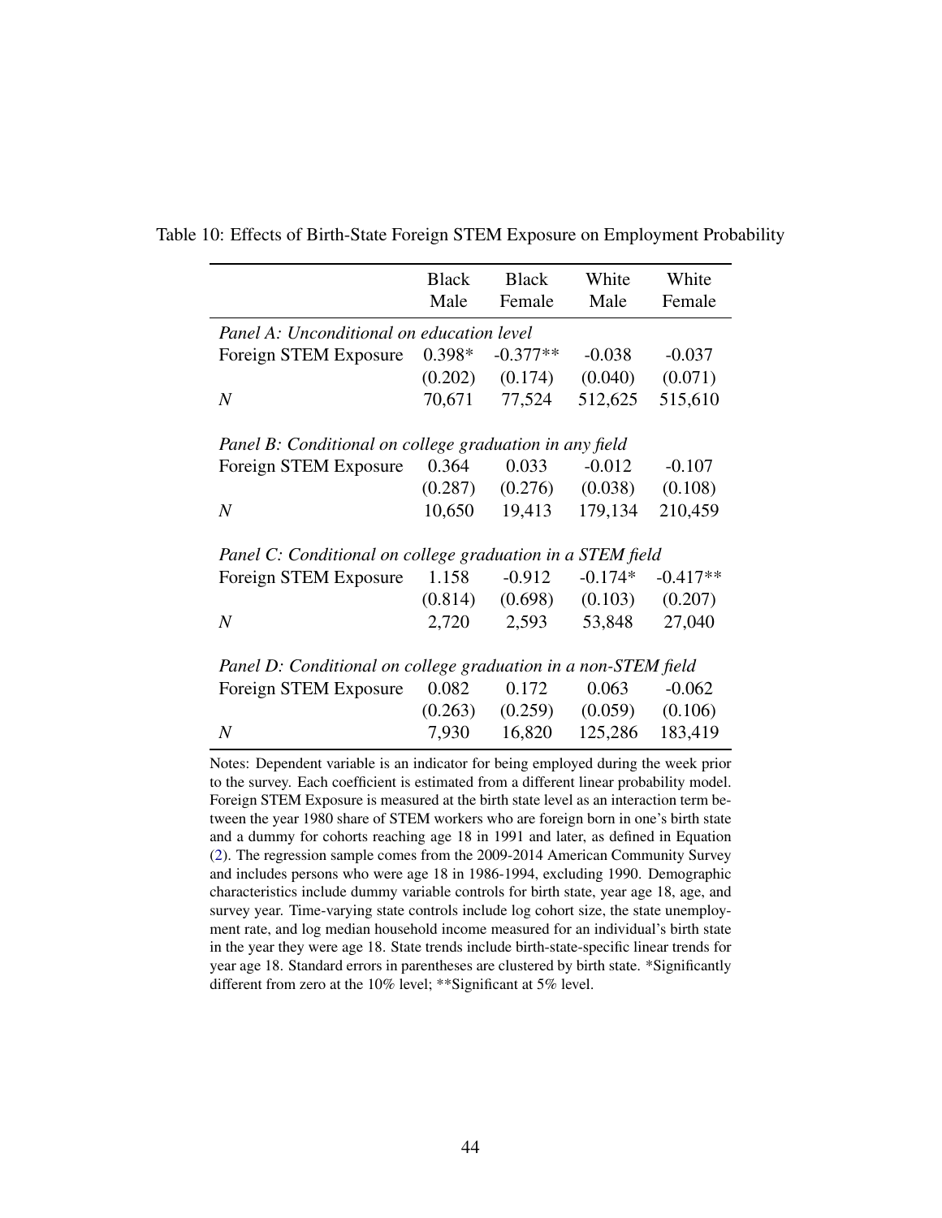Table 10: Effects of Birth-State Foreign STEM Exposure on Employment Probability

| | Black Male | Black Female | White Male | White Female |
|---|---|---|---|---|
| *Panel A: Unconditional on education level* | | | | |
| Foreign STEM Exposure | 0.398* | -0.377** | -0.038 | -0.037 |
| | (0.202) | (0.174) | (0.040) | (0.071) |
| $N$ | 70,671 | 77,524 | 512,625 | 515,610 |
| *Panel B: Conditional on college graduation in any field* | | | | |
| Foreign STEM Exposure | 0.364 | 0.033 | -0.012 | -0.107 |
| | (0.287) | (0.276) | (0.038) | (0.108) |
| $N$ | 10,650 | 19,413 | 179,134 | 210,459 |
| *Panel C: Conditional on college graduation in a STEM field* | | | | |
| Foreign STEM Exposure | 1.158 | -0.912 | -0.174* | -0.417** |
| | (0.814) | (0.698) | (0.103) | (0.207) |
| $N$ | 2,720 | 2,593 | 53,848 | 27,040 |
| *Panel D: Conditional on college graduation in a non-STEM field* | | | | |
| Foreign STEM Exposure | 0.082 | 0.172 | 0.063 | -0.062 |
| | (0.263) | (0.259) | (0.059) | (0.106) |
| $N$ | 7,930 | 16,820 | 125,286 | 183,419 |

Notes: Dependent variable is an indicator for being employed during the week prior to the survey. Each coefficient is estimated from a different linear probability model. Foreign STEM Exposure is measured at the birth state level as an interaction term between the year 1980 share of STEM workers who are foreign born in one's birth state and a dummy for cohorts reaching age 18 in 1991 and later, as defined in Equation (2). The regression sample comes from the 2009-2014 American Community Survey and includes persons who were age 18 in 1986-1994, excluding 1990. Demographic characteristics include dummy variable controls for birth state, year age 18, age, and survey year. Time-varying state controls include log cohort size, the state unemployment rate, and log median household income measured for an individual's birth state in the year they were age 18. State trends include birth-state-specific linear trends for year age 18. Standard errors in parentheses are clustered by birth state. *Significantly different from zero at the 10% level; **Significant at 5% level.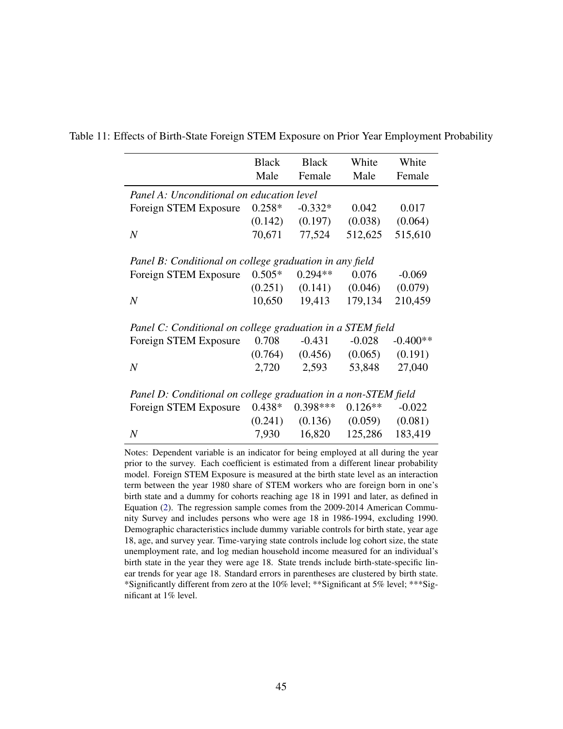Table 11: Effects of Birth-State Foreign STEM Exposure on Prior Year Employment Probability

| | Black Male | Black Female | White Male | White Female |
|---|---|---|---|---|
| *Panel A: Unconditional on education level* | | | | |
| Foreign STEM Exposure | 0.258* | -0.332* | 0.042 | 0.017 |
| | (0.142) | (0.197) | (0.038) | (0.064) |
| $N$ | 70,671 | 77,524 | 512,625 | 515,610 |
| *Panel B: Conditional on college graduation in any field* | | | | |
| Foreign STEM Exposure | 0.505* | 0.294** | 0.076 | -0.069 |
| | (0.251) | (0.141) | (0.046) | (0.079) |
| $N$ | 10,650 | 19,413 | 179,134 | 210,459 |
| *Panel C: Conditional on college graduation in a STEM field* | | | | |
| Foreign STEM Exposure | 0.708 | -0.431 | -0.028 | -0.400** |
| | (0.764) | (0.456) | (0.065) | (0.191) |
| $N$ | 2,720 | 2,593 | 53,848 | 27,040 |
| *Panel D: Conditional on college graduation in a non-STEM field* | | | | |
| Foreign STEM Exposure | 0.438* | 0.398*** | 0.126** | -0.022 |
| | (0.241) | (0.136) | (0.059) | (0.081) |
| $N$ | 7,930 | 16,820 | 125,286 | 183,419 |

Notes: Dependent variable is an indicator for being employed at all during the year prior to the survey. Each coefficient is estimated from a different linear probability model. Foreign STEM Exposure is measured at the birth state level as an interaction term between the year 1980 share of STEM workers who are foreign born in one's birth state and a dummy for cohorts reaching age 18 in 1991 and later, as defined in Equation (2). The regression sample comes from the 2009-2014 American Community Survey and includes persons who were age 18 in 1986-1994, excluding 1990. Demographic characteristics include dummy variable controls for birth state, year age 18, age, and survey year. Time-varying state controls include log cohort size, the state unemployment rate, and log median household income measured for an individual's birth state in the year they were age 18. State trends include birth-state-specific linear trends for year age 18. Standard errors in parentheses are clustered by birth state. *Significantly different from zero at the 10% level; **Significant at 5% level; ***Significant at 1% level.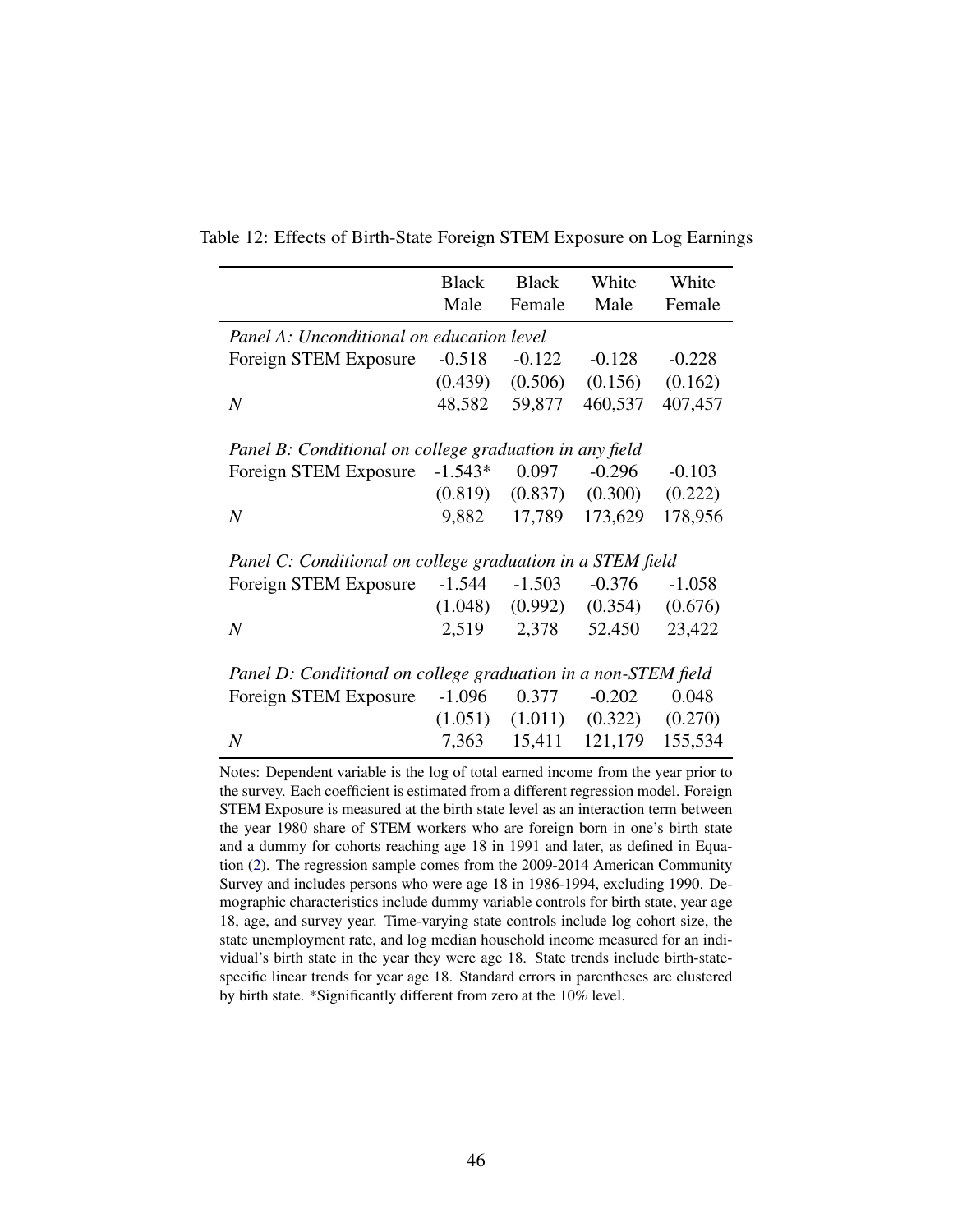Table 12: Effects of Birth-State Foreign STEM Exposure on Log Earnings

| | Black Male | Black Female | White Male | White Female |
|---|---|---|---|---|
| *Panel A: Unconditional on education level* | | | | |
| Foreign STEM Exposure | -0.518 | -0.122 | -0.128 | -0.228 |
| | (0.439) | (0.506) | (0.156) | (0.162) |
| $N$ | 48,582 | 59,877 | 460,537 | 407,457 |
| *Panel B: Conditional on college graduation in any field* | | | | |
| Foreign STEM Exposure | -1.543* | 0.097 | -0.296 | -0.103 |
| | (0.819) | (0.837) | (0.300) | (0.222) |
| $N$ | 9,882 | 17,789 | 173,629 | 178,956 |
| *Panel C: Conditional on college graduation in a STEM field* | | | | |
| Foreign STEM Exposure | -1.544 | -1.503 | -0.376 | -1.058 |
| | (1.048) | (0.992) | (0.354) | (0.676) |
| $N$ | 2,519 | 2,378 | 52,450 | 23,422 |
| *Panel D: Conditional on college graduation in a non-STEM field* | | | | |
| Foreign STEM Exposure | -1.096 | 0.377 | -0.202 | 0.048 |
| | (1.051) | (1.011) | (0.322) | (0.270) |
| $N$ | 7,363 | 15,411 | 121,179 | 155,534 |

Notes: Dependent variable is the log of total earned income from the year prior to the survey. Each coefficient is estimated from a different regression model. Foreign STEM Exposure is measured at the birth state level as an interaction term between the year 1980 share of STEM workers who are foreign born in one's birth state and a dummy for cohorts reaching age 18 in 1991 and later, as defined in Equation (2). The regression sample comes from the 2009-2014 American Community Survey and includes persons who were age 18 in 1986-1994, excluding 1990. Demographic characteristics include dummy variable controls for birth state, year age 18, age, and survey year. Time-varying state controls include log cohort size, the state unemployment rate, and log median household income measured for an individual's birth state in the year they were age 18. State trends include birth-state-specific linear trends for year age 18. Standard errors in parentheses are clustered by birth state. *Significantly different from zero at the 10% level.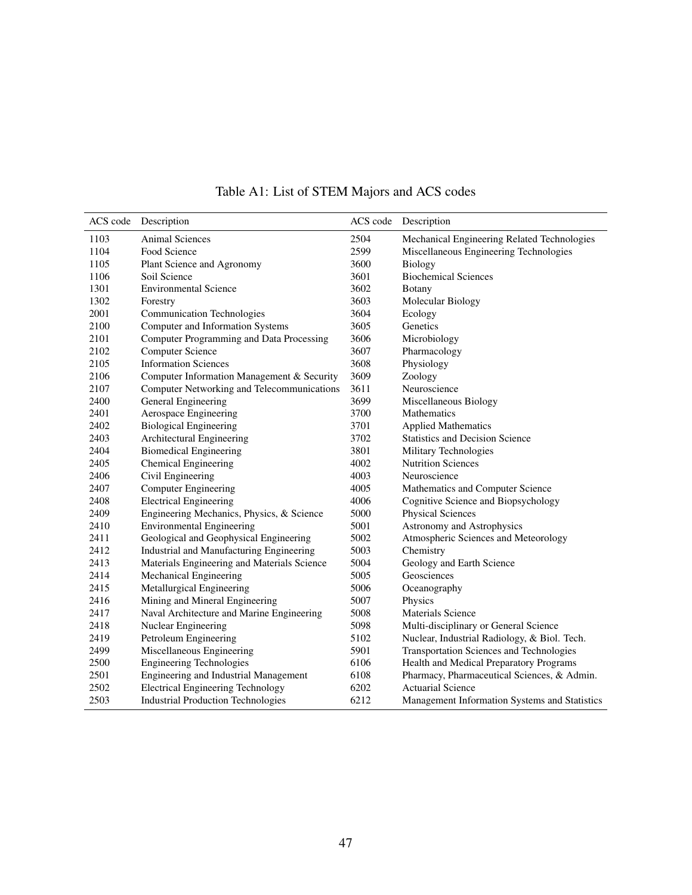Table A1: List of STEM Majors and ACS codes

| ACS code | Description | ACS code | Description |
|---|---|---|---|
| 1103 | Animal Sciences | 2504 | Mechanical Engineering Related Technologies |
| 1104 | Food Science | 2599 | Miscellaneous Engineering Technologies |
| 1105 | Plant Science and Agronomy | 3600 | Biology |
| 1106 | Soil Science | 3601 | Biochemical Sciences |
| 1301 | Environmental Science | 3602 | Botany |
| 1302 | Forestry | 3603 | Molecular Biology |
| 2001 | Communication Technologies | 3604 | Ecology |
| 2100 | Computer and Information Systems | 3605 | Genetics |
| 2101 | Computer Programming and Data Processing | 3606 | Microbiology |
| 2102 | Computer Science | 3607 | Pharmacology |
| 2105 | Information Sciences | 3608 | Physiology |
| 2106 | Computer Information Management & Security | 3609 | Zoology |
| 2107 | Computer Networking and Telecommunications | 3611 | Neuroscience |
| 2400 | General Engineering | 3699 | Miscellaneous Biology |
| 2401 | Aerospace Engineering | 3700 | Mathematics |
| 2402 | Biological Engineering | 3701 | Applied Mathematics |
| 2403 | Architectural Engineering | 3702 | Statistics and Decision Science |
| 2404 | Biomedical Engineering | 3801 | Military Technologies |
| 2405 | Chemical Engineering | 4002 | Nutrition Sciences |
| 2406 | Civil Engineering | 4003 | Neuroscience |
| 2407 | Computer Engineering | 4005 | Mathematics and Computer Science |
| 2408 | Electrical Engineering | 4006 | Cognitive Science and Biopsychology |
| 2409 | Engineering Mechanics, Physics, & Science | 5000 | Physical Sciences |
| 2410 | Environmental Engineering | 5001 | Astronomy and Astrophysics |
| 2411 | Geological and Geophysical Engineering | 5002 | Atmospheric Sciences and Meteorology |
| 2412 | Industrial and Manufacturing Engineering | 5003 | Chemistry |
| 2413 | Materials Engineering and Materials Science | 5004 | Geology and Earth Science |
| 2414 | Mechanical Engineering | 5005 | Geosciences |
| 2415 | Metallurgical Engineering | 5006 | Oceanography |
| 2416 | Mining and Mineral Engineering | 5007 | Physics |
| 2417 | Naval Architecture and Marine Engineering | 5008 | Materials Science |
| 2418 | Nuclear Engineering | 5098 | Multi-disciplinary or General Science |
| 2419 | Petroleum Engineering | 5102 | Nuclear, Industrial Radiology, & Biol. Tech. |
| 2499 | Miscellaneous Engineering | 5901 | Transportation Sciences and Technologies |
| 2500 | Engineering Technologies | 6106 | Health and Medical Preparatory Programs |
| 2501 | Engineering and Industrial Management | 6108 | Pharmacy, Pharmaceutical Sciences, & Admin. |
| 2502 | Electrical Engineering Technology | 6202 | Actuarial Science |
| 2503 | Industrial Production Technologies | 6212 | Management Information Systems and Statistics |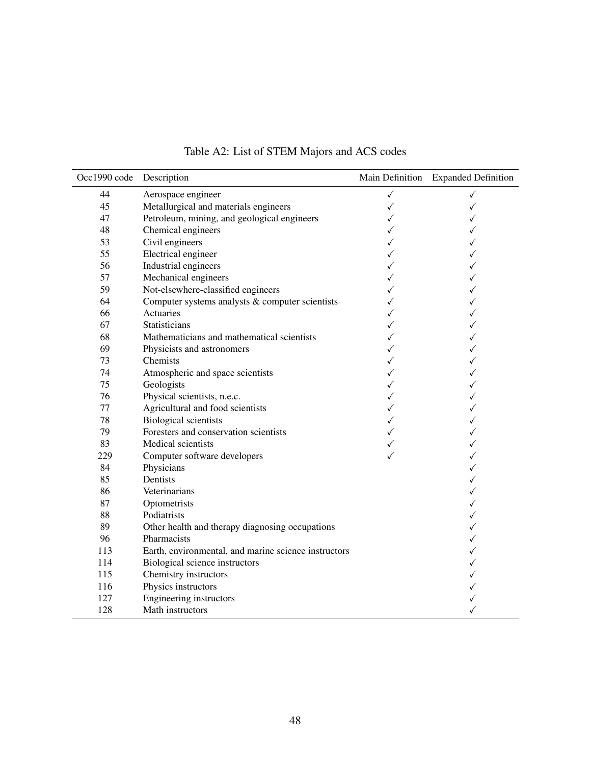Table A2: List of STEM Majors and ACS codes

| Occ1990 code | Description | Main Definition | Expanded Definition |
|---|---|---|---|
| 44 | Aerospace engineer | ✓ | ✓ |
| 45 | Metallurgical and materials engineers | ✓ | ✓ |
| 47 | Petroleum, mining, and geological engineers | ✓ | ✓ |
| 48 | Chemical engineers | ✓ | ✓ |
| 53 | Civil engineers | ✓ | ✓ |
| 55 | Electrical engineer | ✓ | ✓ |
| 56 | Industrial engineers | ✓ | ✓ |
| 57 | Mechanical engineers | ✓ | ✓ |
| 59 | Not-elsewhere-classified engineers | ✓ | ✓ |
| 64 | Computer systems analysts & computer scientists | ✓ | ✓ |
| 66 | Actuaries | ✓ | ✓ |
| 67 | Statisticians | ✓ | ✓ |
| 68 | Mathematicians and mathematical scientists | ✓ | ✓ |
| 69 | Physicists and astronomers | ✓ | ✓ |
| 73 | Chemists | ✓ | ✓ |
| 74 | Atmospheric and space scientists | ✓ | ✓ |
| 75 | Geologists | ✓ | ✓ |
| 76 | Physical scientists, n.e.c. | ✓ | ✓ |
| 77 | Agricultural and food scientists | ✓ | ✓ |
| 78 | Biological scientists | ✓ | ✓ |
| 79 | Foresters and conservation scientists | ✓ | ✓ |
| 83 | Medical scientists | ✓ | ✓ |
| 229 | Computer software developers | ✓ | ✓ |
| 84 | Physicians | | ✓ |
| 85 | Dentists | | ✓ |
| 86 | Veterinarians | | ✓ |
| 87 | Optometrists | | ✓ |
| 88 | Podiatrists | | ✓ |
| 89 | Other health and therapy diagnosing occupations | | ✓ |
| 96 | Pharmacists | | ✓ |
| 113 | Earth, environmental, and marine science instructors | | ✓ |
| 114 | Biological science instructors | | ✓ |
| 115 | Chemistry instructors | | ✓ |
| 116 | Physics instructors | | ✓ |
| 127 | Engineering instructors | | ✓ |
| 128 | Math instructors | | ✓ |